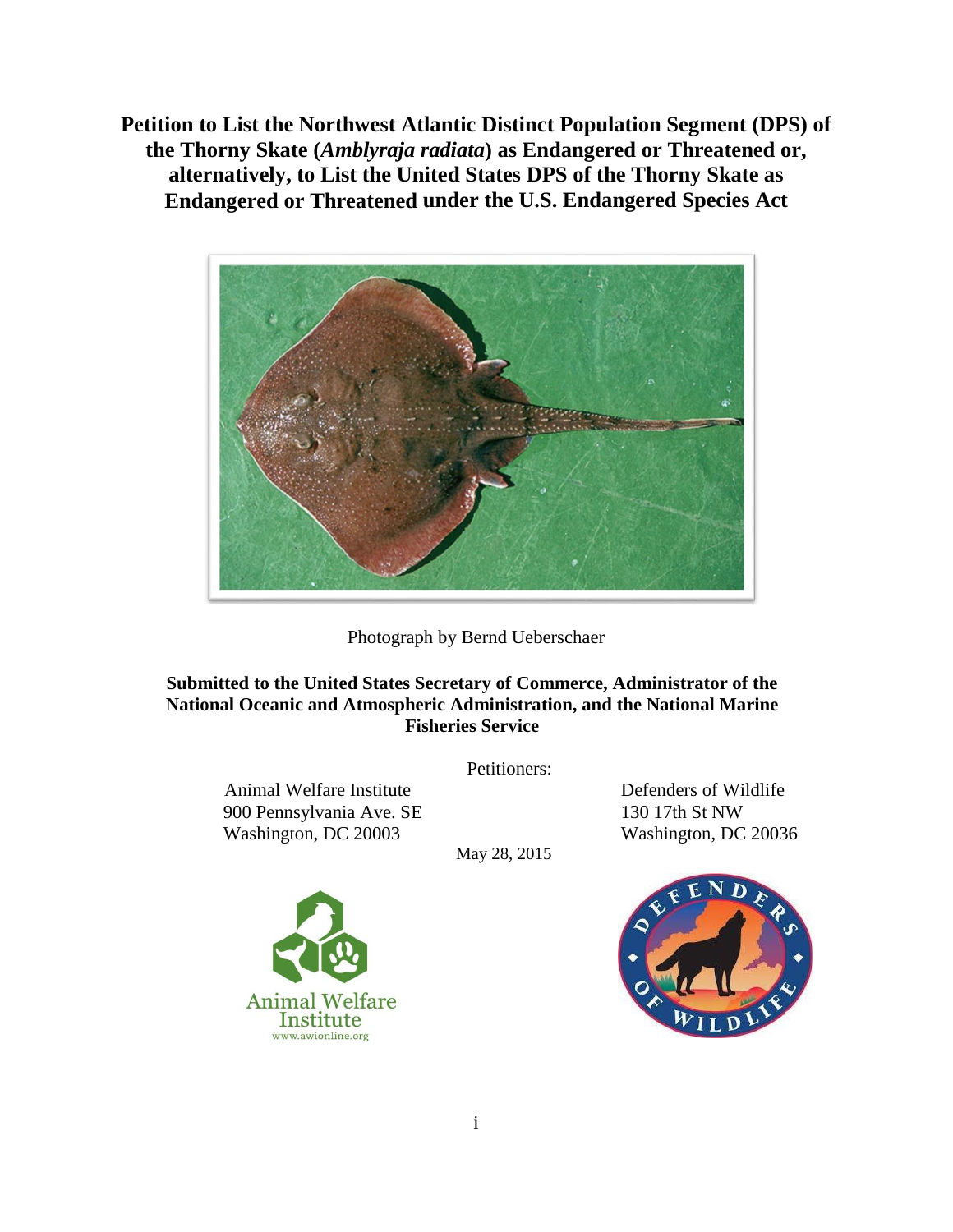# Petition to List the Northwest Atlantic Distinct Population Segment (DPS) of the Thorny Skate (*Amblyraja radiata*) as Endangered or Threatened or, alternatively, to List the United States DPS of the Thorny Skate as Endangered or Threatened under the U.S. Endangered Species Act

Photograph by Bernd Ueberschaer

**Submitted to the United States Secretary of Commerce, Administrator of the National Oceanic and Atmospheric Administration, and the National Marine Fisheries Service**

Petitioners:

Animal Welfare Institute
900 Pennsylvania Ave. SE
Washington, DC 20003

Defenders of Wildlife
130 17th St NW
Washington, DC 20036

May 28, 2015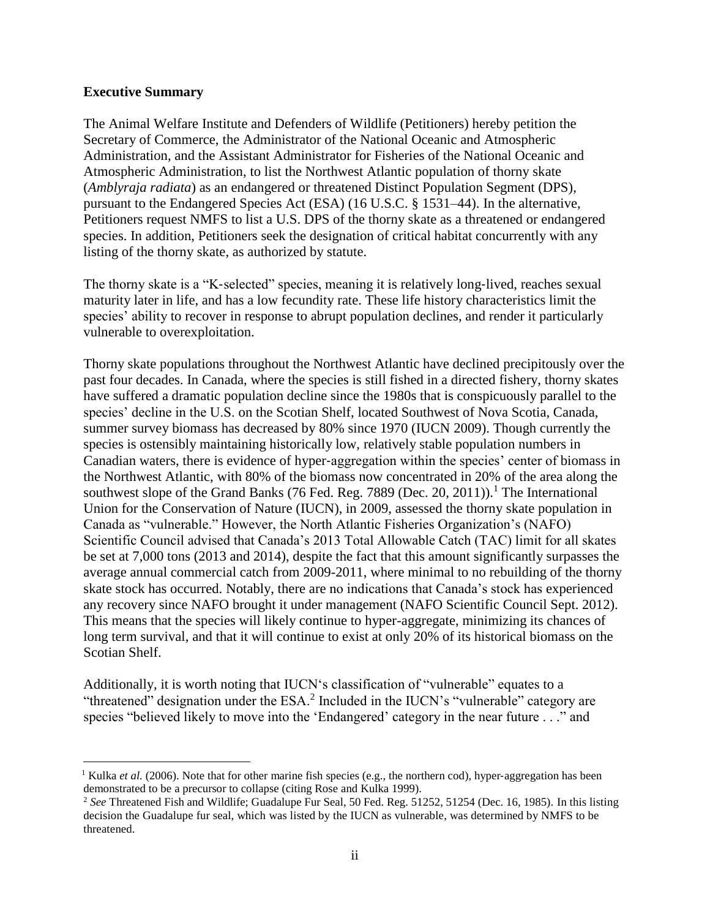**Executive Summary**

The Animal Welfare Institute and Defenders of Wildlife (Petitioners) hereby petition the Secretary of Commerce, the Administrator of the National Oceanic and Atmospheric Administration, and the Assistant Administrator for Fisheries of the National Oceanic and Atmospheric Administration, to list the Northwest Atlantic population of thorny skate (*Amblyraja radiata*) as an endangered or threatened Distinct Population Segment (DPS), pursuant to the Endangered Species Act (ESA) (16 U.S.C. § 1531–44). In the alternative, Petitioners request NMFS to list a U.S. DPS of the thorny skate as a threatened or endangered species. In addition, Petitioners seek the designation of critical habitat concurrently with any listing of the thorny skate, as authorized by statute.

The thorny skate is a "K-selected" species, meaning it is relatively long-lived, reaches sexual maturity later in life, and has a low fecundity rate. These life history characteristics limit the species' ability to recover in response to abrupt population declines, and render it particularly vulnerable to overexploitation.

Thorny skate populations throughout the Northwest Atlantic have declined precipitously over the past four decades. In Canada, where the species is still fished in a directed fishery, thorny skates have suffered a dramatic population decline since the 1980s that is conspicuously parallel to the species' decline in the U.S. on the Scotian Shelf, located Southwest of Nova Scotia, Canada, summer survey biomass has decreased by 80% since 1970 (IUCN 2009). Though currently the species is ostensibly maintaining historically low, relatively stable population numbers in Canadian waters, there is evidence of hyper-aggregation within the species' center of biomass in the Northwest Atlantic, with 80% of the biomass now concentrated in 20% of the area along the southwest slope of the Grand Banks (76 Fed. Reg. 7889 (Dec. 20, 2011)).[1] The International Union for the Conservation of Nature (IUCN), in 2009, assessed the thorny skate population in Canada as "vulnerable." However, the North Atlantic Fisheries Organization's (NAFO) Scientific Council advised that Canada's 2013 Total Allowable Catch (TAC) limit for all skates be set at 7,000 tons (2013 and 2014), despite the fact that this amount significantly surpasses the average annual commercial catch from 2009-2011, where minimal to no rebuilding of the thorny skate stock has occurred. Notably, there are no indications that Canada's stock has experienced any recovery since NAFO brought it under management (NAFO Scientific Council Sept. 2012). This means that the species will likely continue to hyper-aggregate, minimizing its chances of long term survival, and that it will continue to exist at only 20% of its historical biomass on the Scotian Shelf.

Additionally, it is worth noting that IUCN's classification of "vulnerable" equates to a "threatened" designation under the ESA.[2] Included in the IUCN's "vulnerable" category are species "believed likely to move into the 'Endangered' category in the near future . . ." and

---

[1] Kulka *et al.* (2006). Note that for other marine fish species (e.g., the northern cod), hyper-aggregation has been demonstrated to be a precursor to collapse (citing Rose and Kulka 1999).

[2] *See* Threatened Fish and Wildlife; Guadalupe Fur Seal, 50 Fed. Reg. 51252, 51254 (Dec. 16, 1985). In this listing decision the Guadalupe fur seal, which was listed by the IUCN as vulnerable, was determined by NMFS to be threatened.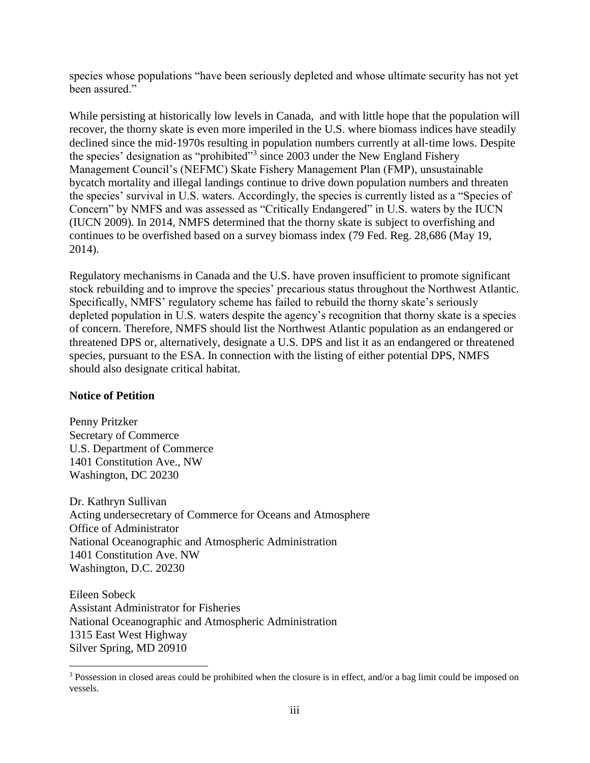species whose populations "have been seriously depleted and whose ultimate security has not yet been assured."

While persisting at historically low levels in Canada, and with little hope that the population will recover, the thorny skate is even more imperiled in the U.S. where biomass indices have steadily declined since the mid-1970s resulting in population numbers currently at all-time lows. Despite the species' designation as "prohibited"[3] since 2003 under the New England Fishery Management Council's (NEFMC) Skate Fishery Management Plan (FMP), unsustainable bycatch mortality and illegal landings continue to drive down population numbers and threaten the species' survival in U.S. waters. Accordingly, the species is currently listed as a "Species of Concern" by NMFS and was assessed as "Critically Endangered" in U.S. waters by the IUCN (IUCN 2009). In 2014, NMFS determined that the thorny skate is subject to overfishing and continues to be overfished based on a survey biomass index (79 Fed. Reg. 28,686 (May 19, 2014).

Regulatory mechanisms in Canada and the U.S. have proven insufficient to promote significant stock rebuilding and to improve the species' precarious status throughout the Northwest Atlantic. Specifically, NMFS' regulatory scheme has failed to rebuild the thorny skate's seriously depleted population in U.S. waters despite the agency's recognition that thorny skate is a species of concern. Therefore, NMFS should list the Northwest Atlantic population as an endangered or threatened DPS or, alternatively, designate a U.S. DPS and list it as an endangered or threatened species, pursuant to the ESA. In connection with the listing of either potential DPS, NMFS should also designate critical habitat.

**Notice of Petition**

Penny Pritzker
Secretary of Commerce
U.S. Department of Commerce
1401 Constitution Ave., NW
Washington, DC 20230

Dr. Kathryn Sullivan
Acting undersecretary of Commerce for Oceans and Atmosphere
Office of Administrator
National Oceanographic and Atmospheric Administration
1401 Constitution Ave. NW
Washington, D.C. 20230

Eileen Sobeck
Assistant Administrator for Fisheries
National Oceanographic and Atmospheric Administration
1315 East West Highway
Silver Spring, MD 20910

---

[3] Possession in closed areas could be prohibited when the closure is in effect, and/or a bag limit could be imposed on vessels.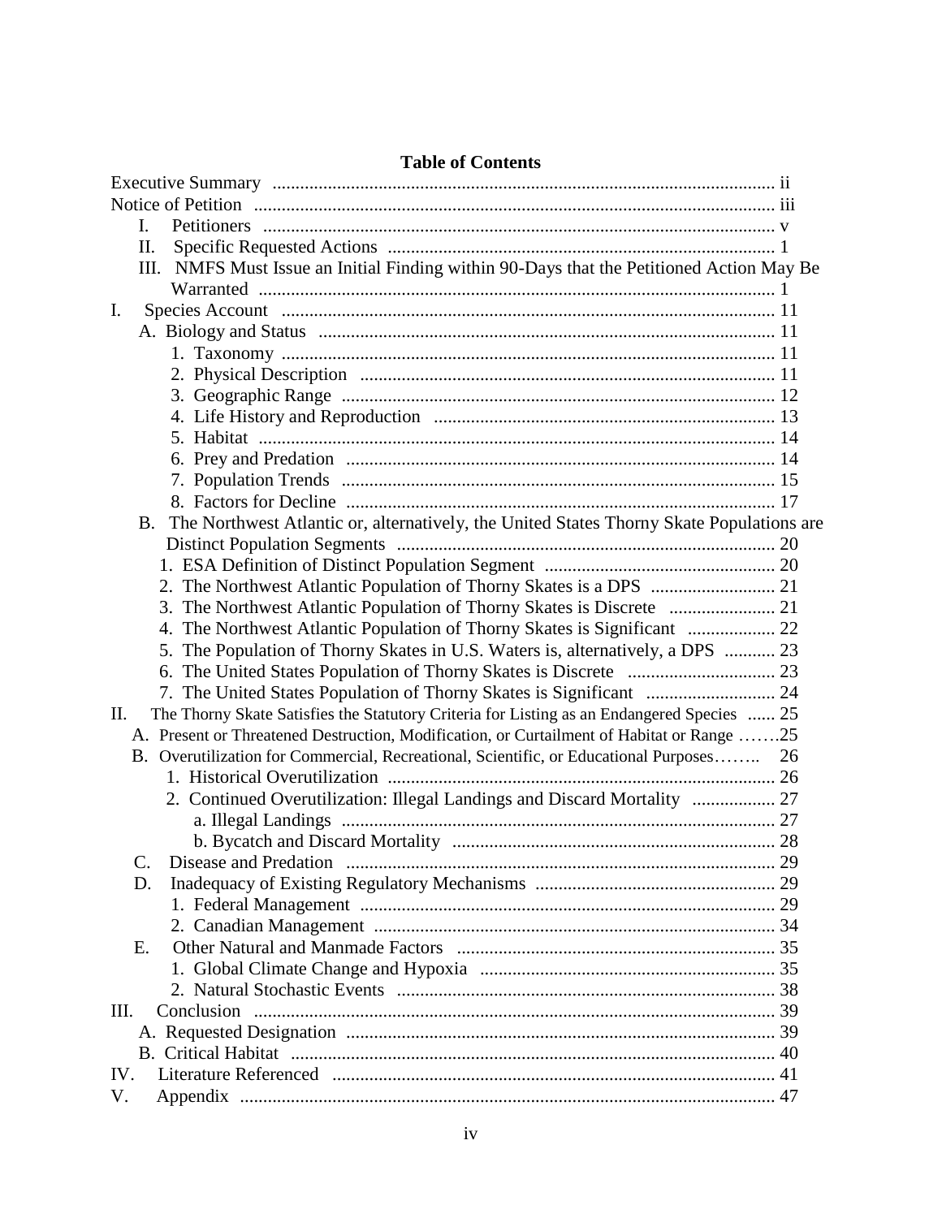**Table of Contents**

Executive Summary .... ii
Notice of Petition .... iii

- I. Petitioners .... v
- II. Specific Requested Actions .... 1
- III. NMFS Must Issue an Initial Finding within 90-Days that the Petitioned Action May Be Warranted .... 1

I. Species Account .... 11

- A. Biology and Status .... 11
  - 1. Taxonomy .... 11
  - 2. Physical Description .... 11
  - 3. Geographic Range .... 12
  - 4. Life History and Reproduction .... 13
  - 5. Habitat .... 14
  - 6. Prey and Predation .... 14
  - 7. Population Trends .... 15
  - 8. Factors for Decline .... 17
- B. The Northwest Atlantic or, alternatively, the United States Thorny Skate Populations are Distinct Population Segments .... 20
  - 1. ESA Definition of Distinct Population Segment .... 20
  - 2. The Northwest Atlantic Population of Thorny Skates is a DPS .... 21
  - 3. The Northwest Atlantic Population of Thorny Skates is Discrete .... 21
  - 4. The Northwest Atlantic Population of Thorny Skates is Significant .... 22
  - 5. The Population of Thorny Skates in U.S. Waters is, alternatively, a DPS .... 23
  - 6. The United States Population of Thorny Skates is Discrete .... 23
  - 7. The United States Population of Thorny Skates is Significant .... 24

II. The Thorny Skate Satisfies the Statutory Criteria for Listing as an Endangered Species .... 25

- A. Present or Threatened Destruction, Modification, or Curtailment of Habitat or Range .... 25
- B. Overutilization for Commercial, Recreational, Scientific, or Educational Purposes .... 26
  - 1. Historical Overutilization .... 26
  - 2. Continued Overutilization: Illegal Landings and Discard Mortality .... 27
    - a. Illegal Landings .... 27
    - b. Bycatch and Discard Mortality .... 28
- C. Disease and Predation .... 29
- D. Inadequacy of Existing Regulatory Mechanisms .... 29
  - 1. Federal Management .... 29
  - 2. Canadian Management .... 34
- E. Other Natural and Manmade Factors .... 35
  - 1. Global Climate Change and Hypoxia .... 35
  - 2. Natural Stochastic Events .... 38

III. Conclusion .... 39

- A. Requested Designation .... 39
- B. Critical Habitat .... 40

IV. Literature Referenced .... 41

V. Appendix .... 47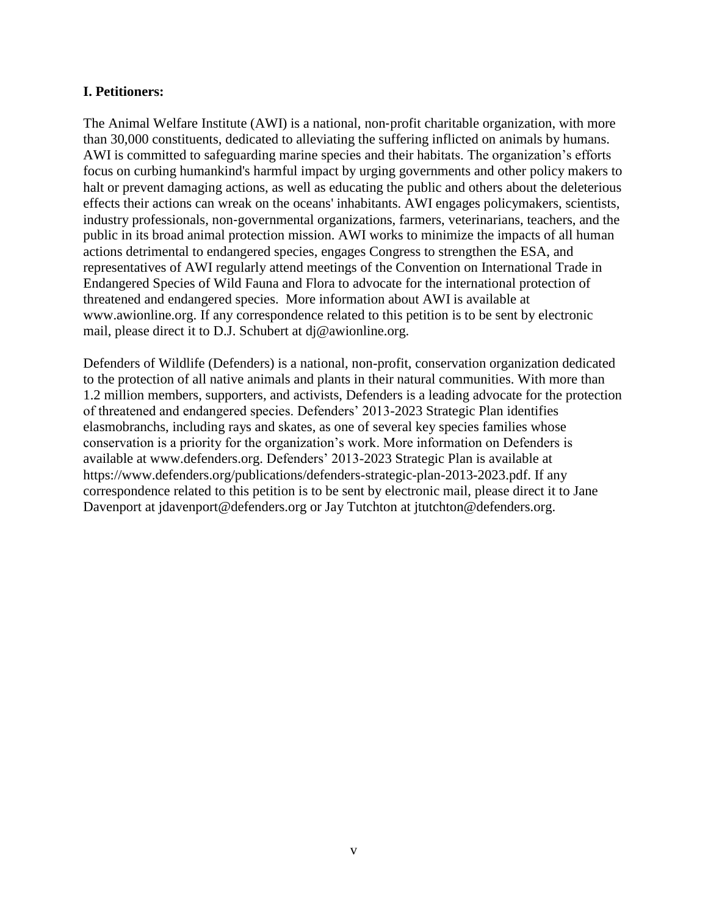**I. Petitioners:**

The Animal Welfare Institute (AWI) is a national, non-profit charitable organization, with more than 30,000 constituents, dedicated to alleviating the suffering inflicted on animals by humans. AWI is committed to safeguarding marine species and their habitats. The organization's efforts focus on curbing humankind's harmful impact by urging governments and other policy makers to halt or prevent damaging actions, as well as educating the public and others about the deleterious effects their actions can wreak on the oceans' inhabitants. AWI engages policymakers, scientists, industry professionals, non-governmental organizations, farmers, veterinarians, teachers, and the public in its broad animal protection mission. AWI works to minimize the impacts of all human actions detrimental to endangered species, engages Congress to strengthen the ESA, and representatives of AWI regularly attend meetings of the Convention on International Trade in Endangered Species of Wild Fauna and Flora to advocate for the international protection of threatened and endangered species. More information about AWI is available at www.awionline.org. If any correspondence related to this petition is to be sent by electronic mail, please direct it to D.J. Schubert at dj@awionline.org.

Defenders of Wildlife (Defenders) is a national, non-profit, conservation organization dedicated to the protection of all native animals and plants in their natural communities. With more than 1.2 million members, supporters, and activists, Defenders is a leading advocate for the protection of threatened and endangered species. Defenders' 2013-2023 Strategic Plan identifies elasmobranchs, including rays and skates, as one of several key species families whose conservation is a priority for the organization's work. More information on Defenders is available at www.defenders.org. Defenders' 2013-2023 Strategic Plan is available at https://www.defenders.org/publications/defenders-strategic-plan-2013-2023.pdf. If any correspondence related to this petition is to be sent by electronic mail, please direct it to Jane Davenport at jdavenport@defenders.org or Jay Tutchton at jtutchton@defenders.org.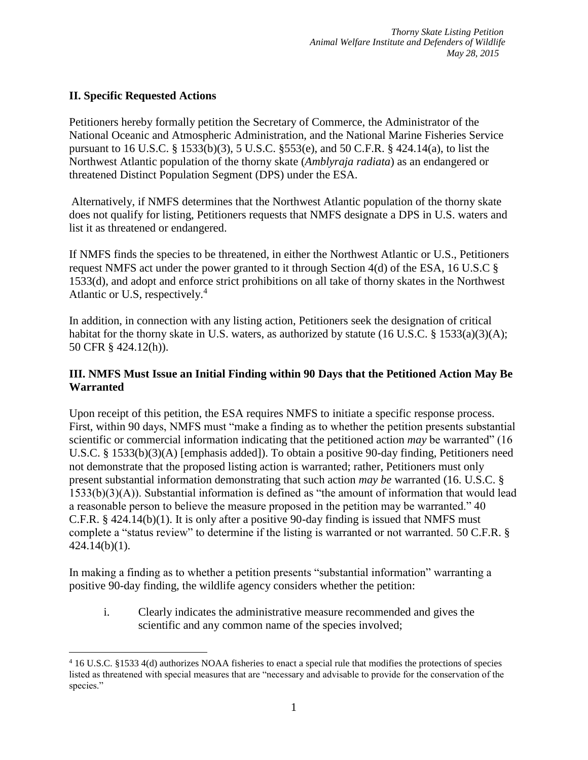## II. Specific Requested Actions

Petitioners hereby formally petition the Secretary of Commerce, the Administrator of the National Oceanic and Atmospheric Administration, and the National Marine Fisheries Service pursuant to 16 U.S.C. § 1533(b)(3), 5 U.S.C. §553(e), and 50 C.F.R. § 424.14(a), to list the Northwest Atlantic population of the thorny skate (*Amblyraja radiata*) as an endangered or threatened Distinct Population Segment (DPS) under the ESA.

Alternatively, if NMFS determines that the Northwest Atlantic population of the thorny skate does not qualify for listing, Petitioners requests that NMFS designate a DPS in U.S. waters and list it as threatened or endangered.

If NMFS finds the species to be threatened, in either the Northwest Atlantic or U.S., Petitioners request NMFS act under the power granted to it through Section 4(d) of the ESA, 16 U.S.C § 1533(d), and adopt and enforce strict prohibitions on all take of thorny skates in the Northwest Atlantic or U.S, respectively.[4]

In addition, in connection with any listing action, Petitioners seek the designation of critical habitat for the thorny skate in U.S. waters, as authorized by statute (16 U.S.C. § 1533(a)(3)(A); 50 CFR § 424.12(h)).

## III. NMFS Must Issue an Initial Finding within 90 Days that the Petitioned Action May Be Warranted

Upon receipt of this petition, the ESA requires NMFS to initiate a specific response process. First, within 90 days, NMFS must "make a finding as to whether the petition presents substantial scientific or commercial information indicating that the petitioned action *may* be warranted" (16 U.S.C. § 1533(b)(3)(A) [emphasis added]). To obtain a positive 90-day finding, Petitioners need not demonstrate that the proposed listing action is warranted; rather, Petitioners must only present substantial information demonstrating that such action *may be* warranted (16. U.S.C. § 1533(b)(3)(A)). Substantial information is defined as "the amount of information that would lead a reasonable person to believe the measure proposed in the petition may be warranted." 40 C.F.R. § 424.14(b)(1). It is only after a positive 90-day finding is issued that NMFS must complete a "status review" to determine if the listing is warranted or not warranted. 50 C.F.R. § 424.14(b)(1).

In making a finding as to whether a petition presents "substantial information" warranting a positive 90-day finding, the wildlife agency considers whether the petition:

i. Clearly indicates the administrative measure recommended and gives the scientific and any common name of the species involved;

[4] 16 U.S.C. §1533 4(d) authorizes NOAA fisheries to enact a special rule that modifies the protections of species listed as threatened with special measures that are "necessary and advisable to provide for the conservation of the species."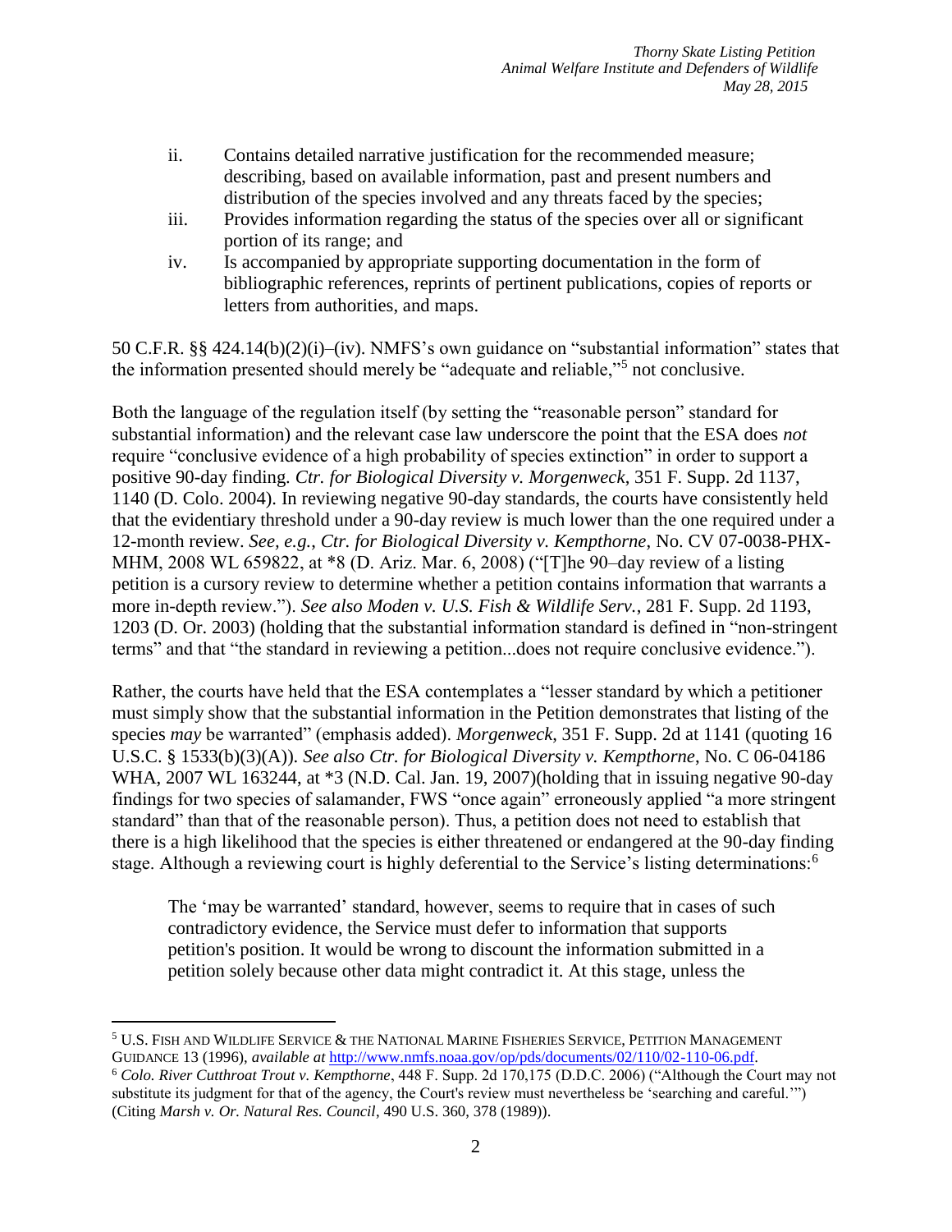ii. Contains detailed narrative justification for the recommended measure; describing, based on available information, past and present numbers and distribution of the species involved and any threats faced by the species;

iii. Provides information regarding the status of the species over all or significant portion of its range; and

iv. Is accompanied by appropriate supporting documentation in the form of bibliographic references, reprints of pertinent publications, copies of reports or letters from authorities, and maps.

50 C.F.R. §§ 424.14(b)(2)(i)–(iv). NMFS's own guidance on "substantial information" states that the information presented should merely be "adequate and reliable,"[5] not conclusive.

Both the language of the regulation itself (by setting the "reasonable person" standard for substantial information) and the relevant case law underscore the point that the ESA does *not* require "conclusive evidence of a high probability of species extinction" in order to support a positive 90-day finding. *Ctr. for Biological Diversity v. Morgenweck*, 351 F. Supp. 2d 1137, 1140 (D. Colo. 2004). In reviewing negative 90-day standards, the courts have consistently held that the evidentiary threshold under a 90-day review is much lower than the one required under a 12-month review. *See, e.g.*, *Ctr. for Biological Diversity v. Kempthorne*, No. CV 07-0038-PHX-MHM, 2008 WL 659822, at *8 (D. Ariz. Mar. 6, 2008) ("[T]he 90–day review of a listing petition is a cursory review to determine whether a petition contains information that warrants a more in-depth review."). *See also Moden v. U.S. Fish & Wildlife Serv.*, 281 F. Supp. 2d 1193, 1203 (D. Or. 2003) (holding that the substantial information standard is defined in "non-stringent terms" and that "the standard in reviewing a petition...does not require conclusive evidence.").

Rather, the courts have held that the ESA contemplates a "lesser standard by which a petitioner must simply show that the substantial information in the Petition demonstrates that listing of the species *may* be warranted" (emphasis added). *Morgenweck*, 351 F. Supp. 2d at 1141 (quoting 16 U.S.C. § 1533(b)(3)(A)). *See also Ctr. for Biological Diversity v. Kempthorne*, No. C 06-04186 WHA, 2007 WL 163244, at *3 (N.D. Cal. Jan. 19, 2007)(holding that in issuing negative 90-day findings for two species of salamander, FWS "once again" erroneously applied "a more stringent standard" than that of the reasonable person). Thus, a petition does not need to establish that there is a high likelihood that the species is either threatened or endangered at the 90-day finding stage. Although a reviewing court is highly deferential to the Service's listing determinations:[6]

> The 'may be warranted' standard, however, seems to require that in cases of such contradictory evidence, the Service must defer to information that supports petition's position. It would be wrong to discount the information submitted in a petition solely because other data might contradict it. At this stage, unless the

---

[5] U.S. Fish and Wildlife Service & the National Marine Fisheries Service, Petition Management Guidance 13 (1996), *available at* http://www.nmfs.noaa.gov/op/pds/documents/02/110/02-110-06.pdf.

[6] *Colo. River Cutthroat Trout v. Kempthorne*, 448 F. Supp. 2d 170,175 (D.D.C. 2006) ("Although the Court may not substitute its judgment for that of the agency, the Court's review must nevertheless be 'searching and careful.'") (Citing *Marsh v. Or. Natural Res. Council*, 490 U.S. 360, 378 (1989)).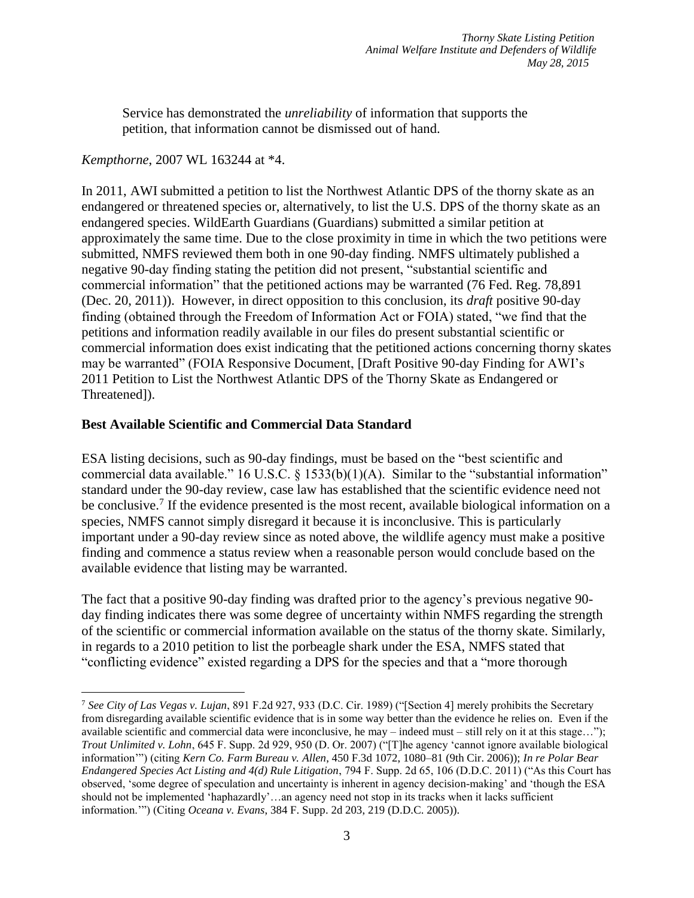> Service has demonstrated the *unreliability* of information that supports the petition, that information cannot be dismissed out of hand.

*Kempthorne*, 2007 WL 163244 at *4.

In 2011, AWI submitted a petition to list the Northwest Atlantic DPS of the thorny skate as an endangered or threatened species or, alternatively, to list the U.S. DPS of the thorny skate as an endangered species. WildEarth Guardians (Guardians) submitted a similar petition at approximately the same time. Due to the close proximity in time in which the two petitions were submitted, NMFS reviewed them both in one 90-day finding. NMFS ultimately published a negative 90-day finding stating the petition did not present, "substantial scientific and commercial information" that the petitioned actions may be warranted (76 Fed. Reg. 78,891 (Dec. 20, 2011)). However, in direct opposition to this conclusion, its *draft* positive 90-day finding (obtained through the Freedom of Information Act or FOIA) stated, "we find that the petitions and information readily available in our files do present substantial scientific or commercial information does exist indicating that the petitioned actions concerning thorny skates may be warranted" (FOIA Responsive Document, [Draft Positive 90-day Finding for AWI's 2011 Petition to List the Northwest Atlantic DPS of the Thorny Skate as Endangered or Threatened]).

## Best Available Scientific and Commercial Data Standard

ESA listing decisions, such as 90-day findings, must be based on the "best scientific and commercial data available." 16 U.S.C. § 1533(b)(1)(A). Similar to the "substantial information" standard under the 90-day review, case law has established that the scientific evidence need not be conclusive.[7] If the evidence presented is the most recent, available biological information on a species, NMFS cannot simply disregard it because it is inconclusive. This is particularly important under a 90-day review since as noted above, the wildlife agency must make a positive finding and commence a status review when a reasonable person would conclude based on the available evidence that listing may be warranted.

The fact that a positive 90-day finding was drafted prior to the agency's previous negative 90-day finding indicates there was some degree of uncertainty within NMFS regarding the strength of the scientific or commercial information available on the status of the thorny skate. Similarly, in regards to a 2010 petition to list the porbeagle shark under the ESA, NMFS stated that "conflicting evidence" existed regarding a DPS for the species and that a "more thorough

---

[7] *See City of Las Vegas v. Lujan*, 891 F.2d 927, 933 (D.C. Cir. 1989) ("[Section 4] merely prohibits the Secretary from disregarding available scientific evidence that is in some way better than the evidence he relies on. Even if the available scientific and commercial data were inconclusive, he may – indeed must – still rely on it at this stage…"); *Trout Unlimited v. Lohn*, 645 F. Supp. 2d 929, 950 (D. Or. 2007) ("[T]he agency 'cannot ignore available biological information'") (citing *Kern Co. Farm Bureau v. Allen*, 450 F.3d 1072, 1080–81 (9th Cir. 2006)); *In re Polar Bear Endangered Species Act Listing and 4(d) Rule Litigation*, 794 F. Supp. 2d 65, 106 (D.D.C. 2011) ("As this Court has observed, 'some degree of speculation and uncertainty is inherent in agency decision-making' and 'though the ESA should not be implemented 'haphazardly'…an agency need not stop in its tracks when it lacks sufficient information.'") (Citing *Oceana v. Evans*, 384 F. Supp. 2d 203, 219 (D.D.C. 2005)).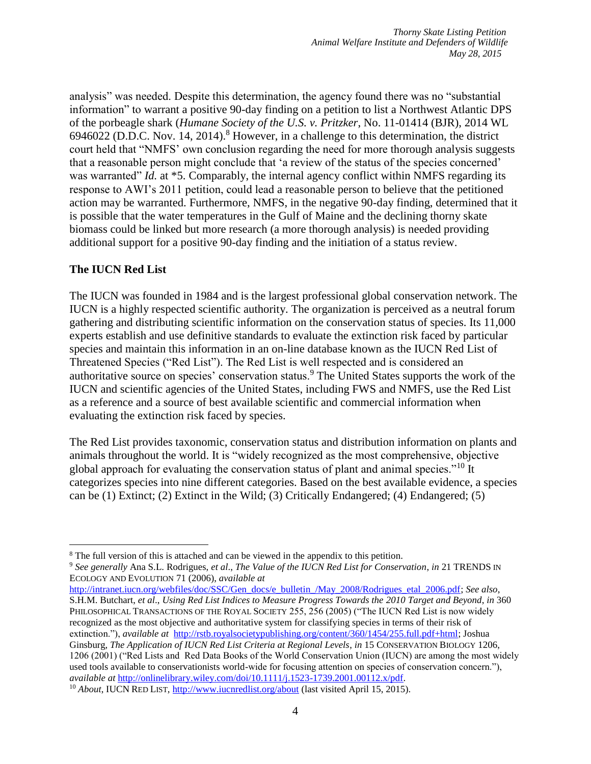analysis" was needed. Despite this determination, the agency found there was no "substantial information" to warrant a positive 90-day finding on a petition to list a Northwest Atlantic DPS of the porbeagle shark (*Humane Society of the U.S. v. Pritzker*, No. 11-01414 (BJR), 2014 WL 6946022 (D.D.C. Nov. 14, 2014).[8] However, in a challenge to this determination, the district court held that "NMFS' own conclusion regarding the need for more thorough analysis suggests that a reasonable person might conclude that 'a review of the status of the species concerned' was warranted" *Id.* at *5. Comparably, the internal agency conflict within NMFS regarding its response to AWI's 2011 petition, could lead a reasonable person to believe that the petitioned action may be warranted. Furthermore, NMFS, in the negative 90-day finding, determined that it is possible that the water temperatures in the Gulf of Maine and the declining thorny skate biomass could be linked but more research (a more thorough analysis) is needed providing additional support for a positive 90-day finding and the initiation of a status review.

## The IUCN Red List

The IUCN was founded in 1984 and is the largest professional global conservation network. The IUCN is a highly respected scientific authority. The organization is perceived as a neutral forum gathering and distributing scientific information on the conservation status of species. Its 11,000 experts establish and use definitive standards to evaluate the extinction risk faced by particular species and maintain this information in an on-line database known as the IUCN Red List of Threatened Species ("Red List"). The Red List is well respected and is considered an authoritative source on species' conservation status.[9] The United States supports the work of the IUCN and scientific agencies of the United States, including FWS and NMFS, use the Red List as a reference and a source of best available scientific and commercial information when evaluating the extinction risk faced by species.

The Red List provides taxonomic, conservation status and distribution information on plants and animals throughout the world. It is "widely recognized as the most comprehensive, objective global approach for evaluating the conservation status of plant and animal species."[10] It categorizes species into nine different categories. Based on the best available evidence, a species can be (1) Extinct; (2) Extinct in the Wild; (3) Critically Endangered; (4) Endangered; (5)

---

[8] The full version of this is attached and can be viewed in the appendix to this petition.

[9] *See generally* Ana S.L. Rodrigues, *et al*., *The Value of the IUCN Red List for Conservation*, *in* 21 TRENDS IN ECOLOGY AND EVOLUTION 71 (2006), *available at* http://intranet.iucn.org/webfiles/doc/SSC/Gen_docs/e_bulletin_/May_2008/Rodrigues_etal_2006.pdf; *See also*, S.H.M. Butchart, *et al*., *Using Red List Indices to Measure Progress Towards the 2010 Target and Beyond*, *in* 360 PHILOSOPHICAL TRANSACTIONS OF THE ROYAL SOCIETY 255, 256 (2005) ("The IUCN Red List is now widely recognized as the most objective and authoritative system for classifying species in terms of their risk of extinction."), *available at* http://rstb.royalsocietypublishing.org/content/360/1454/255.full.pdf+html; Joshua Ginsburg, *The Application of IUCN Red List Criteria at Regional Levels*, *in* 15 CONSERVATION BIOLOGY 1206, 1206 (2001) ("Red Lists and Red Data Books of the World Conservation Union (IUCN) are among the most widely used tools available to conservationists world-wide for focusing attention on species of conservation concern."), *available at* http://onlinelibrary.wiley.com/doi/10.1111/j.1523-1739.2001.00112.x/pdf.

[10] *About*, IUCN RED LIST, http://www.iucnredlist.org/about (last visited April 15, 2015).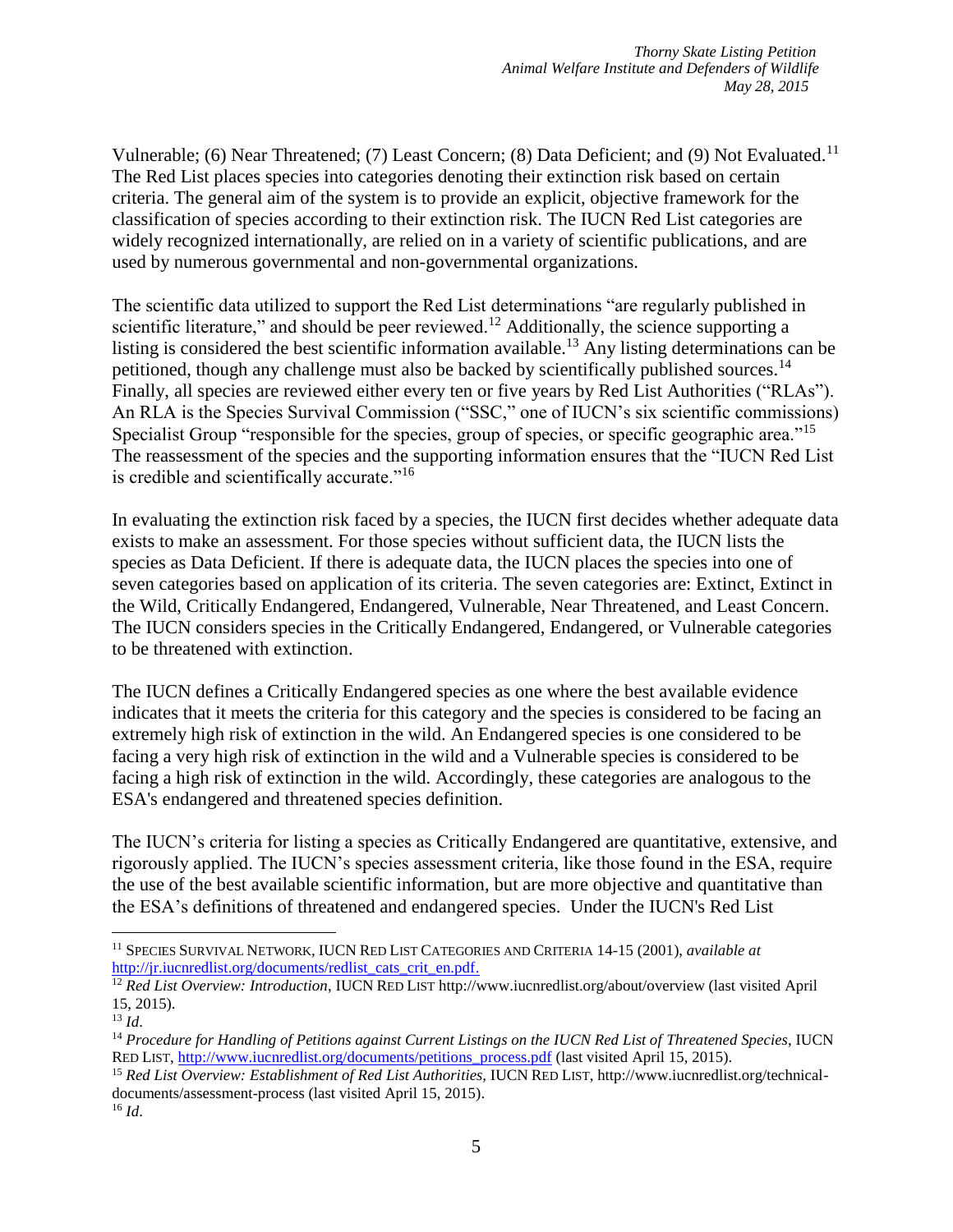Vulnerable; (6) Near Threatened; (7) Least Concern; (8) Data Deficient; and (9) Not Evaluated.[11] The Red List places species into categories denoting their extinction risk based on certain criteria. The general aim of the system is to provide an explicit, objective framework for the classification of species according to their extinction risk. The IUCN Red List categories are widely recognized internationally, are relied on in a variety of scientific publications, and are used by numerous governmental and non-governmental organizations.

The scientific data utilized to support the Red List determinations "are regularly published in scientific literature," and should be peer reviewed.[12] Additionally, the science supporting a listing is considered the best scientific information available.[13] Any listing determinations can be petitioned, though any challenge must also be backed by scientifically published sources.[14] Finally, all species are reviewed either every ten or five years by Red List Authorities ("RLAs"). An RLA is the Species Survival Commission ("SSC," one of IUCN's six scientific commissions) Specialist Group "responsible for the species, group of species, or specific geographic area."[15] The reassessment of the species and the supporting information ensures that the "IUCN Red List is credible and scientifically accurate."[16]

In evaluating the extinction risk faced by a species, the IUCN first decides whether adequate data exists to make an assessment. For those species without sufficient data, the IUCN lists the species as Data Deficient. If there is adequate data, the IUCN places the species into one of seven categories based on application of its criteria. The seven categories are: Extinct, Extinct in the Wild, Critically Endangered, Endangered, Vulnerable, Near Threatened, and Least Concern. The IUCN considers species in the Critically Endangered, Endangered, or Vulnerable categories to be threatened with extinction.

The IUCN defines a Critically Endangered species as one where the best available evidence indicates that it meets the criteria for this category and the species is considered to be facing an extremely high risk of extinction in the wild. An Endangered species is one considered to be facing a very high risk of extinction in the wild and a Vulnerable species is considered to be facing a high risk of extinction in the wild. Accordingly, these categories are analogous to the ESA's endangered and threatened species definition.

The IUCN's criteria for listing a species as Critically Endangered are quantitative, extensive, and rigorously applied. The IUCN's species assessment criteria, like those found in the ESA, require the use of the best available scientific information, but are more objective and quantitative than the ESA's definitions of threatened and endangered species. Under the IUCN's Red List

---

[11] SPECIES SURVIVAL NETWORK, IUCN RED LIST CATEGORIES AND CRITERIA 14-15 (2001), *available at* http://jr.iucnredlist.org/documents/redlist_cats_crit_en.pdf.

[12] *Red List Overview: Introduction*, IUCN RED LIST http://www.iucnredlist.org/about/overview (last visited April 15, 2015).

[13] *Id*.

[14] *Procedure for Handling of Petitions against Current Listings on the IUCN Red List of Threatened Species*, IUCN RED LIST, http://www.iucnredlist.org/documents/petitions_process.pdf (last visited April 15, 2015).

[15] *Red List Overview: Establishment of Red List Authorities*, IUCN RED LIST, http://www.iucnredlist.org/technical-documents/assessment-process (last visited April 15, 2015).

[16] *Id*.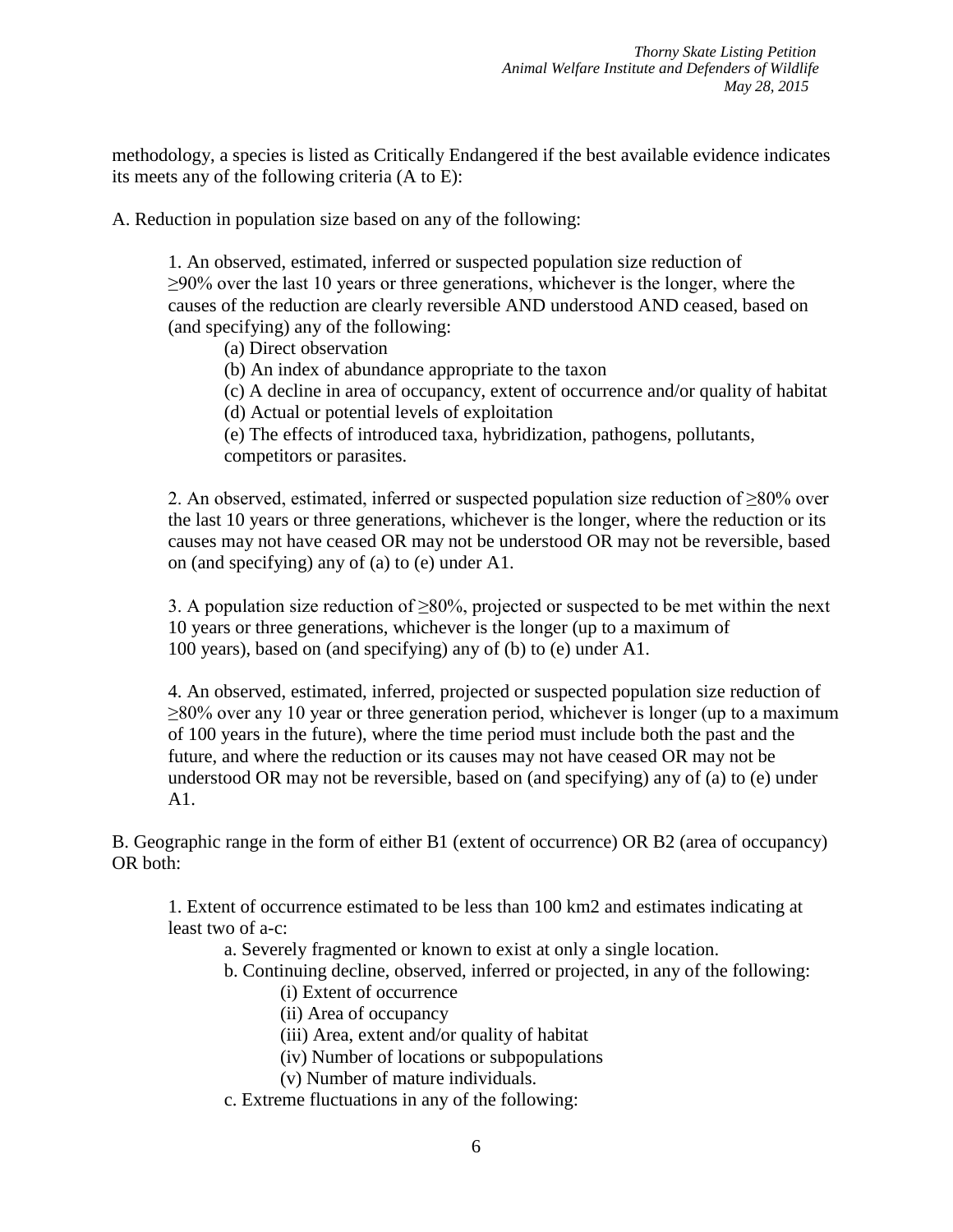methodology, a species is listed as Critically Endangered if the best available evidence indicates its meets any of the following criteria (A to E):

A. Reduction in population size based on any of the following:

1. An observed, estimated, inferred or suspected population size reduction of ≥90% over the last 10 years or three generations, whichever is the longer, where the causes of the reduction are clearly reversible AND understood AND ceased, based on (and specifying) any of the following:

   (a) Direct observation
   
   (b) An index of abundance appropriate to the taxon
   
   (c) A decline in area of occupancy, extent of occurrence and/or quality of habitat
   
   (d) Actual or potential levels of exploitation
   
   (e) The effects of introduced taxa, hybridization, pathogens, pollutants, competitors or parasites.

2. An observed, estimated, inferred or suspected population size reduction of ≥80% over the last 10 years or three generations, whichever is the longer, where the reduction or its causes may not have ceased OR may not be understood OR may not be reversible, based on (and specifying) any of (a) to (e) under A1.

3. A population size reduction of ≥80%, projected or suspected to be met within the next 10 years or three generations, whichever is the longer (up to a maximum of 100 years), based on (and specifying) any of (b) to (e) under A1.

4. An observed, estimated, inferred, projected or suspected population size reduction of ≥80% over any 10 year or three generation period, whichever is longer (up to a maximum of 100 years in the future), where the time period must include both the past and the future, and where the reduction or its causes may not have ceased OR may not be understood OR may not be reversible, based on (and specifying) any of (a) to (e) under A1.

B. Geographic range in the form of either B1 (extent of occurrence) OR B2 (area of occupancy) OR both:

1. Extent of occurrence estimated to be less than 100 km2 and estimates indicating at least two of a-c:

   a. Severely fragmented or known to exist at only a single location.
   
   b. Continuing decline, observed, inferred or projected, in any of the following:
   
      (i) Extent of occurrence
      
      (ii) Area of occupancy
      
      (iii) Area, extent and/or quality of habitat
      
      (iv) Number of locations or subpopulations
      
      (v) Number of mature individuals.
   
   c. Extreme fluctuations in any of the following: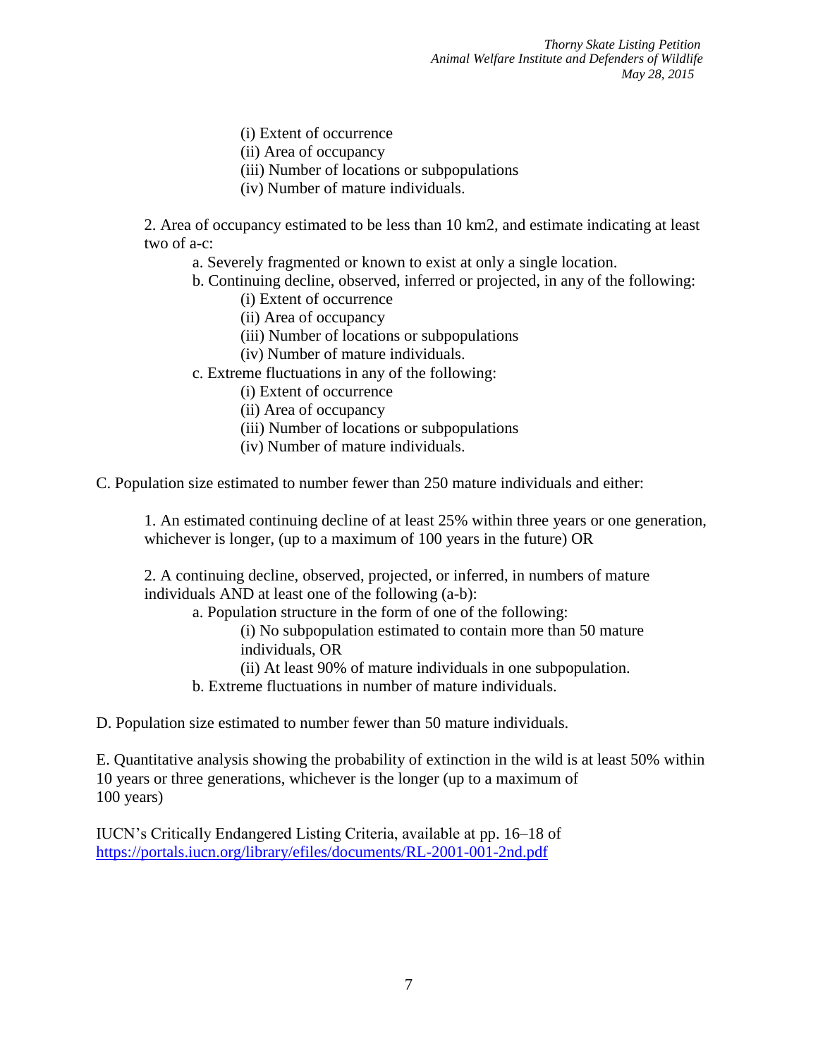(i) Extent of occurrence
(ii) Area of occupancy
(iii) Number of locations or subpopulations
(iv) Number of mature individuals.

2. Area of occupancy estimated to be less than 10 km2, and estimate indicating at least two of a-c:

a. Severely fragmented or known to exist at only a single location.
b. Continuing decline, observed, inferred or projected, in any of the following:
   (i) Extent of occurrence
   (ii) Area of occupancy
   (iii) Number of locations or subpopulations
   (iv) Number of mature individuals.
c. Extreme fluctuations in any of the following:
   (i) Extent of occurrence
   (ii) Area of occupancy
   (iii) Number of locations or subpopulations
   (iv) Number of mature individuals.

C. Population size estimated to number fewer than 250 mature individuals and either:

1. An estimated continuing decline of at least 25% within three years or one generation, whichever is longer, (up to a maximum of 100 years in the future) OR

2. A continuing decline, observed, projected, or inferred, in numbers of mature individuals AND at least one of the following (a-b):

a. Population structure in the form of one of the following:
   (i) No subpopulation estimated to contain more than 50 mature individuals, OR
   (ii) At least 90% of mature individuals in one subpopulation.
b. Extreme fluctuations in number of mature individuals.

D. Population size estimated to number fewer than 50 mature individuals.

E. Quantitative analysis showing the probability of extinction in the wild is at least 50% within 10 years or three generations, whichever is the longer (up to a maximum of 100 years)

IUCN's Critically Endangered Listing Criteria, available at pp. 16–18 of https://portals.iucn.org/library/efiles/documents/RL-2001-001-2nd.pdf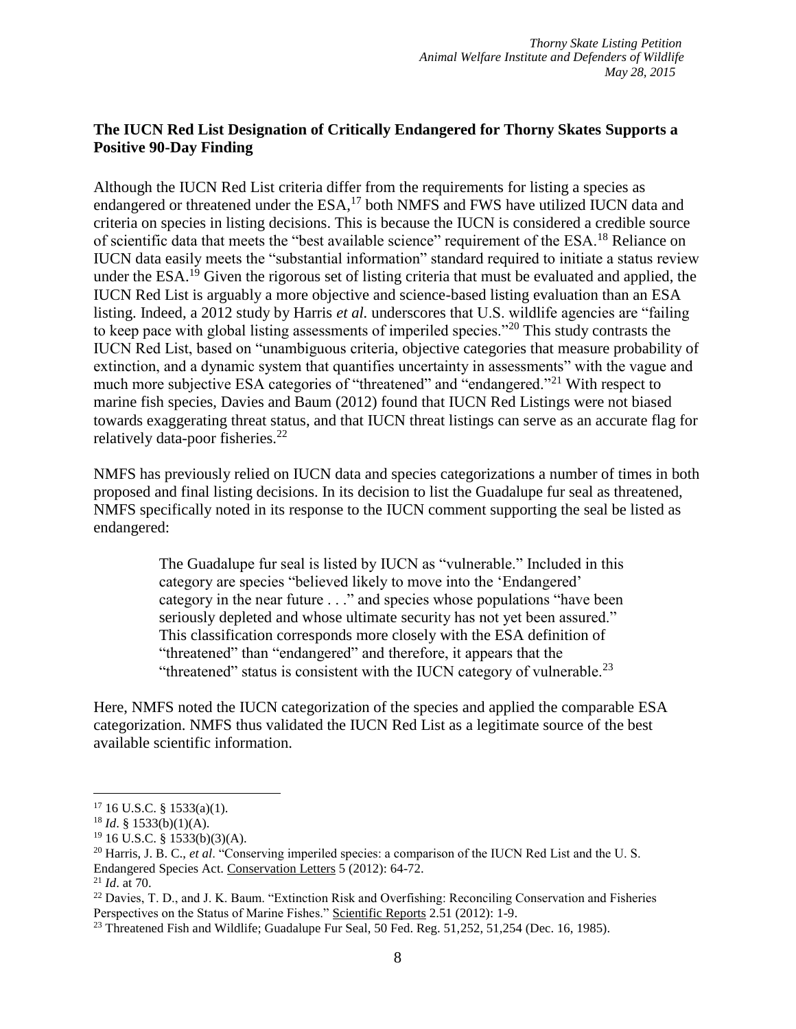**The IUCN Red List Designation of Critically Endangered for Thorny Skates Supports a Positive 90-Day Finding**

Although the IUCN Red List criteria differ from the requirements for listing a species as endangered or threatened under the ESA,[17] both NMFS and FWS have utilized IUCN data and criteria on species in listing decisions. This is because the IUCN is considered a credible source of scientific data that meets the "best available science" requirement of the ESA.[18] Reliance on IUCN data easily meets the "substantial information" standard required to initiate a status review under the ESA.[19] Given the rigorous set of listing criteria that must be evaluated and applied, the IUCN Red List is arguably a more objective and science-based listing evaluation than an ESA listing. Indeed, a 2012 study by Harris *et al.* underscores that U.S. wildlife agencies are "failing to keep pace with global listing assessments of imperiled species."[20] This study contrasts the IUCN Red List, based on "unambiguous criteria, objective categories that measure probability of extinction, and a dynamic system that quantifies uncertainty in assessments" with the vague and much more subjective ESA categories of "threatened" and "endangered."[21] With respect to marine fish species, Davies and Baum (2012) found that IUCN Red Listings were not biased towards exaggerating threat status, and that IUCN threat listings can serve as an accurate flag for relatively data-poor fisheries.[22]

NMFS has previously relied on IUCN data and species categorizations a number of times in both proposed and final listing decisions. In its decision to list the Guadalupe fur seal as threatened, NMFS specifically noted in its response to the IUCN comment supporting the seal be listed as endangered:

> The Guadalupe fur seal is listed by IUCN as "vulnerable." Included in this category are species "believed likely to move into the 'Endangered' category in the near future . . ." and species whose populations "have been seriously depleted and whose ultimate security has not yet been assured." This classification corresponds more closely with the ESA definition of "threatened" than "endangered" and therefore, it appears that the "threatened" status is consistent with the IUCN category of vulnerable.[23]

Here, NMFS noted the IUCN categorization of the species and applied the comparable ESA categorization. NMFS thus validated the IUCN Red List as a legitimate source of the best available scientific information.

---

[17] 16 U.S.C. § 1533(a)(1).

[18] *Id*. § 1533(b)(1)(A).

[19] 16 U.S.C. § 1533(b)(3)(A).

[20] Harris, J. B. C., *et al*. "Conserving imperiled species: a comparison of the IUCN Red List and the U. S. Endangered Species Act. Conservation Letters 5 (2012): 64-72.

[21] *Id*. at 70.

[22] Davies, T. D., and J. K. Baum. "Extinction Risk and Overfishing: Reconciling Conservation and Fisheries Perspectives on the Status of Marine Fishes." Scientific Reports 2.51 (2012): 1-9.

[23] Threatened Fish and Wildlife; Guadalupe Fur Seal, 50 Fed. Reg. 51,252, 51,254 (Dec. 16, 1985).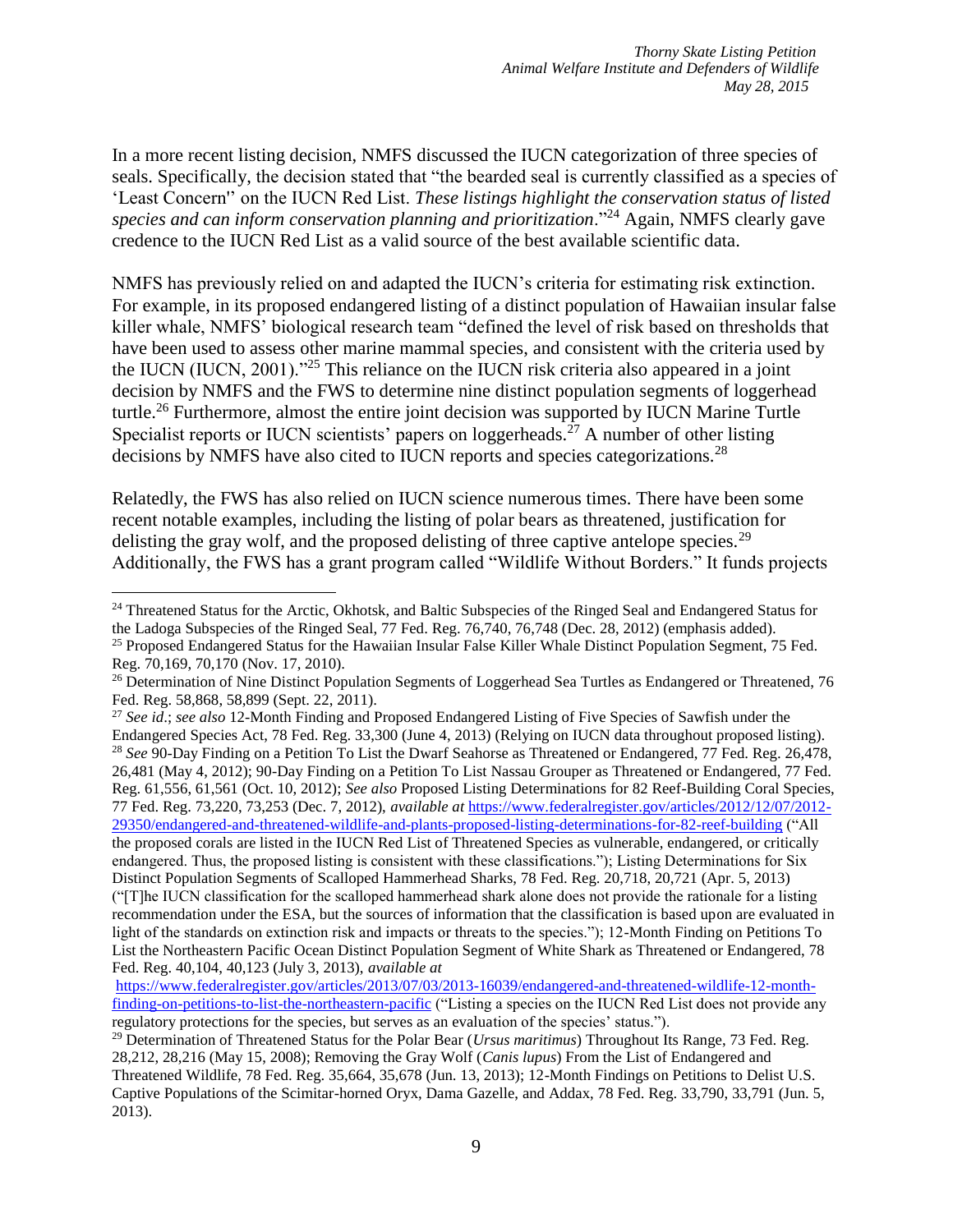In a more recent listing decision, NMFS discussed the IUCN categorization of three species of seals. Specifically, the decision stated that "the bearded seal is currently classified as a species of 'Least Concern'' on the IUCN Red List. *These listings highlight the conservation status of listed species and can inform conservation planning and prioritization*."[24] Again, NMFS clearly gave credence to the IUCN Red List as a valid source of the best available scientific data.

NMFS has previously relied on and adapted the IUCN's criteria for estimating risk extinction. For example, in its proposed endangered listing of a distinct population of Hawaiian insular false killer whale, NMFS' biological research team "defined the level of risk based on thresholds that have been used to assess other marine mammal species, and consistent with the criteria used by the IUCN (IUCN, 2001)."[25] This reliance on the IUCN risk criteria also appeared in a joint decision by NMFS and the FWS to determine nine distinct population segments of loggerhead turtle.[26] Furthermore, almost the entire joint decision was supported by IUCN Marine Turtle Specialist reports or IUCN scientists' papers on loggerheads.[27] A number of other listing decisions by NMFS have also cited to IUCN reports and species categorizations.[28]

Relatedly, the FWS has also relied on IUCN science numerous times. There have been some recent notable examples, including the listing of polar bears as threatened, justification for delisting the gray wolf, and the proposed delisting of three captive antelope species.[29] Additionally, the FWS has a grant program called "Wildlife Without Borders." It funds projects

---

[24] Threatened Status for the Arctic, Okhotsk, and Baltic Subspecies of the Ringed Seal and Endangered Status for the Ladoga Subspecies of the Ringed Seal, 77 Fed. Reg. 76,740, 76,748 (Dec. 28, 2012) (emphasis added).

[25] Proposed Endangered Status for the Hawaiian Insular False Killer Whale Distinct Population Segment, 75 Fed. Reg. 70,169, 70,170 (Nov. 17, 2010).

[26] Determination of Nine Distinct Population Segments of Loggerhead Sea Turtles as Endangered or Threatened, 76 Fed. Reg. 58,868, 58,899 (Sept. 22, 2011).

[27] *See id.*; *see also* 12-Month Finding and Proposed Endangered Listing of Five Species of Sawfish under the Endangered Species Act, 78 Fed. Reg. 33,300 (June 4, 2013) (Relying on IUCN data throughout proposed listing).

[28] *See* 90-Day Finding on a Petition To List the Dwarf Seahorse as Threatened or Endangered, 77 Fed. Reg. 26,478, 26,481 (May 4, 2012); 90-Day Finding on a Petition To List Nassau Grouper as Threatened or Endangered, 77 Fed. Reg. 61,556, 61,561 (Oct. 10, 2012); *See also* Proposed Listing Determinations for 82 Reef-Building Coral Species, 77 Fed. Reg. 73,220, 73,253 (Dec. 7, 2012), *available at* https://www.federalregister.gov/articles/2012/12/07/2012-29350/endangered-and-threatened-wildlife-and-plants-proposed-listing-determinations-for-82-reef-building ("All the proposed corals are listed in the IUCN Red List of Threatened Species as vulnerable, endangered, or critically endangered. Thus, the proposed listing is consistent with these classifications."); Listing Determinations for Six Distinct Population Segments of Scalloped Hammerhead Sharks, 78 Fed. Reg. 20,718, 20,721 (Apr. 5, 2013) ("[T]he IUCN classification for the scalloped hammerhead shark alone does not provide the rationale for a listing recommendation under the ESA, but the sources of information that the classification is based upon are evaluated in light of the standards on extinction risk and impacts or threats to the species."); 12-Month Finding on Petitions To List the Northeastern Pacific Ocean Distinct Population Segment of White Shark as Threatened or Endangered, 78 Fed. Reg. 40,104, 40,123 (July 3, 2013), *available at* https://www.federalregister.gov/articles/2013/07/03/2013-16039/endangered-and-threatened-wildlife-12-month-finding-on-petitions-to-list-the-northeastern-pacific ("Listing a species on the IUCN Red List does not provide any regulatory protections for the species, but serves as an evaluation of the species' status.").

[29] Determination of Threatened Status for the Polar Bear (*Ursus maritimus*) Throughout Its Range, 73 Fed. Reg. 28,212, 28,216 (May 15, 2008); Removing the Gray Wolf (*Canis lupus*) From the List of Endangered and Threatened Wildlife, 78 Fed. Reg. 35,664, 35,678 (Jun. 13, 2013); 12-Month Findings on Petitions to Delist U.S. Captive Populations of the Scimitar-horned Oryx, Dama Gazelle, and Addax, 78 Fed. Reg. 33,790, 33,791 (Jun. 5, 2013).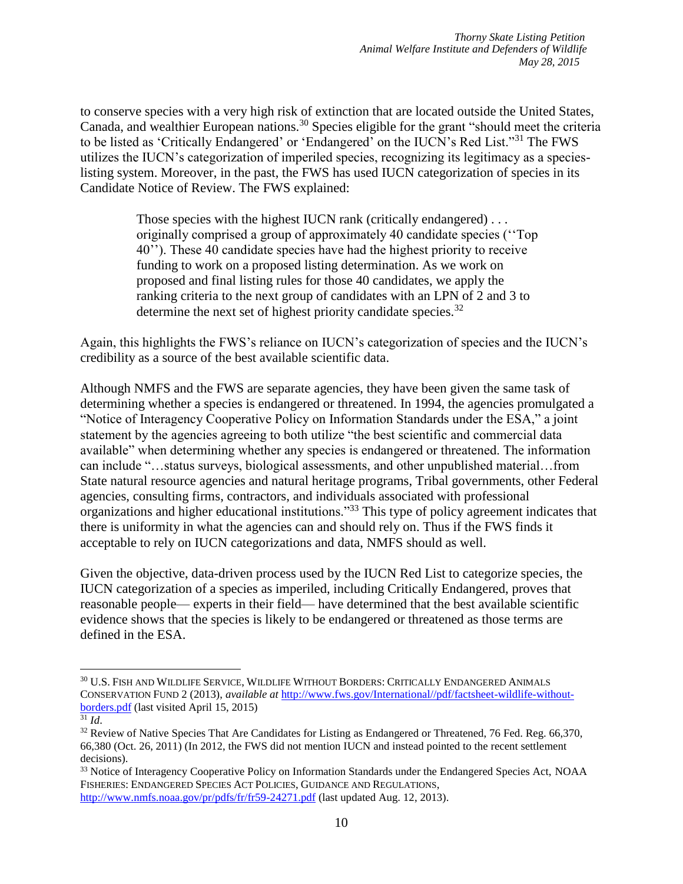to conserve species with a very high risk of extinction that are located outside the United States, Canada, and wealthier European nations.[30] Species eligible for the grant "should meet the criteria to be listed as 'Critically Endangered' or 'Endangered' on the IUCN's Red List."[31] The FWS utilizes the IUCN's categorization of imperiled species, recognizing its legitimacy as a species-listing system. Moreover, in the past, the FWS has used IUCN categorization of species in its Candidate Notice of Review. The FWS explained:

> Those species with the highest IUCN rank (critically endangered) . . . originally comprised a group of approximately 40 candidate species (''Top 40''). These 40 candidate species have had the highest priority to receive funding to work on a proposed listing determination. As we work on proposed and final listing rules for those 40 candidates, we apply the ranking criteria to the next group of candidates with an LPN of 2 and 3 to determine the next set of highest priority candidate species.[32]

Again, this highlights the FWS's reliance on IUCN's categorization of species and the IUCN's credibility as a source of the best available scientific data.

Although NMFS and the FWS are separate agencies, they have been given the same task of determining whether a species is endangered or threatened. In 1994, the agencies promulgated a "Notice of Interagency Cooperative Policy on Information Standards under the ESA," a joint statement by the agencies agreeing to both utilize "the best scientific and commercial data available" when determining whether any species is endangered or threatened. The information can include "…status surveys, biological assessments, and other unpublished material…from State natural resource agencies and natural heritage programs, Tribal governments, other Federal agencies, consulting firms, contractors, and individuals associated with professional organizations and higher educational institutions."[33] This type of policy agreement indicates that there is uniformity in what the agencies can and should rely on. Thus if the FWS finds it acceptable to rely on IUCN categorizations and data, NMFS should as well.

Given the objective, data-driven process used by the IUCN Red List to categorize species, the IUCN categorization of a species as imperiled, including Critically Endangered, proves that reasonable people— experts in their field— have determined that the best available scientific evidence shows that the species is likely to be endangered or threatened as those terms are defined in the ESA.

---

[30] U.S. Fish and Wildlife Service, Wildlife Without Borders: Critically Endangered Animals Conservation Fund 2 (2013), *available at* http://www.fws.gov/International//pdf/factsheet-wildlife-without-borders.pdf (last visited April 15, 2015)

[31] *Id*.

[32] Review of Native Species That Are Candidates for Listing as Endangered or Threatened, 76 Fed. Reg. 66,370, 66,380 (Oct. 26, 2011) (In 2012, the FWS did not mention IUCN and instead pointed to the recent settlement decisions).

[33] Notice of Interagency Cooperative Policy on Information Standards under the Endangered Species Act, NOAA Fisheries: Endangered Species Act Policies, Guidance and Regulations, http://www.nmfs.noaa.gov/pr/pdfs/fr/fr59-24271.pdf (last updated Aug. 12, 2013).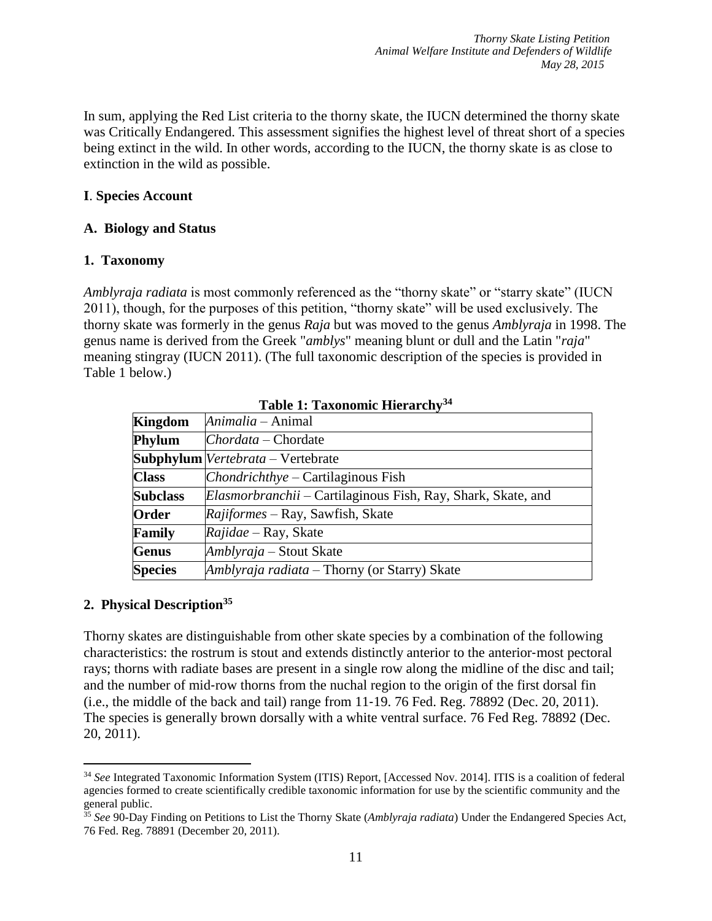In sum, applying the Red List criteria to the thorny skate, the IUCN determined the thorny skate was Critically Endangered. This assessment signifies the highest level of threat short of a species being extinct in the wild. In other words, according to the IUCN, the thorny skate is as close to extinction in the wild as possible.

## I. Species Account

### A. Biology and Status

#### 1. Taxonomy

*Amblyraja radiata* is most commonly referenced as the "thorny skate" or "starry skate" (IUCN 2011), though, for the purposes of this petition, "thorny skate" will be used exclusively. The thorny skate was formerly in the genus *Raja* but was moved to the genus *Amblyraja* in 1998. The genus name is derived from the Greek "*amblys*" meaning blunt or dull and the Latin "*raja*" meaning stingray (IUCN 2011). (The full taxonomic description of the species is provided in Table 1 below.)

**Table 1: Taxonomic Hierarchy[34]**

| | |
|---|---|
| **Kingdom** | *Animalia* – Animal |
| **Phylum** | *Chordata* – Chordate |
| **Subphylum** | *Vertebrata* – Vertebrate |
| **Class** | *Chondrichthye* – Cartilaginous Fish |
| **Subclass** | *Elasmorbranchii* – Cartilaginous Fish, Ray, Shark, Skate, and |
| **Order** | *Rajiformes* – Ray, Sawfish, Skate |
| **Family** | *Rajidae* – Ray, Skate |
| **Genus** | *Amblyraja* – Stout Skate |
| **Species** | *Amblyraja radiata* – Thorny (or Starry) Skate |

#### 2. Physical Description[35]

Thorny skates are distinguishable from other skate species by a combination of the following characteristics: the rostrum is stout and extends distinctly anterior to the anterior-most pectoral rays; thorns with radiate bases are present in a single row along the midline of the disc and tail; and the number of mid-row thorns from the nuchal region to the origin of the first dorsal fin (i.e., the middle of the back and tail) range from 11-19. 76 Fed. Reg. 78892 (Dec. 20, 2011). The species is generally brown dorsally with a white ventral surface. 76 Fed Reg. 78892 (Dec. 20, 2011).

---

[34] *See* Integrated Taxonomic Information System (ITIS) Report, [Accessed Nov. 2014]. ITIS is a coalition of federal agencies formed to create scientifically credible taxonomic information for use by the scientific community and the general public.

[35] *See* 90-Day Finding on Petitions to List the Thorny Skate (*Amblyraja radiata*) Under the Endangered Species Act, 76 Fed. Reg. 78891 (December 20, 2011).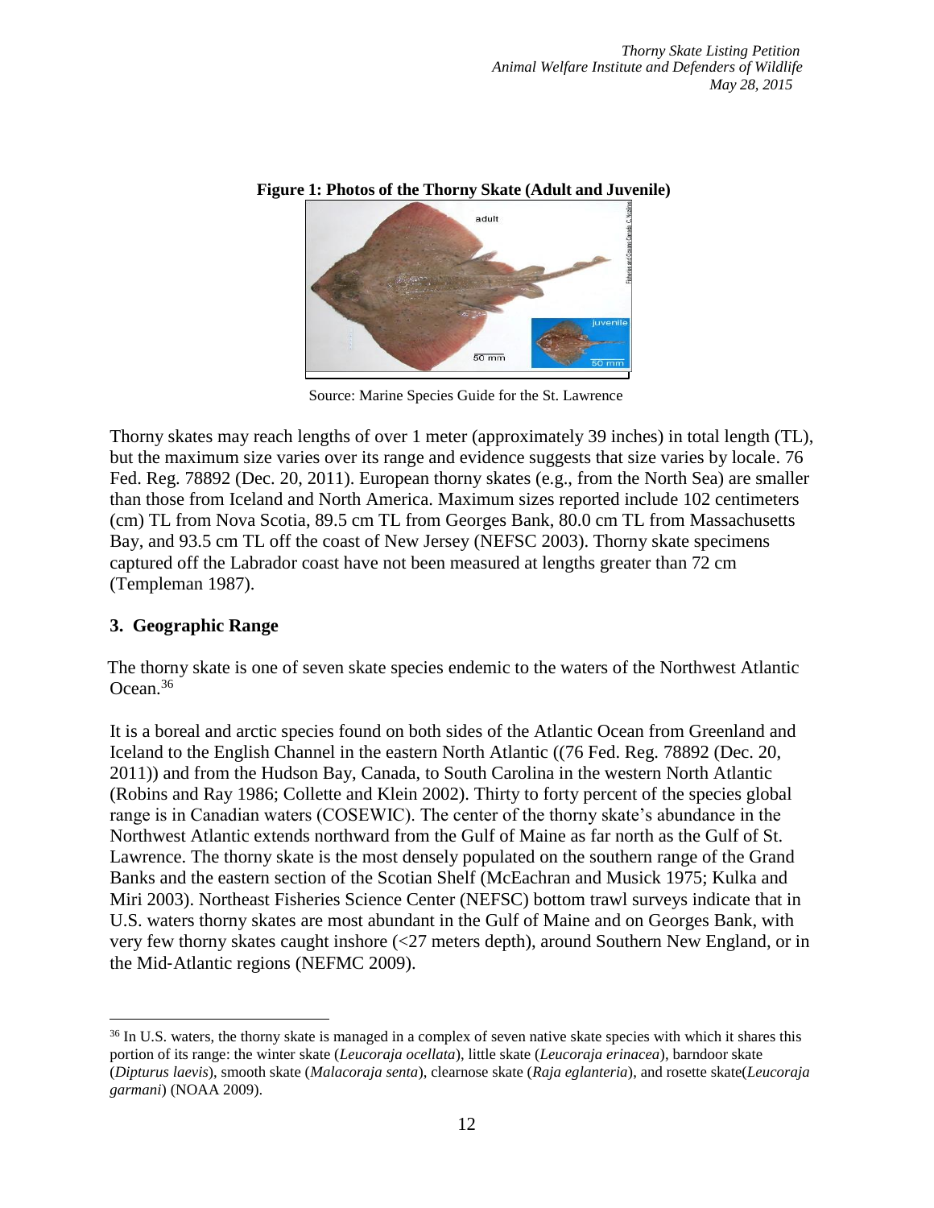**Figure 1: Photos of the Thorny Skate (Adult and Juvenile)**

Source: Marine Species Guide for the St. Lawrence

Thorny skates may reach lengths of over 1 meter (approximately 39 inches) in total length (TL), but the maximum size varies over its range and evidence suggests that size varies by locale. 76 Fed. Reg. 78892 (Dec. 20, 2011). European thorny skates (e.g., from the North Sea) are smaller than those from Iceland and North America. Maximum sizes reported include 102 centimeters (cm) TL from Nova Scotia, 89.5 cm TL from Georges Bank, 80.0 cm TL from Massachusetts Bay, and 93.5 cm TL off the coast of New Jersey (NEFSC 2003). Thorny skate specimens captured off the Labrador coast have not been measured at lengths greater than 72 cm (Templeman 1987).

## 3. Geographic Range

The thorny skate is one of seven skate species endemic to the waters of the Northwest Atlantic Ocean.[36]

It is a boreal and arctic species found on both sides of the Atlantic Ocean from Greenland and Iceland to the English Channel in the eastern North Atlantic ((76 Fed. Reg. 78892 (Dec. 20, 2011)) and from the Hudson Bay, Canada, to South Carolina in the western North Atlantic (Robins and Ray 1986; Collette and Klein 2002). Thirty to forty percent of the species global range is in Canadian waters (COSEWIC). The center of the thorny skate's abundance in the Northwest Atlantic extends northward from the Gulf of Maine as far north as the Gulf of St. Lawrence. The thorny skate is the most densely populated on the southern range of the Grand Banks and the eastern section of the Scotian Shelf (McEachran and Musick 1975; Kulka and Miri 2003). Northeast Fisheries Science Center (NEFSC) bottom trawl surveys indicate that in U.S. waters thorny skates are most abundant in the Gulf of Maine and on Georges Bank, with very few thorny skates caught inshore (<27 meters depth), around Southern New England, or in the Mid-Atlantic regions (NEFMC 2009).

---

[36] In U.S. waters, the thorny skate is managed in a complex of seven native skate species with which it shares this portion of its range: the winter skate (*Leucoraja ocellata*), little skate (*Leucoraja erinacea*), barndoor skate (*Dipturus laevis*), smooth skate (*Malacoraja senta*), clearnose skate (*Raja eglanteria*), and rosette skate(*Leucoraja garmani*) (NOAA 2009).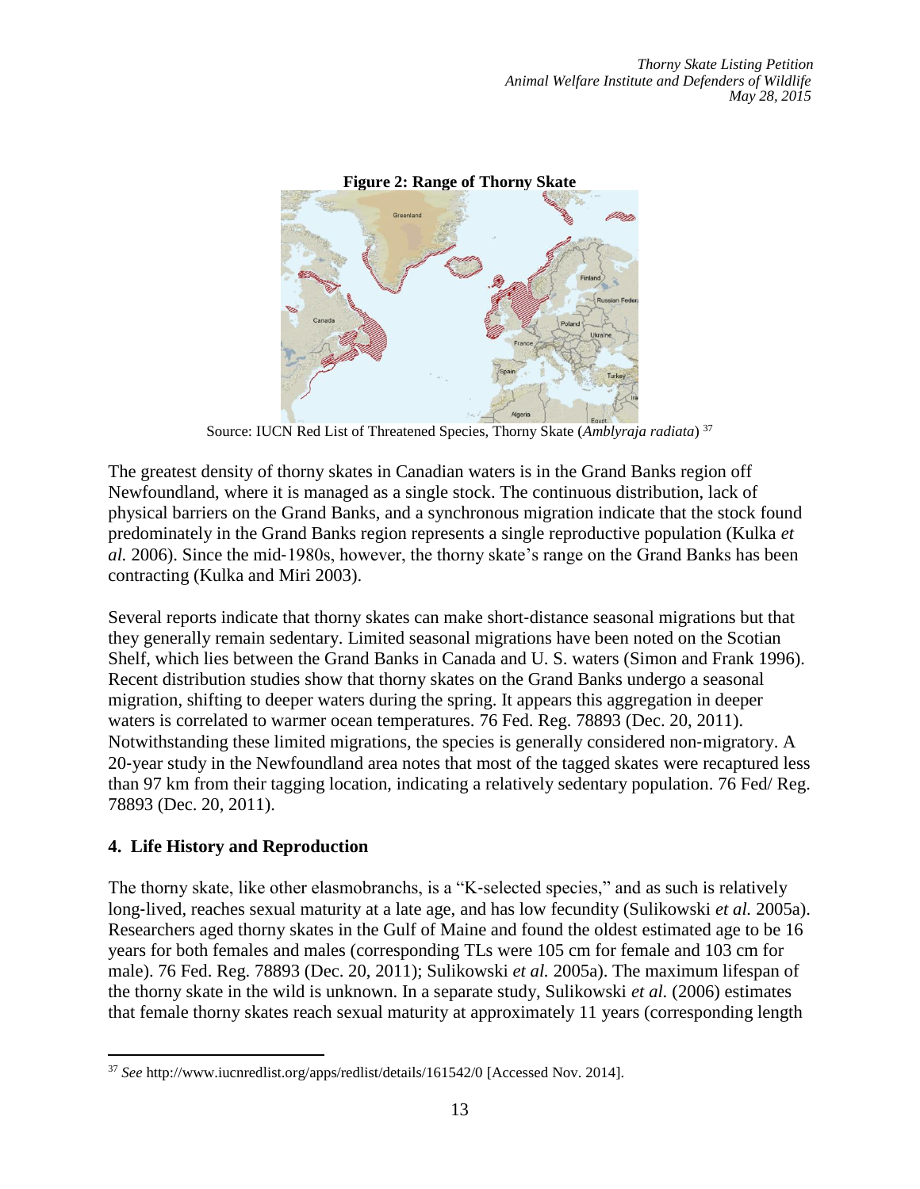**Figure 2: Range of Thorny Skate**

Source: IUCN Red List of Threatened Species, Thorny Skate (*Amblyraja radiata*) [37]

The greatest density of thorny skates in Canadian waters is in the Grand Banks region off Newfoundland, where it is managed as a single stock. The continuous distribution, lack of physical barriers on the Grand Banks, and a synchronous migration indicate that the stock found predominately in the Grand Banks region represents a single reproductive population (Kulka *et al.* 2006). Since the mid-1980s, however, the thorny skate's range on the Grand Banks has been contracting (Kulka and Miri 2003).

Several reports indicate that thorny skates can make short-distance seasonal migrations but that they generally remain sedentary. Limited seasonal migrations have been noted on the Scotian Shelf, which lies between the Grand Banks in Canada and U. S. waters (Simon and Frank 1996). Recent distribution studies show that thorny skates on the Grand Banks undergo a seasonal migration, shifting to deeper waters during the spring. It appears this aggregation in deeper waters is correlated to warmer ocean temperatures. 76 Fed. Reg. 78893 (Dec. 20, 2011). Notwithstanding these limited migrations, the species is generally considered non-migratory. A 20-year study in the Newfoundland area notes that most of the tagged skates were recaptured less than 97 km from their tagging location, indicating a relatively sedentary population. 76 Fed/ Reg. 78893 (Dec. 20, 2011).

## 4. Life History and Reproduction

The thorny skate, like other elasmobranchs, is a "K-selected species," and as such is relatively long-lived, reaches sexual maturity at a late age, and has low fecundity (Sulikowski *et al.* 2005a). Researchers aged thorny skates in the Gulf of Maine and found the oldest estimated age to be 16 years for both females and males (corresponding TLs were 105 cm for female and 103 cm for male). 76 Fed. Reg. 78893 (Dec. 20, 2011); Sulikowski *et al.* 2005a). The maximum lifespan of the thorny skate in the wild is unknown. In a separate study, Sulikowski *et al.* (2006) estimates that female thorny skates reach sexual maturity at approximately 11 years (corresponding length

---

[37] *See* http://www.iucnredlist.org/apps/redlist/details/161542/0 [Accessed Nov. 2014].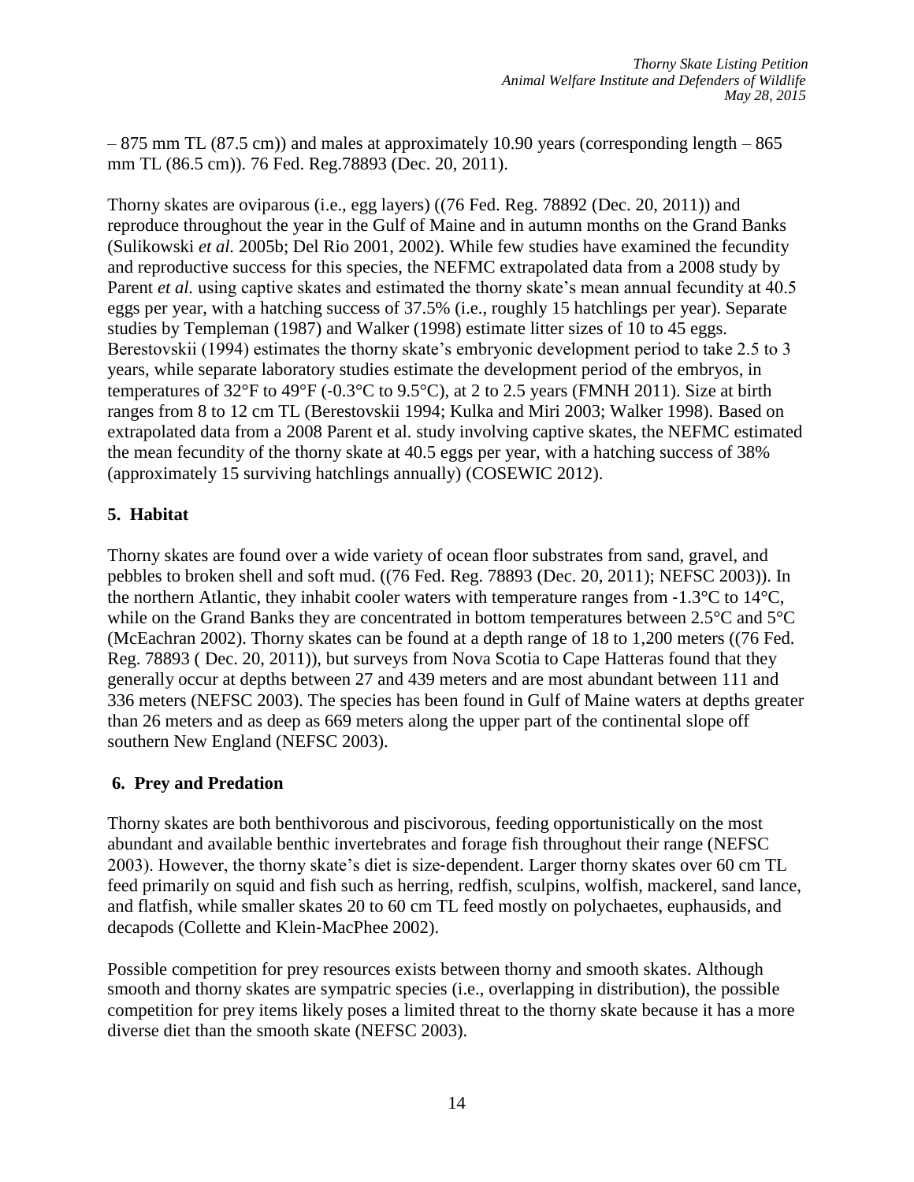– 875 mm TL (87.5 cm)) and males at approximately 10.90 years (corresponding length – 865 mm TL (86.5 cm)). 76 Fed. Reg.78893 (Dec. 20, 2011).

Thorny skates are oviparous (i.e., egg layers) ((76 Fed. Reg. 78892 (Dec. 20, 2011)) and reproduce throughout the year in the Gulf of Maine and in autumn months on the Grand Banks (Sulikowski *et al.* 2005b; Del Rio 2001, 2002). While few studies have examined the fecundity and reproductive success for this species, the NEFMC extrapolated data from a 2008 study by Parent *et al.* using captive skates and estimated the thorny skate's mean annual fecundity at 40.5 eggs per year, with a hatching success of 37.5% (i.e., roughly 15 hatchlings per year). Separate studies by Templeman (1987) and Walker (1998) estimate litter sizes of 10 to 45 eggs. Berestovskii (1994) estimates the thorny skate's embryonic development period to take 2.5 to 3 years, while separate laboratory studies estimate the development period of the embryos, in temperatures of 32°F to 49°F (-0.3°C to 9.5°C), at 2 to 2.5 years (FMNH 2011). Size at birth ranges from 8 to 12 cm TL (Berestovskii 1994; Kulka and Miri 2003; Walker 1998). Based on extrapolated data from a 2008 Parent et al. study involving captive skates, the NEFMC estimated the mean fecundity of the thorny skate at 40.5 eggs per year, with a hatching success of 38% (approximately 15 surviving hatchlings annually) (COSEWIC 2012).

## 5. Habitat

Thorny skates are found over a wide variety of ocean floor substrates from sand, gravel, and pebbles to broken shell and soft mud. ((76 Fed. Reg. 78893 (Dec. 20, 2011); NEFSC 2003)). In the northern Atlantic, they inhabit cooler waters with temperature ranges from -1.3°C to 14°C, while on the Grand Banks they are concentrated in bottom temperatures between 2.5°C and 5°C (McEachran 2002). Thorny skates can be found at a depth range of 18 to 1,200 meters ((76 Fed. Reg. 78893 ( Dec. 20, 2011)), but surveys from Nova Scotia to Cape Hatteras found that they generally occur at depths between 27 and 439 meters and are most abundant between 111 and 336 meters (NEFSC 2003). The species has been found in Gulf of Maine waters at depths greater than 26 meters and as deep as 669 meters along the upper part of the continental slope off southern New England (NEFSC 2003).

## 6. Prey and Predation

Thorny skates are both benthivorous and piscivorous, feeding opportunistically on the most abundant and available benthic invertebrates and forage fish throughout their range (NEFSC 2003). However, the thorny skate's diet is size-dependent. Larger thorny skates over 60 cm TL feed primarily on squid and fish such as herring, redfish, sculpins, wolfish, mackerel, sand lance, and flatfish, while smaller skates 20 to 60 cm TL feed mostly on polychaetes, euphausids, and decapods (Collette and Klein-MacPhee 2002).

Possible competition for prey resources exists between thorny and smooth skates. Although smooth and thorny skates are sympatric species (i.e., overlapping in distribution), the possible competition for prey items likely poses a limited threat to the thorny skate because it has a more diverse diet than the smooth skate (NEFSC 2003).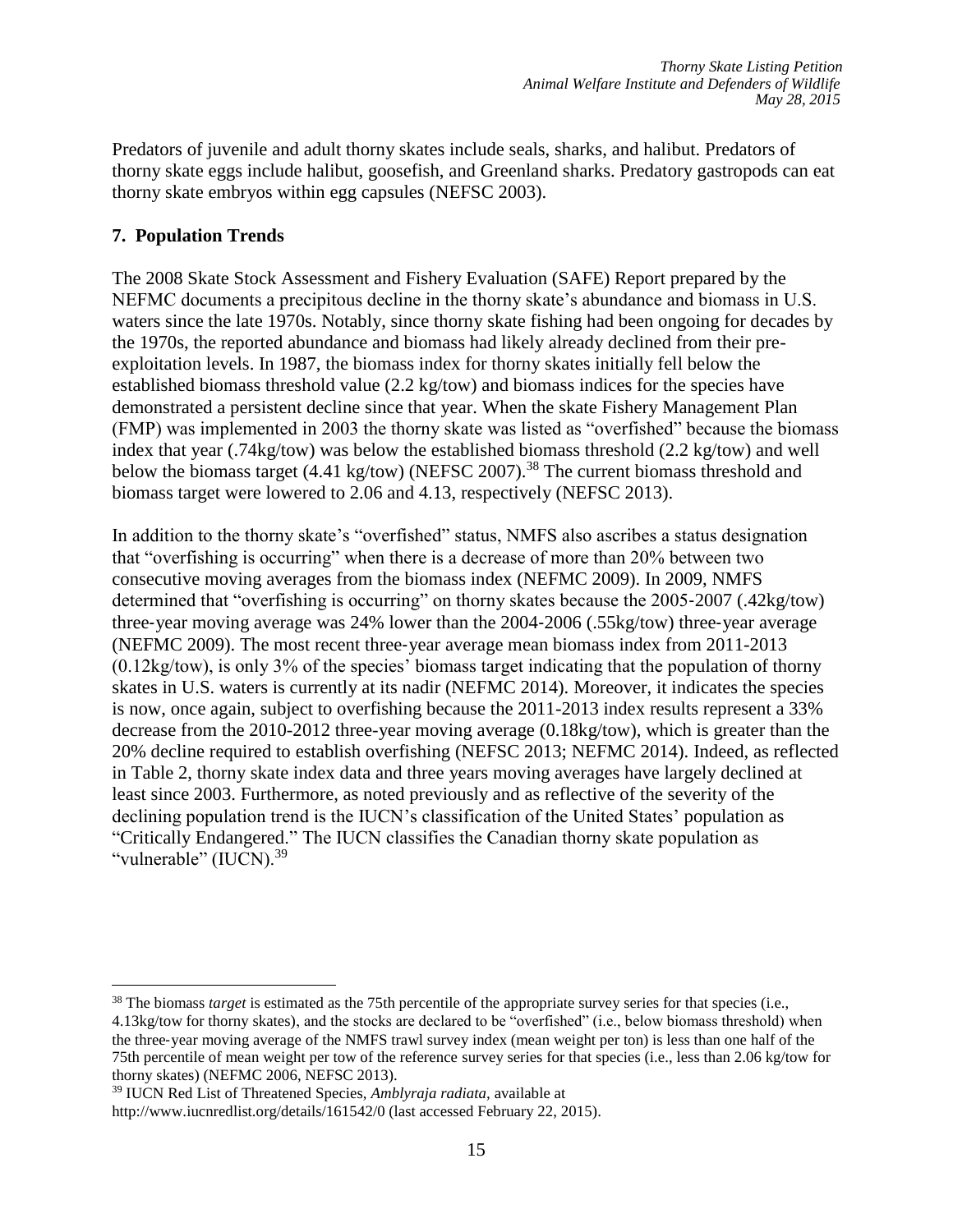Predators of juvenile and adult thorny skates include seals, sharks, and halibut. Predators of thorny skate eggs include halibut, goosefish, and Greenland sharks. Predatory gastropods can eat thorny skate embryos within egg capsules (NEFSC 2003).

### 7. Population Trends

The 2008 Skate Stock Assessment and Fishery Evaluation (SAFE) Report prepared by the NEFMC documents a precipitous decline in the thorny skate's abundance and biomass in U.S. waters since the late 1970s. Notably, since thorny skate fishing had been ongoing for decades by the 1970s, the reported abundance and biomass had likely already declined from their pre-exploitation levels. In 1987, the biomass index for thorny skates initially fell below the established biomass threshold value (2.2 kg/tow) and biomass indices for the species have demonstrated a persistent decline since that year. When the skate Fishery Management Plan (FMP) was implemented in 2003 the thorny skate was listed as "overfished" because the biomass index that year (.74kg/tow) was below the established biomass threshold (2.2 kg/tow) and well below the biomass target (4.41 kg/tow) (NEFSC 2007).[38] The current biomass threshold and biomass target were lowered to 2.06 and 4.13, respectively (NEFSC 2013).

In addition to the thorny skate's "overfished" status, NMFS also ascribes a status designation that "overfishing is occurring" when there is a decrease of more than 20% between two consecutive moving averages from the biomass index (NEFMC 2009). In 2009, NMFS determined that "overfishing is occurring" on thorny skates because the 2005-2007 (.42kg/tow) three-year moving average was 24% lower than the 2004-2006 (.55kg/tow) three-year average (NEFMC 2009). The most recent three-year average mean biomass index from 2011-2013 (0.12kg/tow), is only 3% of the species' biomass target indicating that the population of thorny skates in U.S. waters is currently at its nadir (NEFMC 2014). Moreover, it indicates the species is now, once again, subject to overfishing because the 2011-2013 index results represent a 33% decrease from the 2010-2012 three-year moving average (0.18kg/tow), which is greater than the 20% decline required to establish overfishing (NEFSC 2013; NEFMC 2014). Indeed, as reflected in Table 2, thorny skate index data and three years moving averages have largely declined at least since 2003. Furthermore, as noted previously and as reflective of the severity of the declining population trend is the IUCN's classification of the United States' population as "Critically Endangered." The IUCN classifies the Canadian thorny skate population as "vulnerable" (IUCN).[39]

---

[38] The biomass *target* is estimated as the 75th percentile of the appropriate survey series for that species (i.e., 4.13kg/tow for thorny skates), and the stocks are declared to be "overfished" (i.e., below biomass threshold) when the three-year moving average of the NMFS trawl survey index (mean weight per ton) is less than one half of the 75th percentile of mean weight per tow of the reference survey series for that species (i.e., less than 2.06 kg/tow for thorny skates) (NEFMC 2006, NEFSC 2013).

[39] IUCN Red List of Threatened Species, *Amblyraja radiata*, available at http://www.iucnredlist.org/details/161542/0 (last accessed February 22, 2015).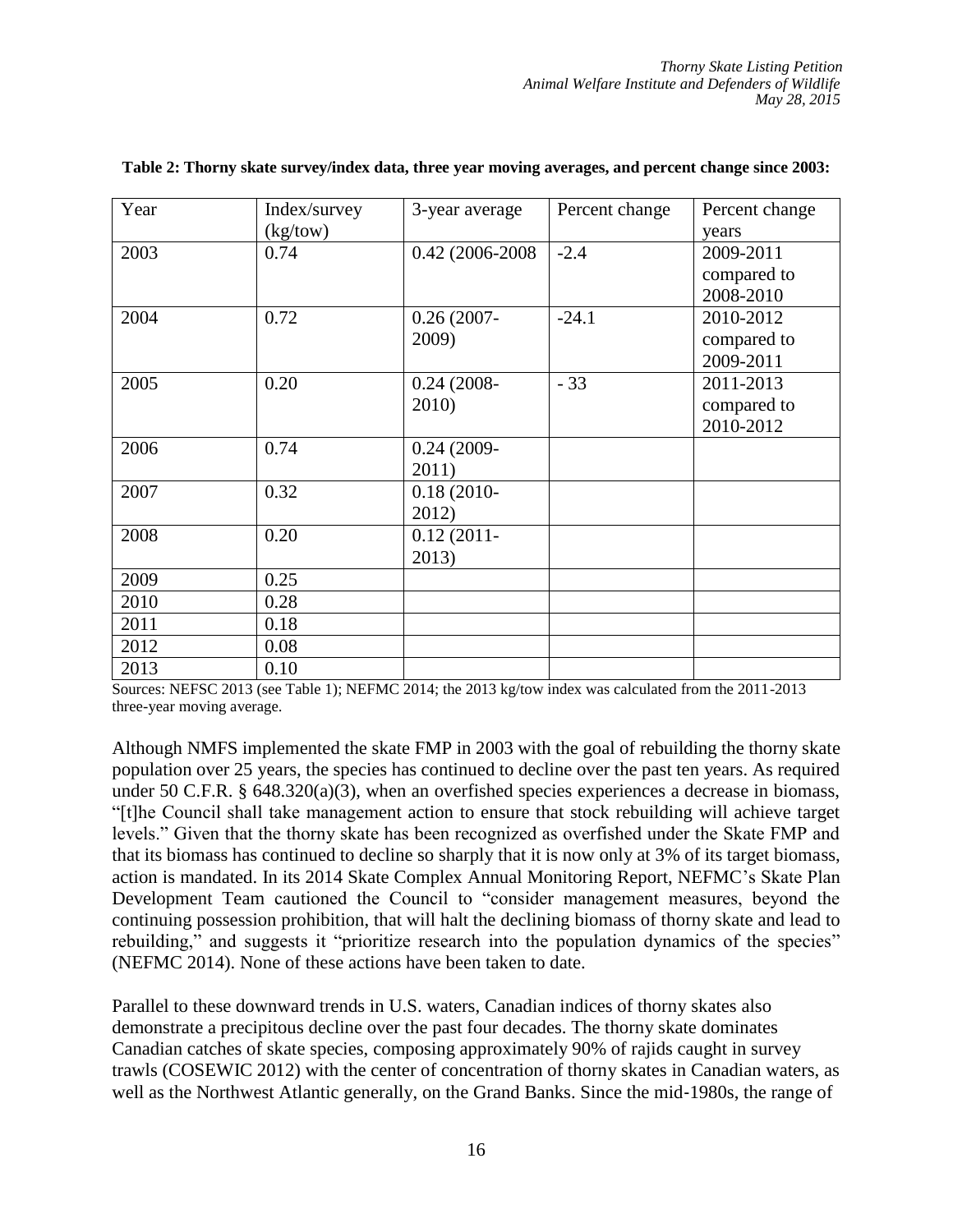**Table 2: Thorny skate survey/index data, three year moving averages, and percent change since 2003:**

| Year | Index/survey (kg/tow) | 3-year average | Percent change | Percent change years |
|---|---|---|---|---|
| 2003 | 0.74 | 0.42 (2006-2008 | -2.4 | 2009-2011 compared to 2008-2010 |
| 2004 | 0.72 | 0.26 (2007-2009) | -24.1 | 2010-2012 compared to 2009-2011 |
| 2005 | 0.20 | 0.24 (2008-2010) | - 33 | 2011-2013 compared to 2010-2012 |
| 2006 | 0.74 | 0.24 (2009-2011) | | |
| 2007 | 0.32 | 0.18 (2010-2012) | | |
| 2008 | 0.20 | 0.12 (2011-2013) | | |
| 2009 | 0.25 | | | |
| 2010 | 0.28 | | | |
| 2011 | 0.18 | | | |
| 2012 | 0.08 | | | |
| 2013 | 0.10 | | | |

Sources: NEFSC 2013 (see Table 1); NEFMC 2014; the 2013 kg/tow index was calculated from the 2011-2013 three-year moving average.

Although NMFS implemented the skate FMP in 2003 with the goal of rebuilding the thorny skate population over 25 years, the species has continued to decline over the past ten years. As required under 50 C.F.R. § 648.320(a)(3), when an overfished species experiences a decrease in biomass, "[t]he Council shall take management action to ensure that stock rebuilding will achieve target levels." Given that the thorny skate has been recognized as overfished under the Skate FMP and that its biomass has continued to decline so sharply that it is now only at 3% of its target biomass, action is mandated. In its 2014 Skate Complex Annual Monitoring Report, NEFMC's Skate Plan Development Team cautioned the Council to "consider management measures, beyond the continuing possession prohibition, that will halt the declining biomass of thorny skate and lead to rebuilding," and suggests it "prioritize research into the population dynamics of the species" (NEFMC 2014). None of these actions have been taken to date.

Parallel to these downward trends in U.S. waters, Canadian indices of thorny skates also demonstrate a precipitous decline over the past four decades. The thorny skate dominates Canadian catches of skate species, composing approximately 90% of rajids caught in survey trawls (COSEWIC 2012) with the center of concentration of thorny skates in Canadian waters, as well as the Northwest Atlantic generally, on the Grand Banks. Since the mid-1980s, the range of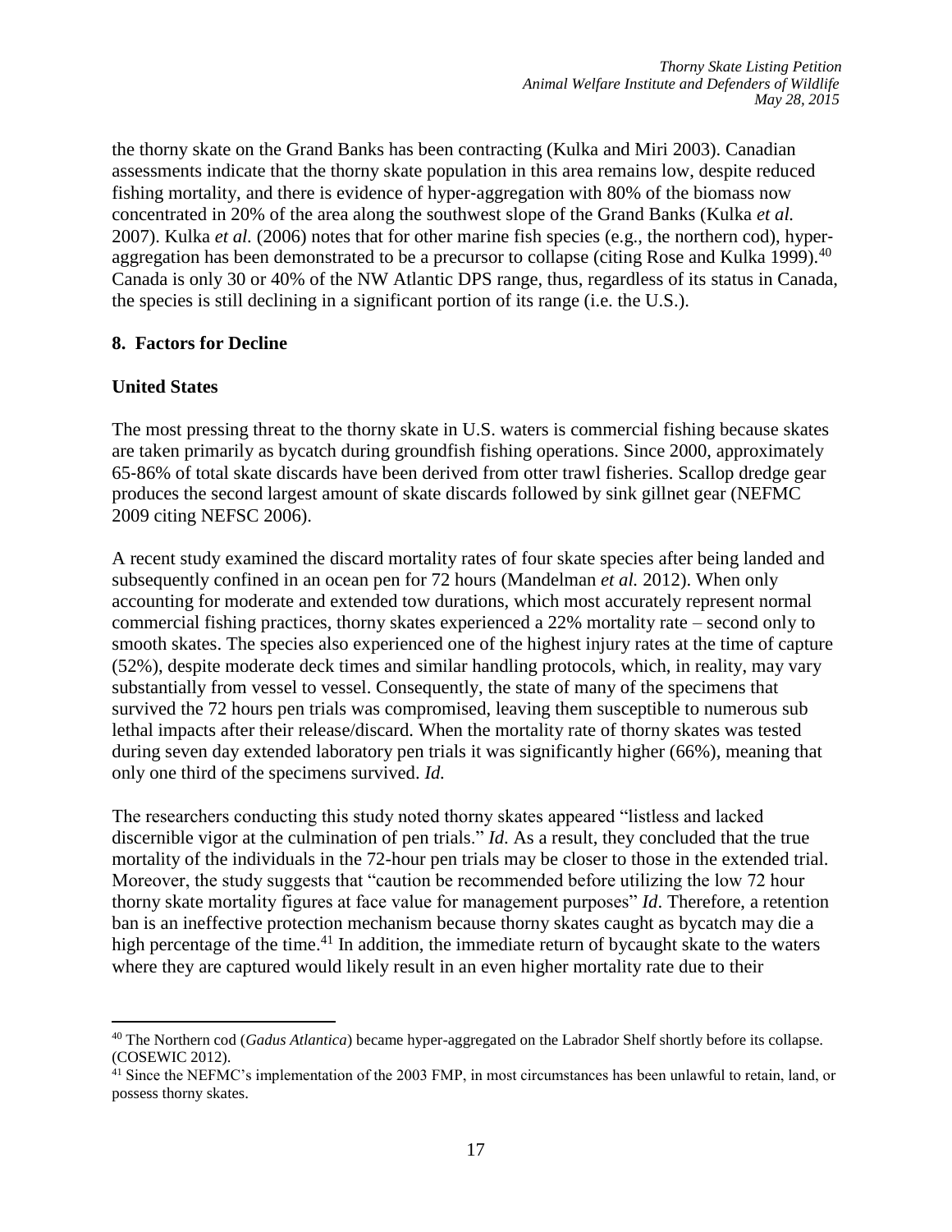the thorny skate on the Grand Banks has been contracting (Kulka and Miri 2003). Canadian assessments indicate that the thorny skate population in this area remains low, despite reduced fishing mortality, and there is evidence of hyper-aggregation with 80% of the biomass now concentrated in 20% of the area along the southwest slope of the Grand Banks (Kulka *et al.* 2007). Kulka *et al.* (2006) notes that for other marine fish species (e.g., the northern cod), hyper-aggregation has been demonstrated to be a precursor to collapse (citing Rose and Kulka 1999).[40] Canada is only 30 or 40% of the NW Atlantic DPS range, thus, regardless of its status in Canada, the species is still declining in a significant portion of its range (i.e. the U.S.).

## 8. Factors for Decline

### United States

The most pressing threat to the thorny skate in U.S. waters is commercial fishing because skates are taken primarily as bycatch during groundfish fishing operations. Since 2000, approximately 65-86% of total skate discards have been derived from otter trawl fisheries. Scallop dredge gear produces the second largest amount of skate discards followed by sink gillnet gear (NEFMC 2009 citing NEFSC 2006).

A recent study examined the discard mortality rates of four skate species after being landed and subsequently confined in an ocean pen for 72 hours (Mandelman *et al.* 2012). When only accounting for moderate and extended tow durations, which most accurately represent normal commercial fishing practices, thorny skates experienced a 22% mortality rate – second only to smooth skates. The species also experienced one of the highest injury rates at the time of capture (52%), despite moderate deck times and similar handling protocols, which, in reality, may vary substantially from vessel to vessel. Consequently, the state of many of the specimens that survived the 72 hours pen trials was compromised, leaving them susceptible to numerous sub lethal impacts after their release/discard. When the mortality rate of thorny skates was tested during seven day extended laboratory pen trials it was significantly higher (66%), meaning that only one third of the specimens survived. *Id.*

The researchers conducting this study noted thorny skates appeared "listless and lacked discernible vigor at the culmination of pen trials." *Id*. As a result, they concluded that the true mortality of the individuals in the 72-hour pen trials may be closer to those in the extended trial. Moreover, the study suggests that "caution be recommended before utilizing the low 72 hour thorny skate mortality figures at face value for management purposes" *Id*. Therefore, a retention ban is an ineffective protection mechanism because thorny skates caught as bycatch may die a high percentage of the time.[41] In addition, the immediate return of bycaught skate to the waters where they are captured would likely result in an even higher mortality rate due to their

---

[40] The Northern cod (*Gadus Atlantica*) became hyper-aggregated on the Labrador Shelf shortly before its collapse. (COSEWIC 2012).

[41] Since the NEFMC's implementation of the 2003 FMP, in most circumstances has been unlawful to retain, land, or possess thorny skates.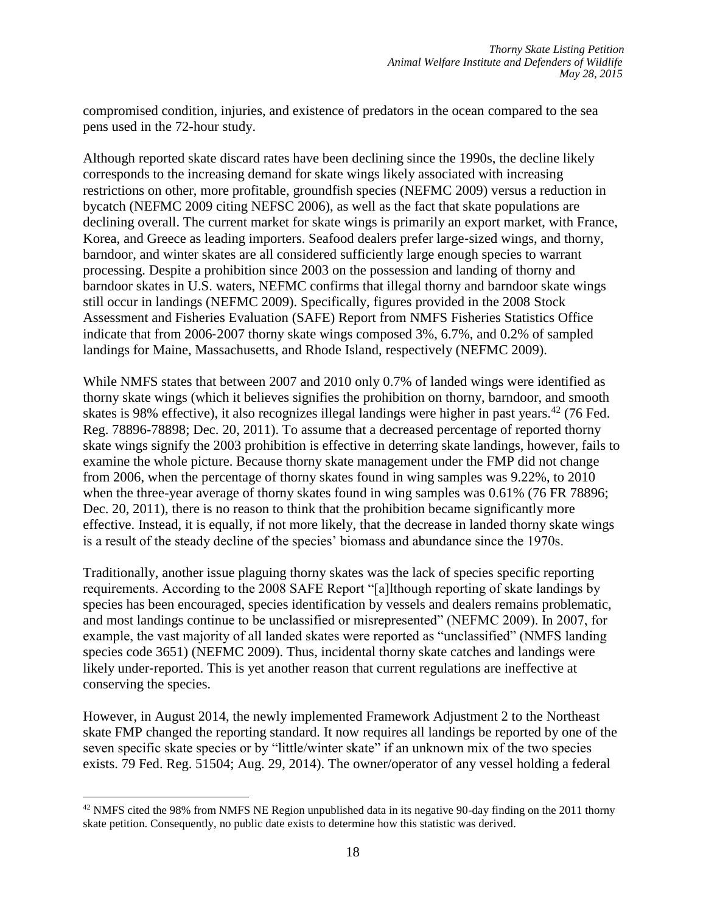compromised condition, injuries, and existence of predators in the ocean compared to the sea pens used in the 72-hour study.

Although reported skate discard rates have been declining since the 1990s, the decline likely corresponds to the increasing demand for skate wings likely associated with increasing restrictions on other, more profitable, groundfish species (NEFMC 2009) versus a reduction in bycatch (NEFMC 2009 citing NEFSC 2006), as well as the fact that skate populations are declining overall. The current market for skate wings is primarily an export market, with France, Korea, and Greece as leading importers. Seafood dealers prefer large-sized wings, and thorny, barndoor, and winter skates are all considered sufficiently large enough species to warrant processing. Despite a prohibition since 2003 on the possession and landing of thorny and barndoor skates in U.S. waters, NEFMC confirms that illegal thorny and barndoor skate wings still occur in landings (NEFMC 2009). Specifically, figures provided in the 2008 Stock Assessment and Fisheries Evaluation (SAFE) Report from NMFS Fisheries Statistics Office indicate that from 2006-2007 thorny skate wings composed 3%, 6.7%, and 0.2% of sampled landings for Maine, Massachusetts, and Rhode Island, respectively (NEFMC 2009).

While NMFS states that between 2007 and 2010 only 0.7% of landed wings were identified as thorny skate wings (which it believes signifies the prohibition on thorny, barndoor, and smooth skates is 98% effective), it also recognizes illegal landings were higher in past years.[42] (76 Fed. Reg. 78896-78898; Dec. 20, 2011). To assume that a decreased percentage of reported thorny skate wings signify the 2003 prohibition is effective in deterring skate landings, however, fails to examine the whole picture. Because thorny skate management under the FMP did not change from 2006, when the percentage of thorny skates found in wing samples was 9.22%, to 2010 when the three-year average of thorny skates found in wing samples was 0.61% (76 FR 78896; Dec. 20, 2011), there is no reason to think that the prohibition became significantly more effective. Instead, it is equally, if not more likely, that the decrease in landed thorny skate wings is a result of the steady decline of the species' biomass and abundance since the 1970s.

Traditionally, another issue plaguing thorny skates was the lack of species specific reporting requirements. According to the 2008 SAFE Report "[a]lthough reporting of skate landings by species has been encouraged, species identification by vessels and dealers remains problematic, and most landings continue to be unclassified or misrepresented" (NEFMC 2009). In 2007, for example, the vast majority of all landed skates were reported as "unclassified" (NMFS landing species code 3651) (NEFMC 2009). Thus, incidental thorny skate catches and landings were likely under-reported. This is yet another reason that current regulations are ineffective at conserving the species.

However, in August 2014, the newly implemented Framework Adjustment 2 to the Northeast skate FMP changed the reporting standard. It now requires all landings be reported by one of the seven specific skate species or by "little/winter skate" if an unknown mix of the two species exists. 79 Fed. Reg. 51504; Aug. 29, 2014). The owner/operator of any vessel holding a federal

---

[42] NMFS cited the 98% from NMFS NE Region unpublished data in its negative 90-day finding on the 2011 thorny skate petition. Consequently, no public date exists to determine how this statistic was derived.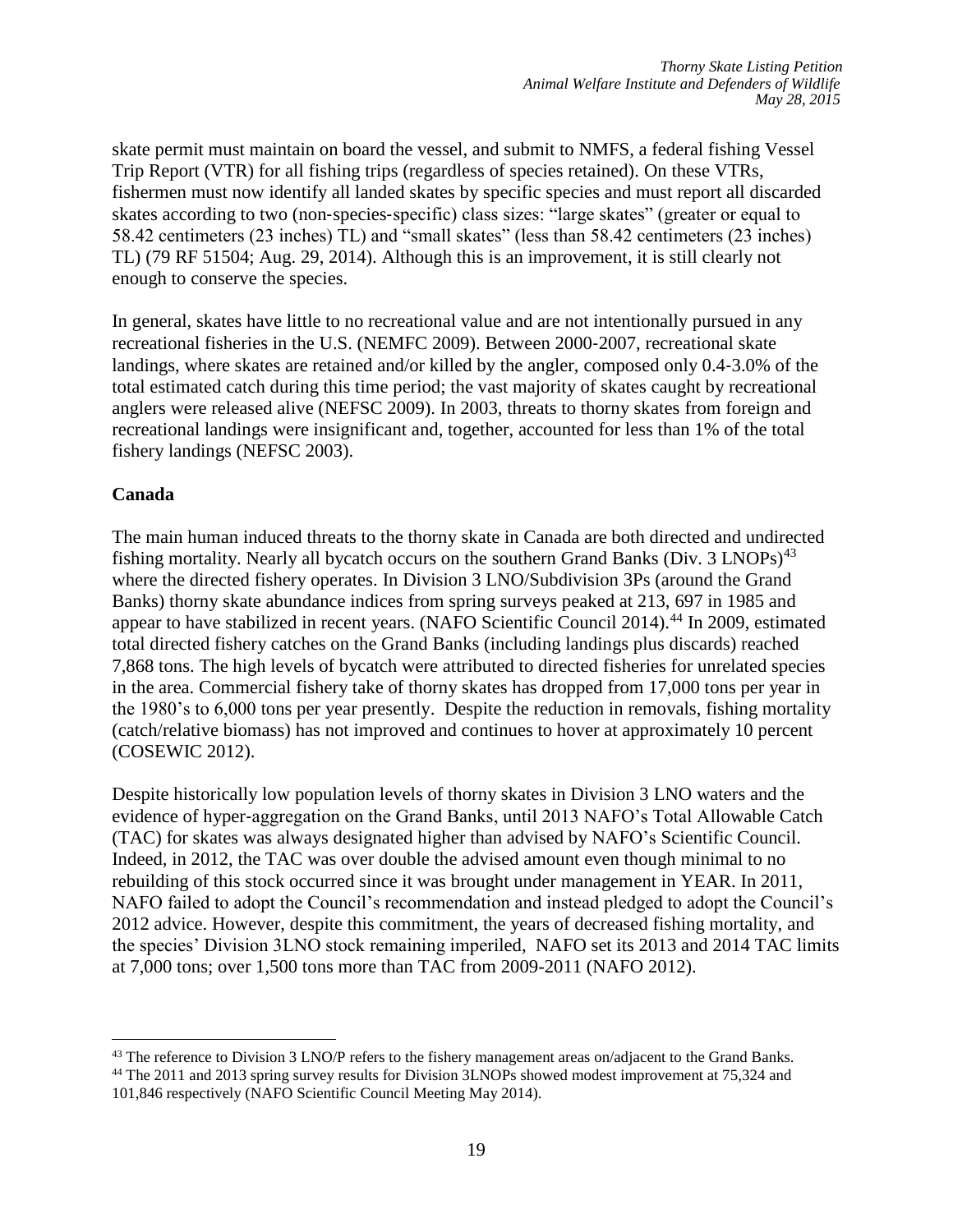skate permit must maintain on board the vessel, and submit to NMFS, a federal fishing Vessel Trip Report (VTR) for all fishing trips (regardless of species retained). On these VTRs, fishermen must now identify all landed skates by specific species and must report all discarded skates according to two (non-species-specific) class sizes: "large skates" (greater or equal to 58.42 centimeters (23 inches) TL) and "small skates" (less than 58.42 centimeters (23 inches) TL) (79 RF 51504; Aug. 29, 2014). Although this is an improvement, it is still clearly not enough to conserve the species.

In general, skates have little to no recreational value and are not intentionally pursued in any recreational fisheries in the U.S. (NEMFC 2009). Between 2000-2007, recreational skate landings, where skates are retained and/or killed by the angler, composed only 0.4-3.0% of the total estimated catch during this time period; the vast majority of skates caught by recreational anglers were released alive (NEFSC 2009). In 2003, threats to thorny skates from foreign and recreational landings were insignificant and, together, accounted for less than 1% of the total fishery landings (NEFSC 2003).

**Canada**

The main human induced threats to the thorny skate in Canada are both directed and undirected fishing mortality. Nearly all bycatch occurs on the southern Grand Banks (Div. 3 LNOPs)[43] where the directed fishery operates. In Division 3 LNO/Subdivision 3Ps (around the Grand Banks) thorny skate abundance indices from spring surveys peaked at 213, 697 in 1985 and appear to have stabilized in recent years. (NAFO Scientific Council 2014).[44] In 2009, estimated total directed fishery catches on the Grand Banks (including landings plus discards) reached 7,868 tons. The high levels of bycatch were attributed to directed fisheries for unrelated species in the area. Commercial fishery take of thorny skates has dropped from 17,000 tons per year in the 1980's to 6,000 tons per year presently. Despite the reduction in removals, fishing mortality (catch/relative biomass) has not improved and continues to hover at approximately 10 percent (COSEWIC 2012).

Despite historically low population levels of thorny skates in Division 3 LNO waters and the evidence of hyper-aggregation on the Grand Banks, until 2013 NAFO's Total Allowable Catch (TAC) for skates was always designated higher than advised by NAFO's Scientific Council. Indeed, in 2012, the TAC was over double the advised amount even though minimal to no rebuilding of this stock occurred since it was brought under management in YEAR. In 2011, NAFO failed to adopt the Council's recommendation and instead pledged to adopt the Council's 2012 advice. However, despite this commitment, the years of decreased fishing mortality, and the species' Division 3LNO stock remaining imperiled, NAFO set its 2013 and 2014 TAC limits at 7,000 tons; over 1,500 tons more than TAC from 2009-2011 (NAFO 2012).

[43] The reference to Division 3 LNO/P refers to the fishery management areas on/adjacent to the Grand Banks.

[44] The 2011 and 2013 spring survey results for Division 3LNOPs showed modest improvement at 75,324 and 101,846 respectively (NAFO Scientific Council Meeting May 2014).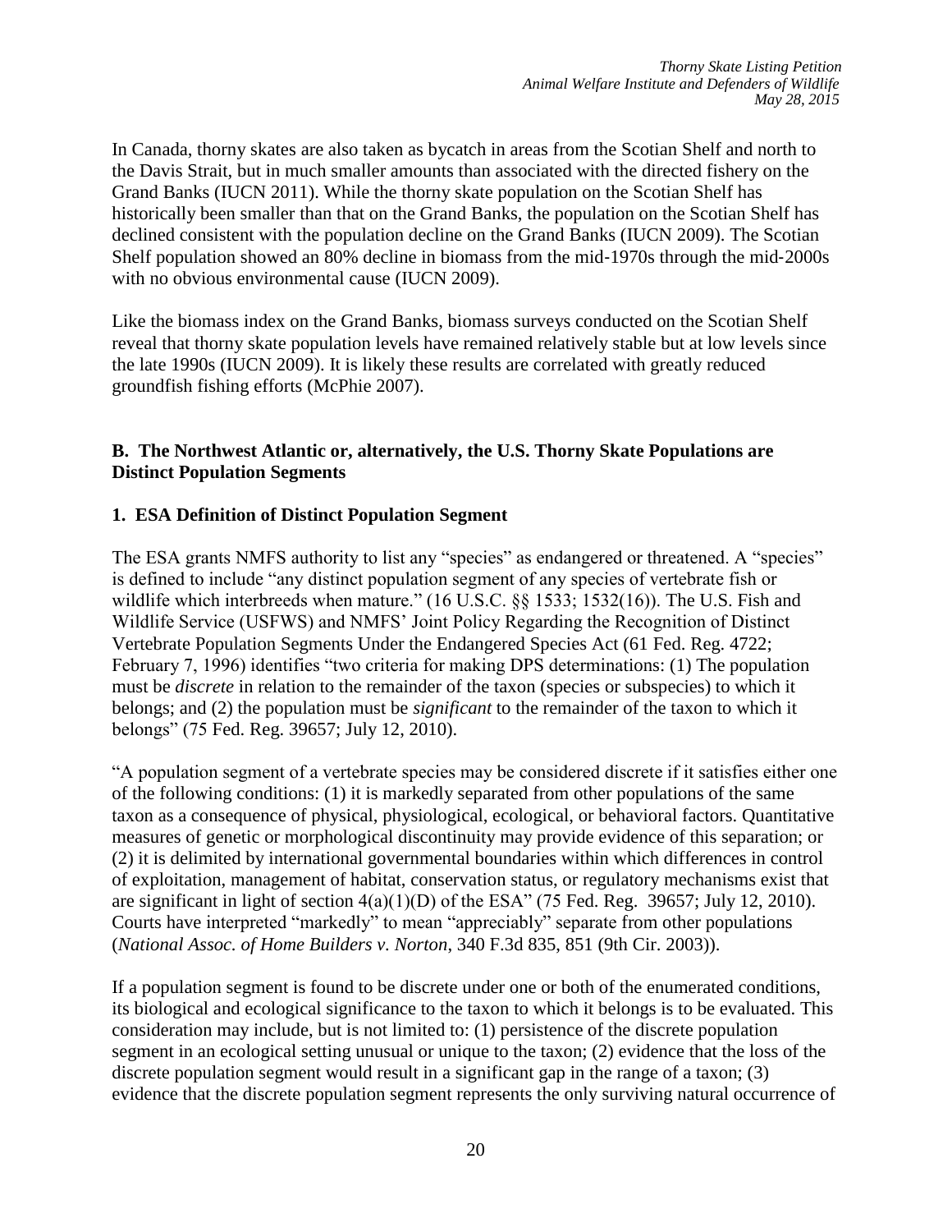In Canada, thorny skates are also taken as bycatch in areas from the Scotian Shelf and north to the Davis Strait, but in much smaller amounts than associated with the directed fishery on the Grand Banks (IUCN 2011). While the thorny skate population on the Scotian Shelf has historically been smaller than that on the Grand Banks, the population on the Scotian Shelf has declined consistent with the population decline on the Grand Banks (IUCN 2009). The Scotian Shelf population showed an 80% decline in biomass from the mid-1970s through the mid-2000s with no obvious environmental cause (IUCN 2009).

Like the biomass index on the Grand Banks, biomass surveys conducted on the Scotian Shelf reveal that thorny skate population levels have remained relatively stable but at low levels since the late 1990s (IUCN 2009). It is likely these results are correlated with greatly reduced groundfish fishing efforts (McPhie 2007).

### B. The Northwest Atlantic or, alternatively, the U.S. Thorny Skate Populations are Distinct Population Segments

#### 1. ESA Definition of Distinct Population Segment

The ESA grants NMFS authority to list any "species" as endangered or threatened. A "species" is defined to include "any distinct population segment of any species of vertebrate fish or wildlife which interbreeds when mature." (16 U.S.C. §§ 1533; 1532(16)). The U.S. Fish and Wildlife Service (USFWS) and NMFS' Joint Policy Regarding the Recognition of Distinct Vertebrate Population Segments Under the Endangered Species Act (61 Fed. Reg. 4722; February 7, 1996) identifies "two criteria for making DPS determinations: (1) The population must be *discrete* in relation to the remainder of the taxon (species or subspecies) to which it belongs; and (2) the population must be *significant* to the remainder of the taxon to which it belongs" (75 Fed. Reg. 39657; July 12, 2010).

"A population segment of a vertebrate species may be considered discrete if it satisfies either one of the following conditions: (1) it is markedly separated from other populations of the same taxon as a consequence of physical, physiological, ecological, or behavioral factors. Quantitative measures of genetic or morphological discontinuity may provide evidence of this separation; or (2) it is delimited by international governmental boundaries within which differences in control of exploitation, management of habitat, conservation status, or regulatory mechanisms exist that are significant in light of section 4(a)(1)(D) of the ESA" (75 Fed. Reg. 39657; July 12, 2010). Courts have interpreted "markedly" to mean "appreciably" separate from other populations (*National Assoc. of Home Builders v. Norton*, 340 F.3d 835, 851 (9th Cir. 2003)).

If a population segment is found to be discrete under one or both of the enumerated conditions, its biological and ecological significance to the taxon to which it belongs is to be evaluated. This consideration may include, but is not limited to: (1) persistence of the discrete population segment in an ecological setting unusual or unique to the taxon; (2) evidence that the loss of the discrete population segment would result in a significant gap in the range of a taxon; (3) evidence that the discrete population segment represents the only surviving natural occurrence of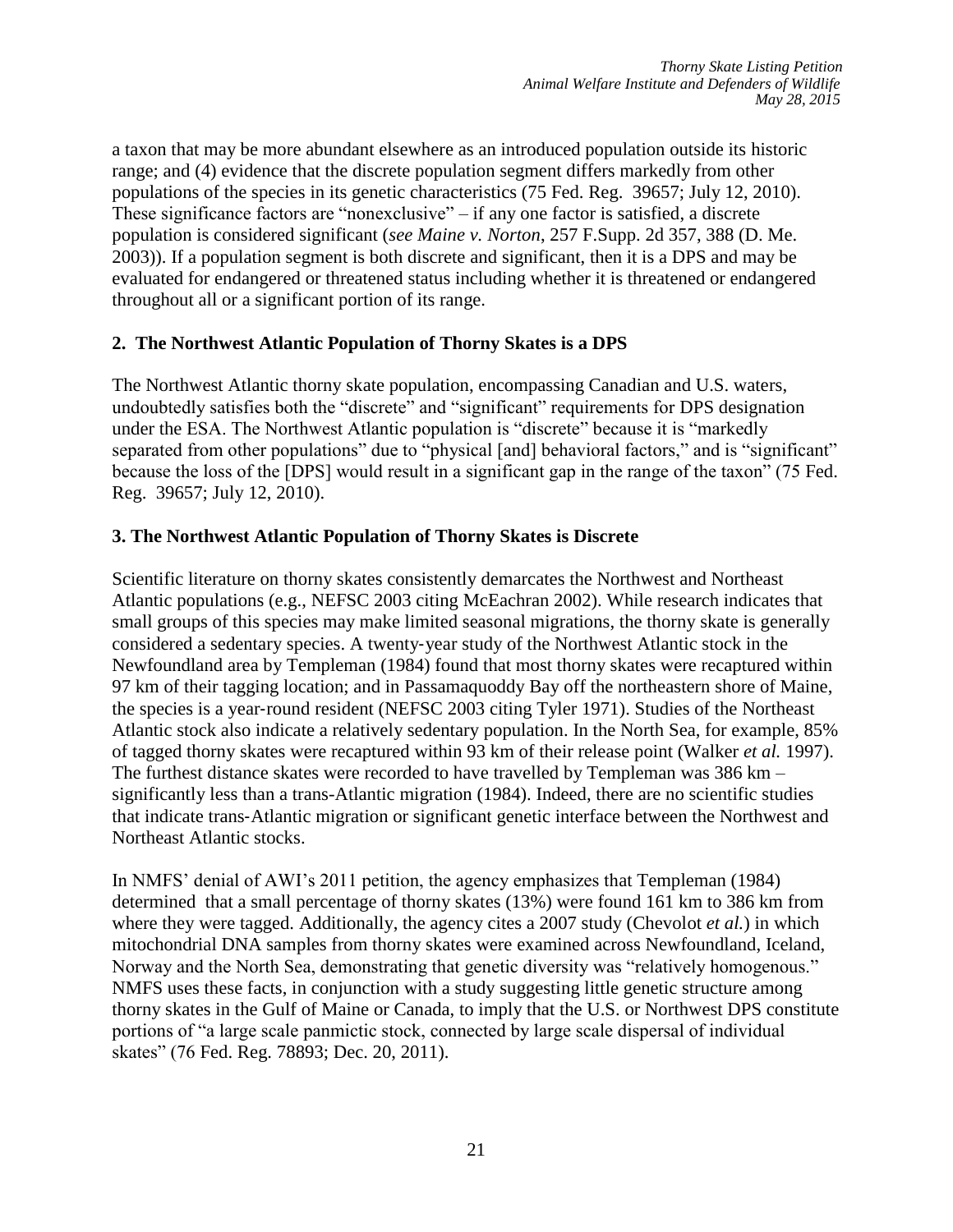a taxon that may be more abundant elsewhere as an introduced population outside its historic range; and (4) evidence that the discrete population segment differs markedly from other populations of the species in its genetic characteristics (75 Fed. Reg. 39657; July 12, 2010). These significance factors are "nonexclusive" – if any one factor is satisfied, a discrete population is considered significant (*see Maine v. Norton*, 257 F.Supp. 2d 357, 388 (D. Me. 2003)). If a population segment is both discrete and significant, then it is a DPS and may be evaluated for endangered or threatened status including whether it is threatened or endangered throughout all or a significant portion of its range.

### 2. The Northwest Atlantic Population of Thorny Skates is a DPS

The Northwest Atlantic thorny skate population, encompassing Canadian and U.S. waters, undoubtedly satisfies both the "discrete" and "significant" requirements for DPS designation under the ESA. The Northwest Atlantic population is "discrete" because it is "markedly separated from other populations" due to "physical [and] behavioral factors," and is "significant" because the loss of the [DPS] would result in a significant gap in the range of the taxon" (75 Fed. Reg. 39657; July 12, 2010).

### 3. The Northwest Atlantic Population of Thorny Skates is Discrete

Scientific literature on thorny skates consistently demarcates the Northwest and Northeast Atlantic populations (e.g., NEFSC 2003 citing McEachran 2002). While research indicates that small groups of this species may make limited seasonal migrations, the thorny skate is generally considered a sedentary species. A twenty-year study of the Northwest Atlantic stock in the Newfoundland area by Templeman (1984) found that most thorny skates were recaptured within 97 km of their tagging location; and in Passamaquoddy Bay off the northeastern shore of Maine, the species is a year-round resident (NEFSC 2003 citing Tyler 1971). Studies of the Northeast Atlantic stock also indicate a relatively sedentary population. In the North Sea, for example, 85% of tagged thorny skates were recaptured within 93 km of their release point (Walker *et al.* 1997). The furthest distance skates were recorded to have travelled by Templeman was 386 km – significantly less than a trans-Atlantic migration (1984). Indeed, there are no scientific studies that indicate trans-Atlantic migration or significant genetic interface between the Northwest and Northeast Atlantic stocks.

In NMFS' denial of AWI's 2011 petition, the agency emphasizes that Templeman (1984) determined that a small percentage of thorny skates (13%) were found 161 km to 386 km from where they were tagged. Additionally, the agency cites a 2007 study (Chevolot *et al.*) in which mitochondrial DNA samples from thorny skates were examined across Newfoundland, Iceland, Norway and the North Sea, demonstrating that genetic diversity was "relatively homogenous." NMFS uses these facts, in conjunction with a study suggesting little genetic structure among thorny skates in the Gulf of Maine or Canada, to imply that the U.S. or Northwest DPS constitute portions of "a large scale panmictic stock, connected by large scale dispersal of individual skates" (76 Fed. Reg. 78893; Dec. 20, 2011).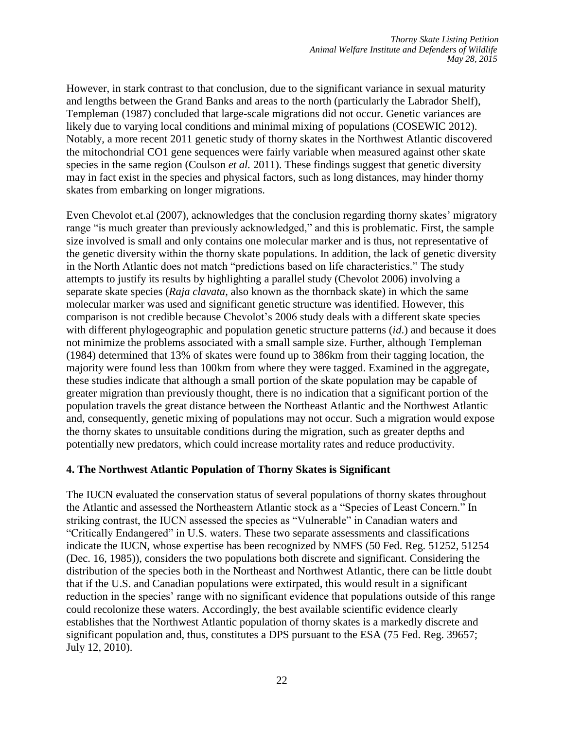However, in stark contrast to that conclusion, due to the significant variance in sexual maturity and lengths between the Grand Banks and areas to the north (particularly the Labrador Shelf), Templeman (1987) concluded that large-scale migrations did not occur. Genetic variances are likely due to varying local conditions and minimal mixing of populations (COSEWIC 2012). Notably, a more recent 2011 genetic study of thorny skates in the Northwest Atlantic discovered the mitochondrial CO1 gene sequences were fairly variable when measured against other skate species in the same region (Coulson *et al*. 2011). These findings suggest that genetic diversity may in fact exist in the species and physical factors, such as long distances, may hinder thorny skates from embarking on longer migrations.

Even Chevolot et.al (2007), acknowledges that the conclusion regarding thorny skates' migratory range "is much greater than previously acknowledged," and this is problematic. First, the sample size involved is small and only contains one molecular marker and is thus, not representative of the genetic diversity within the thorny skate populations. In addition, the lack of genetic diversity in the North Atlantic does not match "predictions based on life characteristics." The study attempts to justify its results by highlighting a parallel study (Chevolot 2006) involving a separate skate species (*Raja clavata*, also known as the thornback skate) in which the same molecular marker was used and significant genetic structure was identified. However, this comparison is not credible because Chevolot's 2006 study deals with a different skate species with different phylogeographic and population genetic structure patterns (*id*.) and because it does not minimize the problems associated with a small sample size. Further, although Templeman (1984) determined that 13% of skates were found up to 386km from their tagging location, the majority were found less than 100km from where they were tagged. Examined in the aggregate, these studies indicate that although a small portion of the skate population may be capable of greater migration than previously thought, there is no indication that a significant portion of the population travels the great distance between the Northeast Atlantic and the Northwest Atlantic and, consequently, genetic mixing of populations may not occur. Such a migration would expose the thorny skates to unsuitable conditions during the migration, such as greater depths and potentially new predators, which could increase mortality rates and reduce productivity.

## 4. The Northwest Atlantic Population of Thorny Skates is Significant

The IUCN evaluated the conservation status of several populations of thorny skates throughout the Atlantic and assessed the Northeastern Atlantic stock as a "Species of Least Concern." In striking contrast, the IUCN assessed the species as "Vulnerable" in Canadian waters and "Critically Endangered" in U.S. waters. These two separate assessments and classifications indicate the IUCN, whose expertise has been recognized by NMFS (50 Fed. Reg. 51252, 51254 (Dec. 16, 1985)), considers the two populations both discrete and significant. Considering the distribution of the species both in the Northeast and Northwest Atlantic, there can be little doubt that if the U.S. and Canadian populations were extirpated, this would result in a significant reduction in the species' range with no significant evidence that populations outside of this range could recolonize these waters. Accordingly, the best available scientific evidence clearly establishes that the Northwest Atlantic population of thorny skates is a markedly discrete and significant population and, thus, constitutes a DPS pursuant to the ESA (75 Fed. Reg. 39657; July 12, 2010).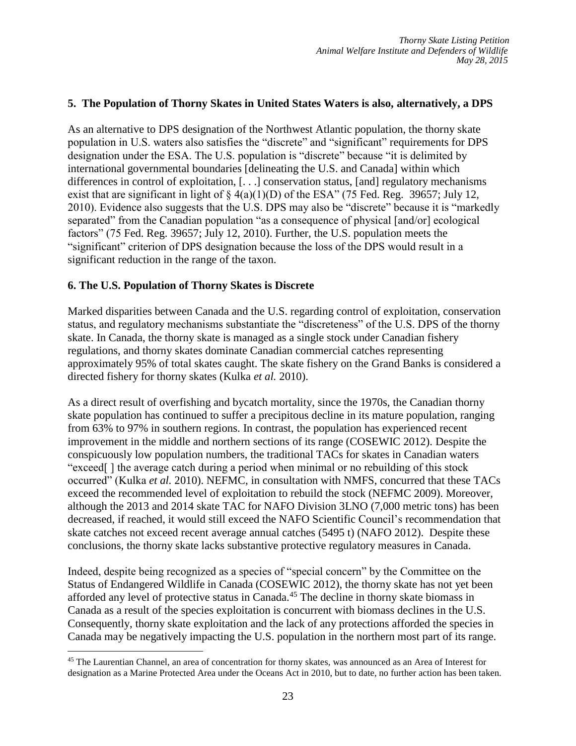## 5. The Population of Thorny Skates in United States Waters is also, alternatively, a DPS

As an alternative to DPS designation of the Northwest Atlantic population, the thorny skate population in U.S. waters also satisfies the "discrete" and "significant" requirements for DPS designation under the ESA. The U.S. population is "discrete" because "it is delimited by international governmental boundaries [delineating the U.S. and Canada] within which differences in control of exploitation, [. . .] conservation status, [and] regulatory mechanisms exist that are significant in light of § 4(a)(1)(D) of the ESA" (75 Fed. Reg. 39657; July 12, 2010). Evidence also suggests that the U.S. DPS may also be "discrete" because it is "markedly separated" from the Canadian population "as a consequence of physical [and/or] ecological factors" (75 Fed. Reg. 39657; July 12, 2010). Further, the U.S. population meets the "significant" criterion of DPS designation because the loss of the DPS would result in a significant reduction in the range of the taxon.

## 6. The U.S. Population of Thorny Skates is Discrete

Marked disparities between Canada and the U.S. regarding control of exploitation, conservation status, and regulatory mechanisms substantiate the "discreteness" of the U.S. DPS of the thorny skate. In Canada, the thorny skate is managed as a single stock under Canadian fishery regulations, and thorny skates dominate Canadian commercial catches representing approximately 95% of total skates caught. The skate fishery on the Grand Banks is considered a directed fishery for thorny skates (Kulka *et al.* 2010).

As a direct result of overfishing and bycatch mortality, since the 1970s, the Canadian thorny skate population has continued to suffer a precipitous decline in its mature population, ranging from 63% to 97% in southern regions. In contrast, the population has experienced recent improvement in the middle and northern sections of its range (COSEWIC 2012). Despite the conspicuously low population numbers, the traditional TACs for skates in Canadian waters "exceed[ ] the average catch during a period when minimal or no rebuilding of this stock occurred" (Kulka *et al.* 2010). NEFMC, in consultation with NMFS, concurred that these TACs exceed the recommended level of exploitation to rebuild the stock (NEFMC 2009). Moreover, although the 2013 and 2014 skate TAC for NAFO Division 3LNO (7,000 metric tons) has been decreased, if reached, it would still exceed the NAFO Scientific Council's recommendation that skate catches not exceed recent average annual catches (5495 t) (NAFO 2012). Despite these conclusions, the thorny skate lacks substantive protective regulatory measures in Canada.

Indeed, despite being recognized as a species of "special concern" by the Committee on the Status of Endangered Wildlife in Canada (COSEWIC 2012), the thorny skate has not yet been afforded any level of protective status in Canada.[45] The decline in thorny skate biomass in Canada as a result of the species exploitation is concurrent with biomass declines in the U.S. Consequently, thorny skate exploitation and the lack of any protections afforded the species in Canada may be negatively impacting the U.S. population in the northern most part of its range.

[45] The Laurentian Channel, an area of concentration for thorny skates, was announced as an Area of Interest for designation as a Marine Protected Area under the Oceans Act in 2010, but to date, no further action has been taken.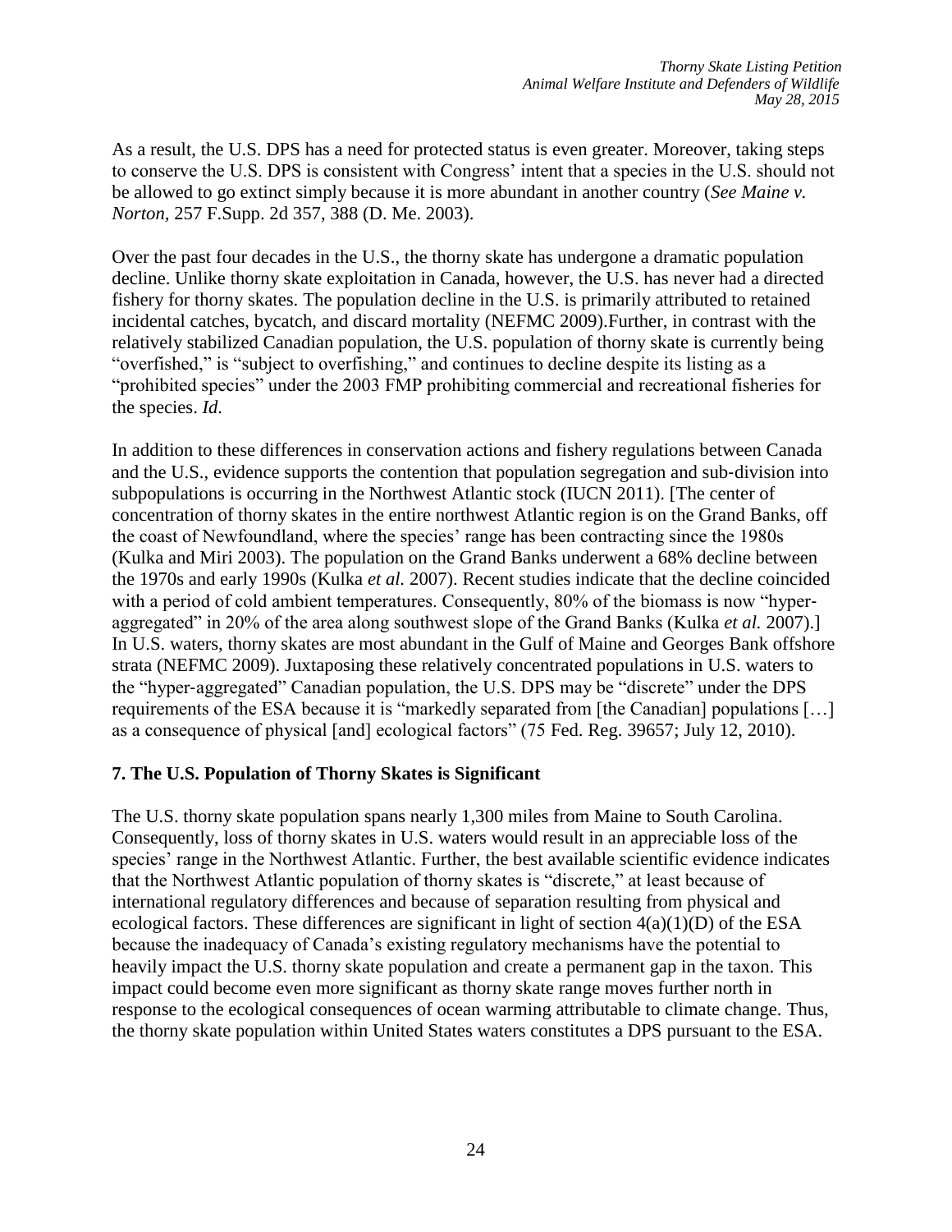As a result, the U.S. DPS has a need for protected status is even greater. Moreover, taking steps to conserve the U.S. DPS is consistent with Congress' intent that a species in the U.S. should not be allowed to go extinct simply because it is more abundant in another country (*See Maine v. Norton,* 257 F.Supp. 2d 357, 388 (D. Me. 2003).

Over the past four decades in the U.S., the thorny skate has undergone a dramatic population decline. Unlike thorny skate exploitation in Canada, however, the U.S. has never had a directed fishery for thorny skates. The population decline in the U.S. is primarily attributed to retained incidental catches, bycatch, and discard mortality (NEFMC 2009).Further, in contrast with the relatively stabilized Canadian population, the U.S. population of thorny skate is currently being "overfished," is "subject to overfishing," and continues to decline despite its listing as a "prohibited species" under the 2003 FMP prohibiting commercial and recreational fisheries for the species. *Id.*

In addition to these differences in conservation actions and fishery regulations between Canada and the U.S., evidence supports the contention that population segregation and sub-division into subpopulations is occurring in the Northwest Atlantic stock (IUCN 2011). [The center of concentration of thorny skates in the entire northwest Atlantic region is on the Grand Banks, off the coast of Newfoundland, where the species' range has been contracting since the 1980s (Kulka and Miri 2003). The population on the Grand Banks underwent a 68% decline between the 1970s and early 1990s (Kulka *et al.* 2007). Recent studies indicate that the decline coincided with a period of cold ambient temperatures. Consequently, 80% of the biomass is now "hyper-aggregated" in 20% of the area along southwest slope of the Grand Banks (Kulka *et al.* 2007).] In U.S. waters, thorny skates are most abundant in the Gulf of Maine and Georges Bank offshore strata (NEFMC 2009). Juxtaposing these relatively concentrated populations in U.S. waters to the "hyper-aggregated" Canadian population, the U.S. DPS may be "discrete" under the DPS requirements of the ESA because it is "markedly separated from [the Canadian] populations […] as a consequence of physical [and] ecological factors" (75 Fed. Reg. 39657; July 12, 2010).

## 7. The U.S. Population of Thorny Skates is Significant

The U.S. thorny skate population spans nearly 1,300 miles from Maine to South Carolina. Consequently, loss of thorny skates in U.S. waters would result in an appreciable loss of the species' range in the Northwest Atlantic. Further, the best available scientific evidence indicates that the Northwest Atlantic population of thorny skates is "discrete," at least because of international regulatory differences and because of separation resulting from physical and ecological factors. These differences are significant in light of section 4(a)(1)(D) of the ESA because the inadequacy of Canada's existing regulatory mechanisms have the potential to heavily impact the U.S. thorny skate population and create a permanent gap in the taxon. This impact could become even more significant as thorny skate range moves further north in response to the ecological consequences of ocean warming attributable to climate change. Thus, the thorny skate population within United States waters constitutes a DPS pursuant to the ESA.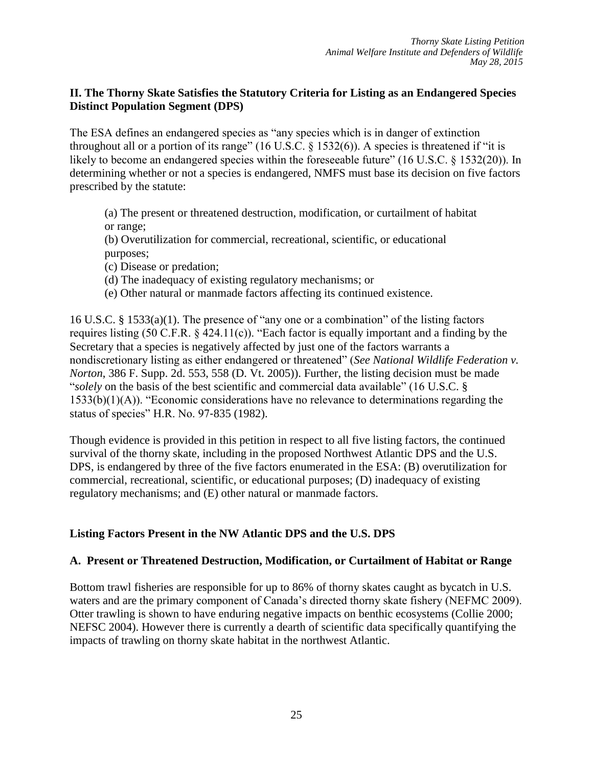## II. The Thorny Skate Satisfies the Statutory Criteria for Listing as an Endangered Species Distinct Population Segment (DPS)

The ESA defines an endangered species as "any species which is in danger of extinction throughout all or a portion of its range" (16 U.S.C. § 1532(6)). A species is threatened if "it is likely to become an endangered species within the foreseeable future" (16 U.S.C. § 1532(20)). In determining whether or not a species is endangered, NMFS must base its decision on five factors prescribed by the statute:

> (a) The present or threatened destruction, modification, or curtailment of habitat or range;
> (b) Overutilization for commercial, recreational, scientific, or educational purposes;
> (c) Disease or predation;
> (d) The inadequacy of existing regulatory mechanisms; or
> (e) Other natural or manmade factors affecting its continued existence.

16 U.S.C. § 1533(a)(1). The presence of "any one or a combination" of the listing factors requires listing (50 C.F.R. § 424.11(c)). "Each factor is equally important and a finding by the Secretary that a species is negatively affected by just one of the factors warrants a nondiscretionary listing as either endangered or threatened" (*See National Wildlife Federation v. Norton*, 386 F. Supp. 2d. 553, 558 (D. Vt. 2005)). Further, the listing decision must be made "*solely* on the basis of the best scientific and commercial data available" (16 U.S.C. § 1533(b)(1)(A)). "Economic considerations have no relevance to determinations regarding the status of species" H.R. No. 97-835 (1982).

Though evidence is provided in this petition in respect to all five listing factors, the continued survival of the thorny skate, including in the proposed Northwest Atlantic DPS and the U.S. DPS, is endangered by three of the five factors enumerated in the ESA: (B) overutilization for commercial, recreational, scientific, or educational purposes; (D) inadequacy of existing regulatory mechanisms; and (E) other natural or manmade factors.

### Listing Factors Present in the NW Atlantic DPS and the U.S. DPS

### A. Present or Threatened Destruction, Modification, or Curtailment of Habitat or Range

Bottom trawl fisheries are responsible for up to 86% of thorny skates caught as bycatch in U.S. waters and are the primary component of Canada's directed thorny skate fishery (NEFMC 2009). Otter trawling is shown to have enduring negative impacts on benthic ecosystems (Collie 2000; NEFSC 2004). However there is currently a dearth of scientific data specifically quantifying the impacts of trawling on thorny skate habitat in the northwest Atlantic.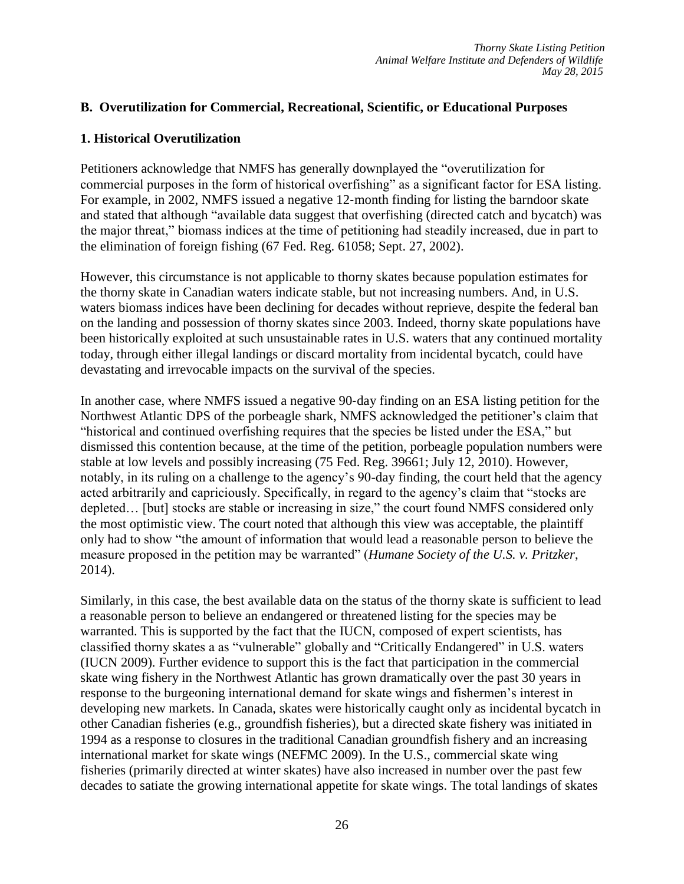## B. Overutilization for Commercial, Recreational, Scientific, or Educational Purposes

### 1. Historical Overutilization

Petitioners acknowledge that NMFS has generally downplayed the "overutilization for commercial purposes in the form of historical overfishing" as a significant factor for ESA listing. For example, in 2002, NMFS issued a negative 12-month finding for listing the barndoor skate and stated that although "available data suggest that overfishing (directed catch and bycatch) was the major threat," biomass indices at the time of petitioning had steadily increased, due in part to the elimination of foreign fishing (67 Fed. Reg. 61058; Sept. 27, 2002).

However, this circumstance is not applicable to thorny skates because population estimates for the thorny skate in Canadian waters indicate stable, but not increasing numbers. And, in U.S. waters biomass indices have been declining for decades without reprieve, despite the federal ban on the landing and possession of thorny skates since 2003. Indeed, thorny skate populations have been historically exploited at such unsustainable rates in U.S. waters that any continued mortality today, through either illegal landings or discard mortality from incidental bycatch, could have devastating and irrevocable impacts on the survival of the species.

In another case, where NMFS issued a negative 90-day finding on an ESA listing petition for the Northwest Atlantic DPS of the porbeagle shark, NMFS acknowledged the petitioner's claim that "historical and continued overfishing requires that the species be listed under the ESA," but dismissed this contention because, at the time of the petition, porbeagle population numbers were stable at low levels and possibly increasing (75 Fed. Reg. 39661; July 12, 2010). However, notably, in its ruling on a challenge to the agency's 90-day finding, the court held that the agency acted arbitrarily and capriciously. Specifically, in regard to the agency's claim that "stocks are depleted… [but] stocks are stable or increasing in size," the court found NMFS considered only the most optimistic view. The court noted that although this view was acceptable, the plaintiff only had to show "the amount of information that would lead a reasonable person to believe the measure proposed in the petition may be warranted" (*Humane Society of the U.S. v. Pritzker*, 2014).

Similarly, in this case, the best available data on the status of the thorny skate is sufficient to lead a reasonable person to believe an endangered or threatened listing for the species may be warranted. This is supported by the fact that the IUCN, composed of expert scientists, has classified thorny skates a as "vulnerable" globally and "Critically Endangered" in U.S. waters (IUCN 2009). Further evidence to support this is the fact that participation in the commercial skate wing fishery in the Northwest Atlantic has grown dramatically over the past 30 years in response to the burgeoning international demand for skate wings and fishermen's interest in developing new markets. In Canada, skates were historically caught only as incidental bycatch in other Canadian fisheries (e.g., groundfish fisheries), but a directed skate fishery was initiated in 1994 as a response to closures in the traditional Canadian groundfish fishery and an increasing international market for skate wings (NEFMC 2009). In the U.S., commercial skate wing fisheries (primarily directed at winter skates) have also increased in number over the past few decades to satiate the growing international appetite for skate wings. The total landings of skates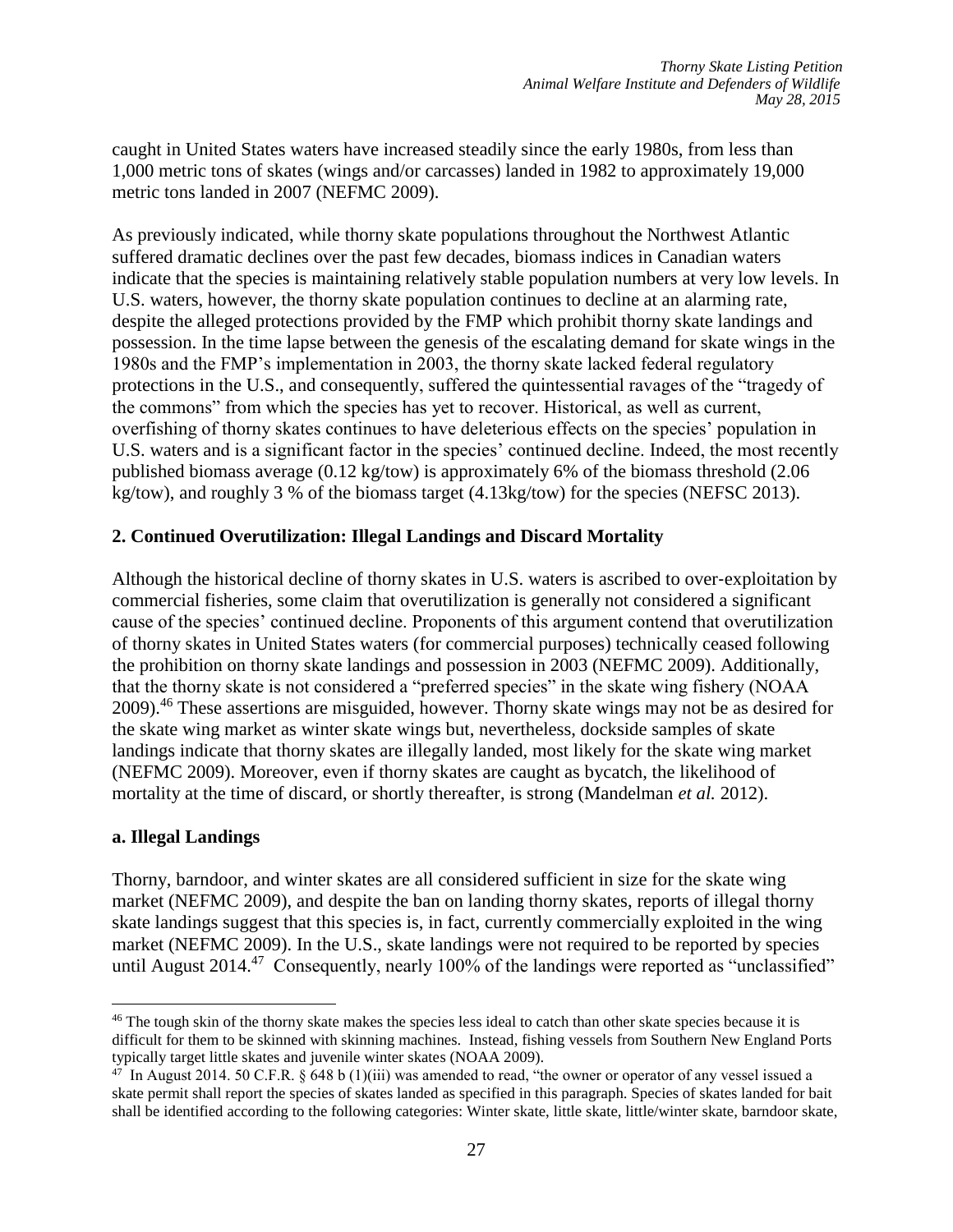caught in United States waters have increased steadily since the early 1980s, from less than 1,000 metric tons of skates (wings and/or carcasses) landed in 1982 to approximately 19,000 metric tons landed in 2007 (NEFMC 2009).

As previously indicated, while thorny skate populations throughout the Northwest Atlantic suffered dramatic declines over the past few decades, biomass indices in Canadian waters indicate that the species is maintaining relatively stable population numbers at very low levels. In U.S. waters, however, the thorny skate population continues to decline at an alarming rate, despite the alleged protections provided by the FMP which prohibit thorny skate landings and possession. In the time lapse between the genesis of the escalating demand for skate wings in the 1980s and the FMP's implementation in 2003, the thorny skate lacked federal regulatory protections in the U.S., and consequently, suffered the quintessential ravages of the "tragedy of the commons" from which the species has yet to recover. Historical, as well as current, overfishing of thorny skates continues to have deleterious effects on the species' population in U.S. waters and is a significant factor in the species' continued decline. Indeed, the most recently published biomass average (0.12 kg/tow) is approximately 6% of the biomass threshold (2.06 kg/tow), and roughly 3 % of the biomass target (4.13kg/tow) for the species (NEFSC 2013).

## 2. Continued Overutilization: Illegal Landings and Discard Mortality

Although the historical decline of thorny skates in U.S. waters is ascribed to over-exploitation by commercial fisheries, some claim that overutilization is generally not considered a significant cause of the species' continued decline. Proponents of this argument contend that overutilization of thorny skates in United States waters (for commercial purposes) technically ceased following the prohibition on thorny skate landings and possession in 2003 (NEFMC 2009). Additionally, that the thorny skate is not considered a "preferred species" in the skate wing fishery (NOAA 2009).[46] These assertions are misguided, however. Thorny skate wings may not be as desired for the skate wing market as winter skate wings but, nevertheless, dockside samples of skate landings indicate that thorny skates are illegally landed, most likely for the skate wing market (NEFMC 2009). Moreover, even if thorny skates are caught as bycatch, the likelihood of mortality at the time of discard, or shortly thereafter, is strong (Mandelman *et al.* 2012).

### a. Illegal Landings

Thorny, barndoor, and winter skates are all considered sufficient in size for the skate wing market (NEFMC 2009), and despite the ban on landing thorny skates, reports of illegal thorny skate landings suggest that this species is, in fact, currently commercially exploited in the wing market (NEFMC 2009). In the U.S., skate landings were not required to be reported by species until August 2014.[47] Consequently, nearly 100% of the landings were reported as "unclassified"

---

[46] The tough skin of the thorny skate makes the species less ideal to catch than other skate species because it is difficult for them to be skinned with skinning machines. Instead, fishing vessels from Southern New England Ports typically target little skates and juvenile winter skates (NOAA 2009).

[47] In August 2014. 50 C.F.R. § 648 b (1)(iii) was amended to read, "the owner or operator of any vessel issued a skate permit shall report the species of skates landed as specified in this paragraph. Species of skates landed for bait shall be identified according to the following categories: Winter skate, little skate, little/winter skate, barndoor skate,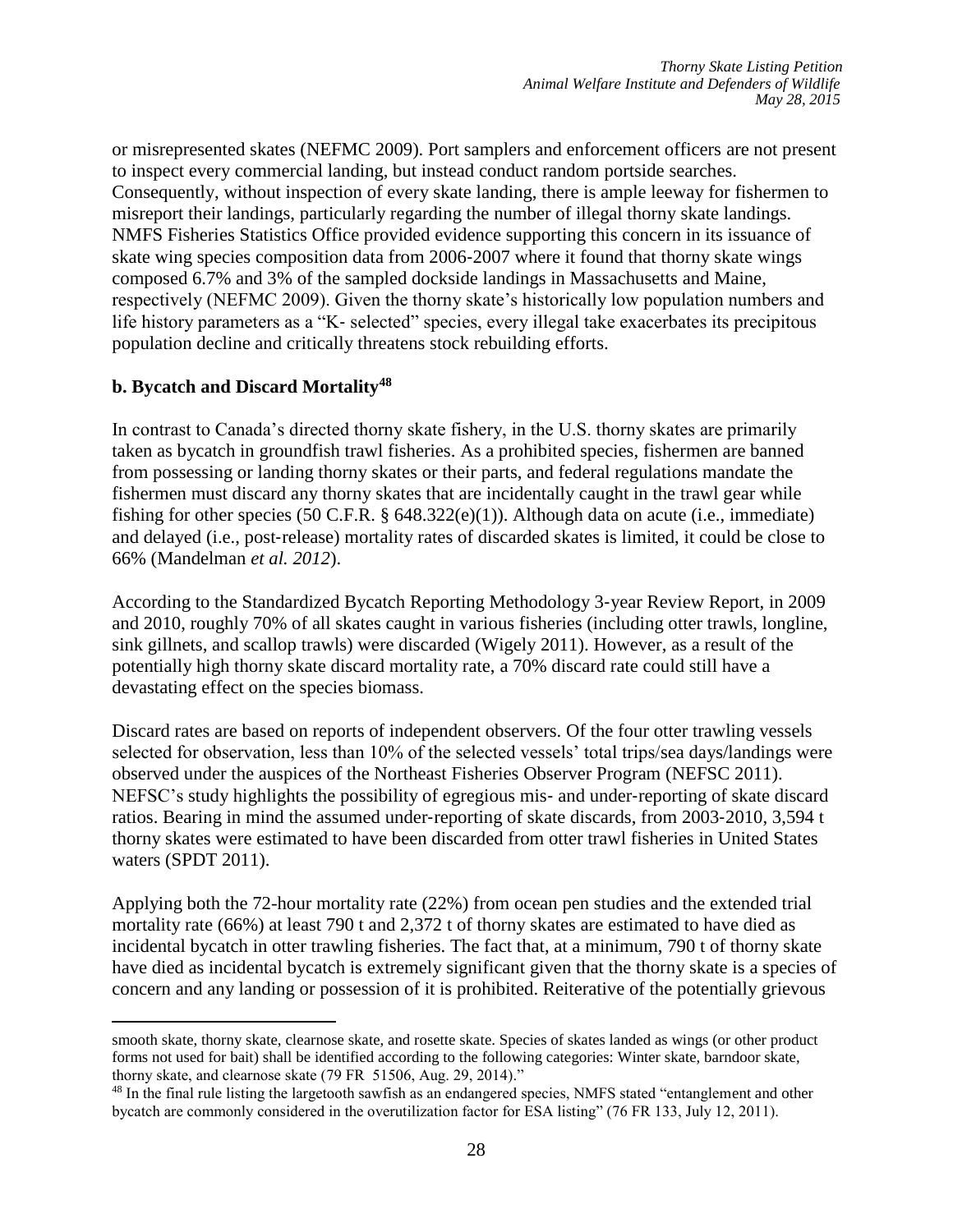or misrepresented skates (NEFMC 2009). Port samplers and enforcement officers are not present to inspect every commercial landing, but instead conduct random portside searches. Consequently, without inspection of every skate landing, there is ample leeway for fishermen to misreport their landings, particularly regarding the number of illegal thorny skate landings. NMFS Fisheries Statistics Office provided evidence supporting this concern in its issuance of skate wing species composition data from 2006-2007 where it found that thorny skate wings composed 6.7% and 3% of the sampled dockside landings in Massachusetts and Maine, respectively (NEFMC 2009). Given the thorny skate's historically low population numbers and life history parameters as a "K- selected" species, every illegal take exacerbates its precipitous population decline and critically threatens stock rebuilding efforts.

**b. Bycatch and Discard Mortality[48]**

In contrast to Canada's directed thorny skate fishery, in the U.S. thorny skates are primarily taken as bycatch in groundfish trawl fisheries. As a prohibited species, fishermen are banned from possessing or landing thorny skates or their parts, and federal regulations mandate the fishermen must discard any thorny skates that are incidentally caught in the trawl gear while fishing for other species (50 C.F.R. § 648.322(e)(1)). Although data on acute (i.e., immediate) and delayed (i.e., post-release) mortality rates of discarded skates is limited, it could be close to 66% (Mandelman *et al. 2012*).

According to the Standardized Bycatch Reporting Methodology 3-year Review Report, in 2009 and 2010, roughly 70% of all skates caught in various fisheries (including otter trawls, longline, sink gillnets, and scallop trawls) were discarded (Wigely 2011). However, as a result of the potentially high thorny skate discard mortality rate, a 70% discard rate could still have a devastating effect on the species biomass.

Discard rates are based on reports of independent observers. Of the four otter trawling vessels selected for observation, less than 10% of the selected vessels' total trips/sea days/landings were observed under the auspices of the Northeast Fisheries Observer Program (NEFSC 2011). NEFSC's study highlights the possibility of egregious mis- and under-reporting of skate discard ratios. Bearing in mind the assumed under-reporting of skate discards, from 2003-2010, 3,594 t thorny skates were estimated to have been discarded from otter trawl fisheries in United States waters (SPDT 2011).

Applying both the 72-hour mortality rate (22%) from ocean pen studies and the extended trial mortality rate (66%) at least 790 t and 2,372 t of thorny skates are estimated to have died as incidental bycatch in otter trawling fisheries. The fact that, at a minimum, 790 t of thorny skate have died as incidental bycatch is extremely significant given that the thorny skate is a species of concern and any landing or possession of it is prohibited. Reiterative of the potentially grievous

---

smooth skate, thorny skate, clearnose skate, and rosette skate. Species of skates landed as wings (or other product forms not used for bait) shall be identified according to the following categories: Winter skate, barndoor skate, thorny skate, and clearnose skate (79 FR 51506, Aug. 29, 2014)."

[48] In the final rule listing the largetooth sawfish as an endangered species, NMFS stated "entanglement and other bycatch are commonly considered in the overutilization factor for ESA listing" (76 FR 133, July 12, 2011).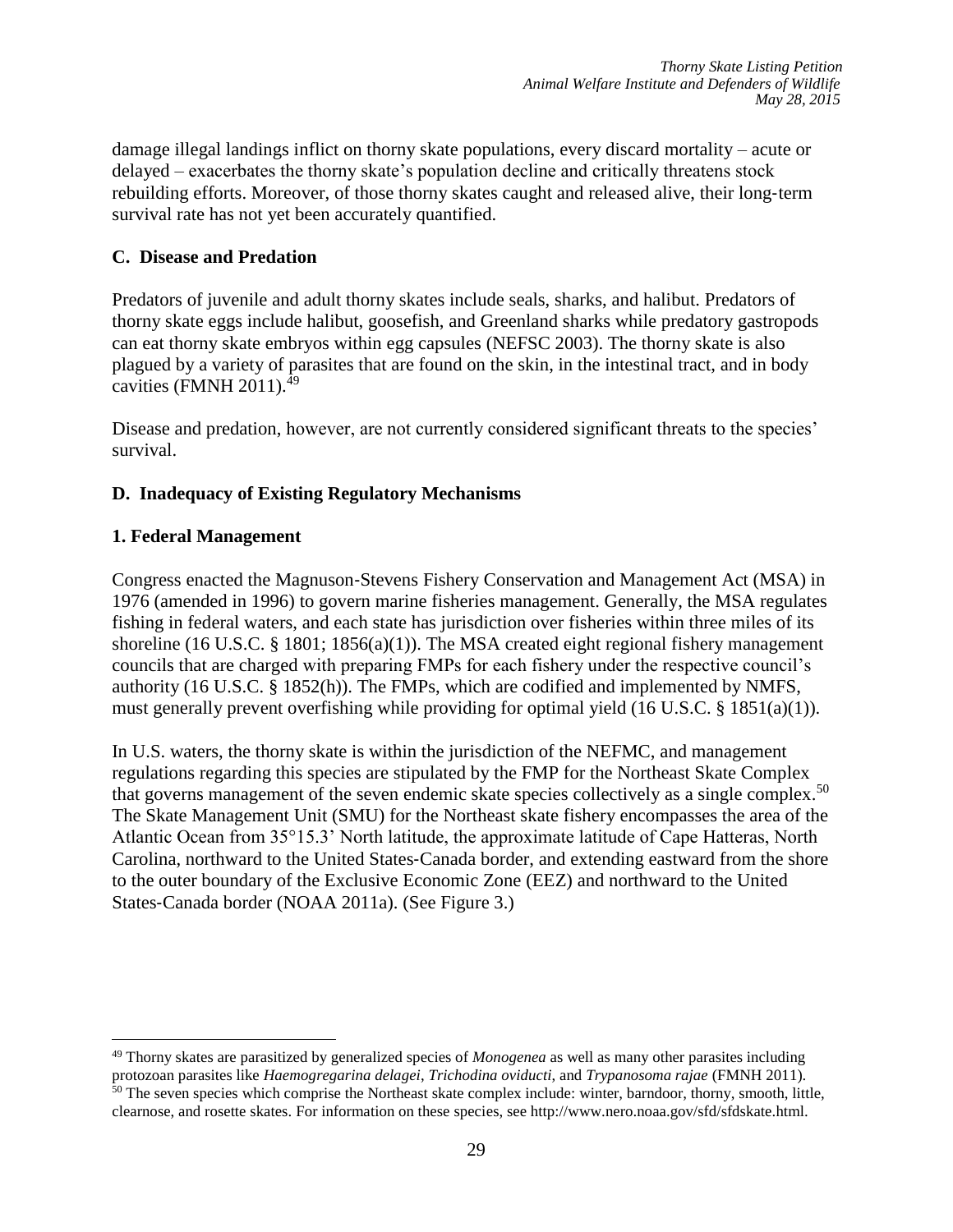damage illegal landings inflict on thorny skate populations, every discard mortality – acute or delayed – exacerbates the thorny skate's population decline and critically threatens stock rebuilding efforts. Moreover, of those thorny skates caught and released alive, their long‐term survival rate has not yet been accurately quantified.

### C. Disease and Predation

Predators of juvenile and adult thorny skates include seals, sharks, and halibut. Predators of thorny skate eggs include halibut, goosefish, and Greenland sharks while predatory gastropods can eat thorny skate embryos within egg capsules (NEFSC 2003). The thorny skate is also plagued by a variety of parasites that are found on the skin, in the intestinal tract, and in body cavities (FMNH 2011).[49]

Disease and predation, however, are not currently considered significant threats to the species' survival.

### D. Inadequacy of Existing Regulatory Mechanisms

#### 1. Federal Management

Congress enacted the Magnuson‐Stevens Fishery Conservation and Management Act (MSA) in 1976 (amended in 1996) to govern marine fisheries management. Generally, the MSA regulates fishing in federal waters, and each state has jurisdiction over fisheries within three miles of its shoreline (16 U.S.C. § 1801; 1856(a)(1)). The MSA created eight regional fishery management councils that are charged with preparing FMPs for each fishery under the respective council's authority (16 U.S.C. § 1852(h)). The FMPs, which are codified and implemented by NMFS, must generally prevent overfishing while providing for optimal yield (16 U.S.C. § 1851(a)(1)).

In U.S. waters, the thorny skate is within the jurisdiction of the NEFMC, and management regulations regarding this species are stipulated by the FMP for the Northeast Skate Complex that governs management of the seven endemic skate species collectively as a single complex.[50] The Skate Management Unit (SMU) for the Northeast skate fishery encompasses the area of the Atlantic Ocean from 35°15.3' North latitude, the approximate latitude of Cape Hatteras, North Carolina, northward to the United States‐Canada border, and extending eastward from the shore to the outer boundary of the Exclusive Economic Zone (EEZ) and northward to the United States‐Canada border (NOAA 2011a). (See Figure 3.)

---

[49] Thorny skates are parasitized by generalized species of *Monogenea* as well as many other parasites including protozoan parasites like *Haemogregarina delagei*, *Trichodina oviducti*, and *Trypanosoma rajae* (FMNH 2011).

[50] The seven species which comprise the Northeast skate complex include: winter, barndoor, thorny, smooth, little, clearnose, and rosette skates. For information on these species, see http://www.nero.noaa.gov/sfd/sfdskate.html.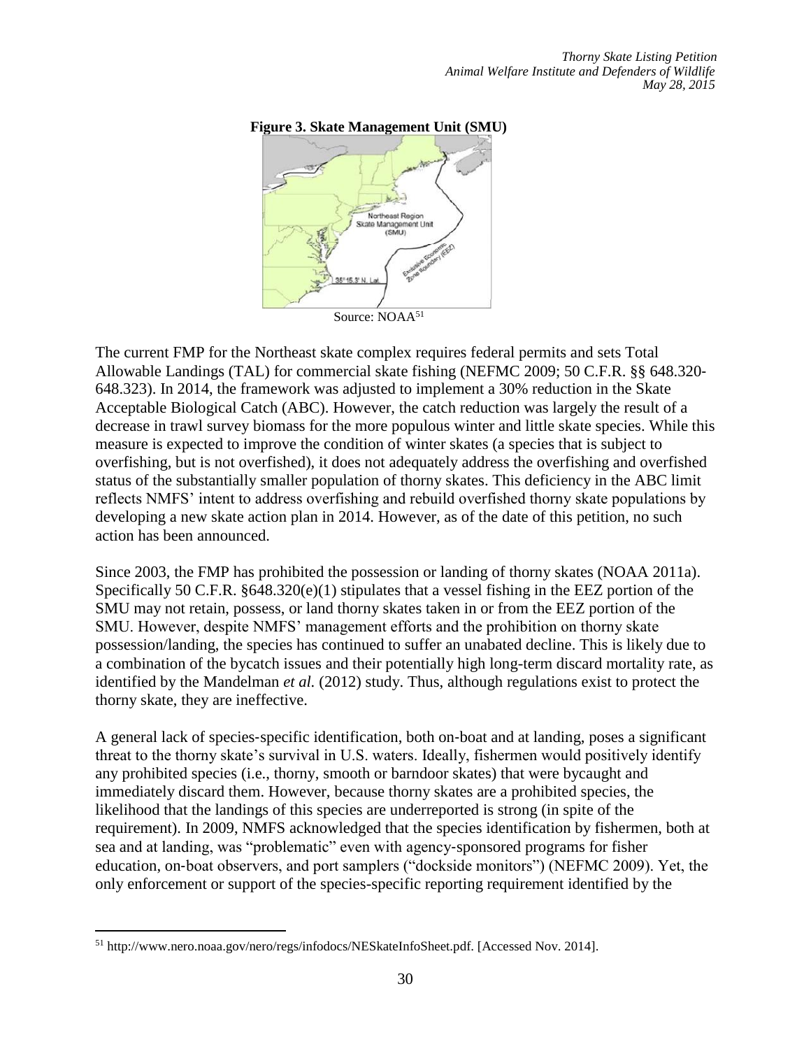**Figure 3. Skate Management Unit (SMU)**

Source: NOAA[51]

The current FMP for the Northeast skate complex requires federal permits and sets Total Allowable Landings (TAL) for commercial skate fishing (NEFMC 2009; 50 C.F.R. §§ 648.320-648.323). In 2014, the framework was adjusted to implement a 30% reduction in the Skate Acceptable Biological Catch (ABC). However, the catch reduction was largely the result of a decrease in trawl survey biomass for the more populous winter and little skate species. While this measure is expected to improve the condition of winter skates (a species that is subject to overfishing, but is not overfished), it does not adequately address the overfishing and overfished status of the substantially smaller population of thorny skates. This deficiency in the ABC limit reflects NMFS' intent to address overfishing and rebuild overfished thorny skate populations by developing a new skate action plan in 2014. However, as of the date of this petition, no such action has been announced.

Since 2003, the FMP has prohibited the possession or landing of thorny skates (NOAA 2011a). Specifically 50 C.F.R. §648.320(e)(1) stipulates that a vessel fishing in the EEZ portion of the SMU may not retain, possess, or land thorny skates taken in or from the EEZ portion of the SMU. However, despite NMFS' management efforts and the prohibition on thorny skate possession/landing, the species has continued to suffer an unabated decline. This is likely due to a combination of the bycatch issues and their potentially high long-term discard mortality rate, as identified by the Mandelman *et al.* (2012) study. Thus, although regulations exist to protect the thorny skate, they are ineffective.

A general lack of species-specific identification, both on-boat and at landing, poses a significant threat to the thorny skate's survival in U.S. waters. Ideally, fishermen would positively identify any prohibited species (i.e., thorny, smooth or barndoor skates) that were bycaught and immediately discard them. However, because thorny skates are a prohibited species, the likelihood that the landings of this species are underreported is strong (in spite of the requirement). In 2009, NMFS acknowledged that the species identification by fishermen, both at sea and at landing, was "problematic" even with agency-sponsored programs for fisher education, on-boat observers, and port samplers ("dockside monitors") (NEFMC 2009). Yet, the only enforcement or support of the species-specific reporting requirement identified by the

---

[51] http://www.nero.noaa.gov/nero/regs/infodocs/NESkateInfoSheet.pdf. [Accessed Nov. 2014].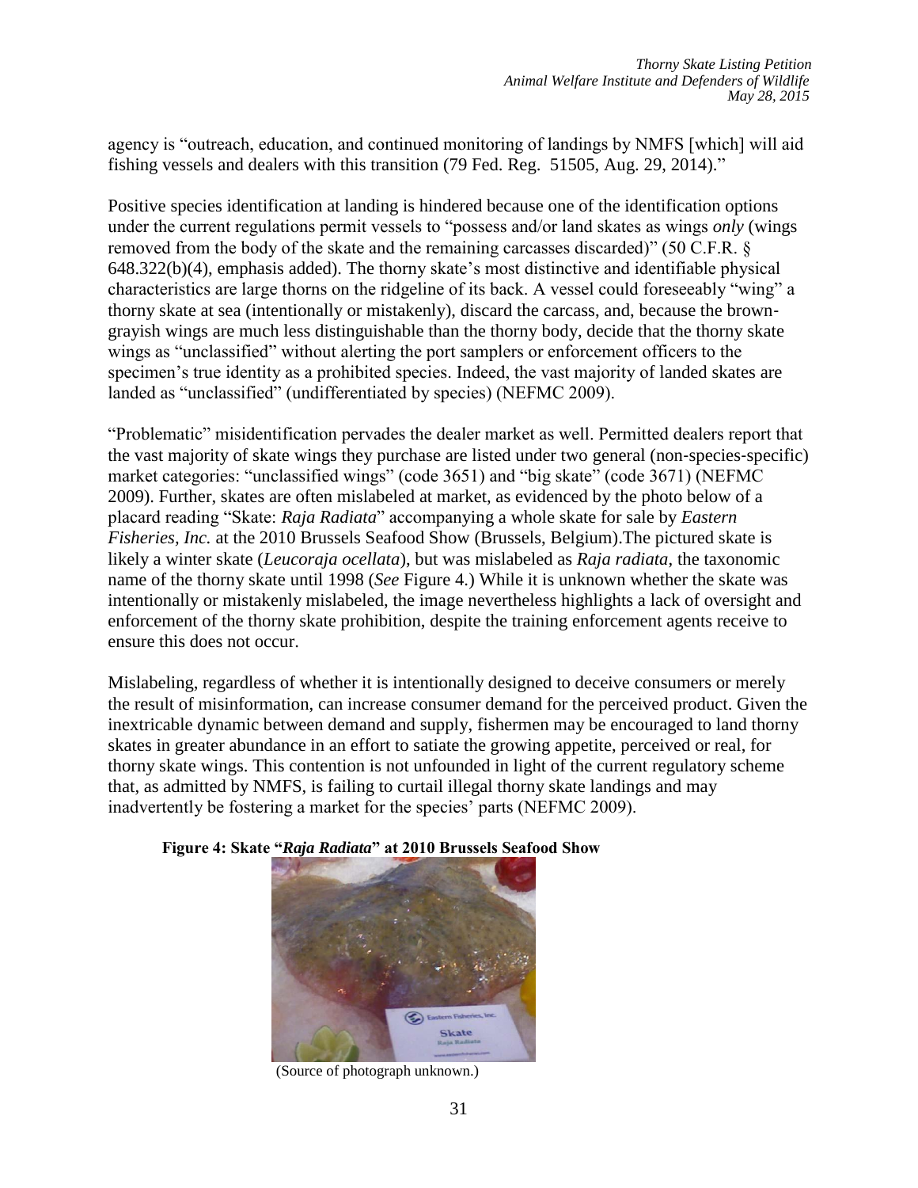agency is "outreach, education, and continued monitoring of landings by NMFS [which] will aid fishing vessels and dealers with this transition (79 Fed. Reg. 51505, Aug. 29, 2014)."

Positive species identification at landing is hindered because one of the identification options under the current regulations permit vessels to "possess and/or land skates as wings *only* (wings removed from the body of the skate and the remaining carcasses discarded)" (50 C.F.R. § 648.322(b)(4), emphasis added). The thorny skate's most distinctive and identifiable physical characteristics are large thorns on the ridgeline of its back. A vessel could foreseeably "wing" a thorny skate at sea (intentionally or mistakenly), discard the carcass, and, because the brown-grayish wings are much less distinguishable than the thorny body, decide that the thorny skate wings as "unclassified" without alerting the port samplers or enforcement officers to the specimen's true identity as a prohibited species. Indeed, the vast majority of landed skates are landed as "unclassified" (undifferentiated by species) (NEFMC 2009).

"Problematic" misidentification pervades the dealer market as well. Permitted dealers report that the vast majority of skate wings they purchase are listed under two general (non-species-specific) market categories: "unclassified wings" (code 3651) and "big skate" (code 3671) (NEFMC 2009). Further, skates are often mislabeled at market, as evidenced by the photo below of a placard reading "Skate: *Raja Radiata*" accompanying a whole skate for sale by *Eastern Fisheries, Inc.* at the 2010 Brussels Seafood Show (Brussels, Belgium).The pictured skate is likely a winter skate (*Leucoraja ocellata*), but was mislabeled as *Raja radiata*, the taxonomic name of the thorny skate until 1998 (*See* Figure 4.) While it is unknown whether the skate was intentionally or mistakenly mislabeled, the image nevertheless highlights a lack of oversight and enforcement of the thorny skate prohibition, despite the training enforcement agents receive to ensure this does not occur.

Mislabeling, regardless of whether it is intentionally designed to deceive consumers or merely the result of misinformation, can increase consumer demand for the perceived product. Given the inextricable dynamic between demand and supply, fishermen may be encouraged to land thorny skates in greater abundance in an effort to satiate the growing appetite, perceived or real, for thorny skate wings. This contention is not unfounded in light of the current regulatory scheme that, as admitted by NMFS, is failing to curtail illegal thorny skate landings and may inadvertently be fostering a market for the species' parts (NEFMC 2009).

**Figure 4: Skate "*Raja Radiata*" at 2010 Brussels Seafood Show**

(Source of photograph unknown.)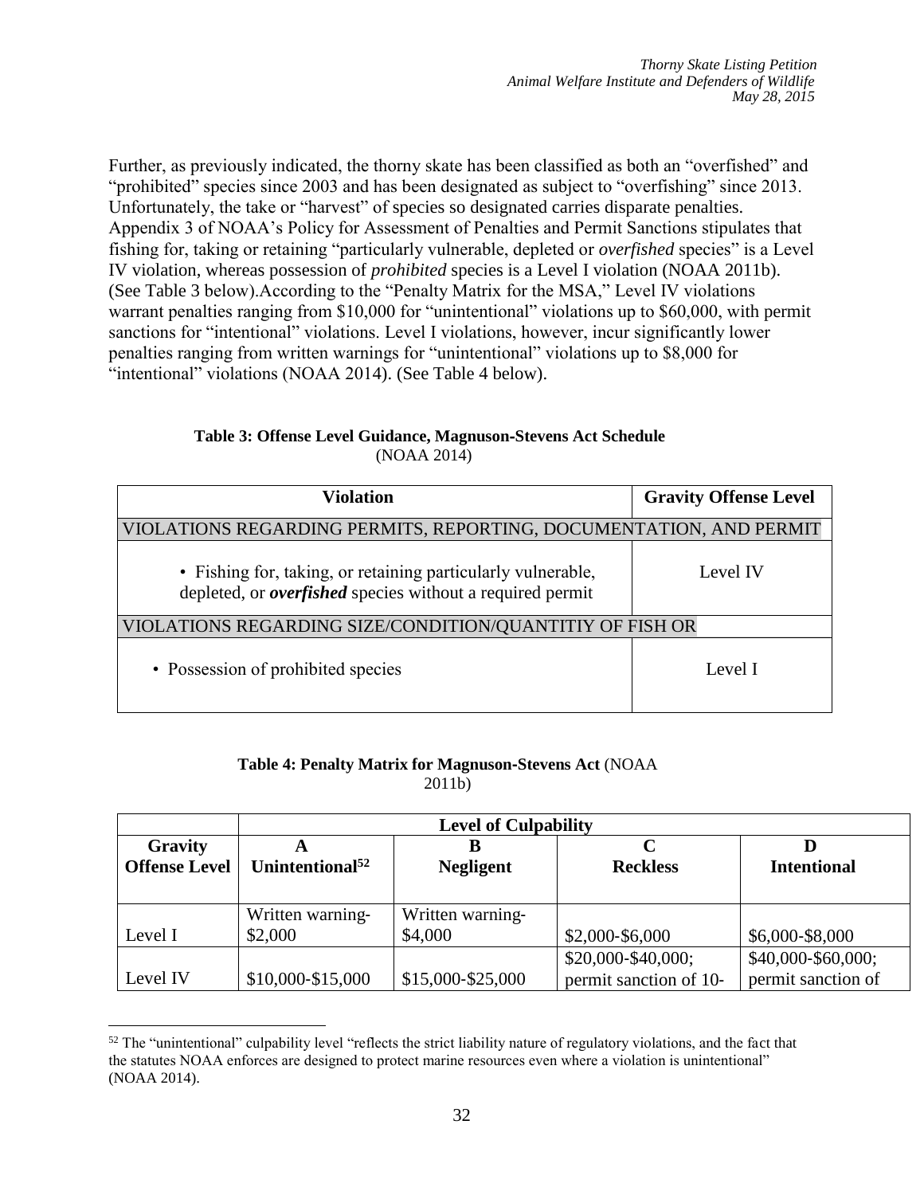Further, as previously indicated, the thorny skate has been classified as both an "overfished" and "prohibited" species since 2003 and has been designated as subject to "overfishing" since 2013. Unfortunately, the take or "harvest" of species so designated carries disparate penalties. Appendix 3 of NOAA's Policy for Assessment of Penalties and Permit Sanctions stipulates that fishing for, taking or retaining "particularly vulnerable, depleted or *overfished* species" is a Level IV violation, whereas possession of *prohibited* species is a Level I violation (NOAA 2011b). (See Table 3 below).According to the "Penalty Matrix for the MSA," Level IV violations warrant penalties ranging from $10,000 for "unintentional" violations up to $60,000, with permit sanctions for "intentional" violations. Level I violations, however, incur significantly lower penalties ranging from written warnings for "unintentional" violations up to $8,000 for "intentional" violations (NOAA 2014). (See Table 4 below).

**Table 3: Offense Level Guidance, Magnuson-Stevens Act Schedule** (NOAA 2014)

| Violation | Gravity Offense Level |
|---|---|
| VIOLATIONS REGARDING PERMITS, REPORTING, DOCUMENTATION, AND PERMIT | |
| • Fishing for, taking, or retaining particularly vulnerable, depleted, or ***overfished*** species without a required permit | Level IV |
| VIOLATIONS REGARDING SIZE/CONDITION/QUANTITIY OF FISH OR | |
| • Possession of prohibited species | Level I |

**Table 4: Penalty Matrix for Magnuson-Stevens Act** (NOAA 2011b)

| | Level of Culpability | | | |
|---|---|---|---|---|
| **Gravity Offense Level** | **A Unintentional**[52] | **B Negligent** | **C Reckless** | **D Intentional** |
| Level I | Written warning-$2,000 | Written warning-$4,000 | $2,000-$6,000 | $6,000-$8,000 |
| Level IV | $10,000-$15,000 | $15,000-$25,000 | $20,000-$40,000; permit sanction of 10- | $40,000-$60,000; permit sanction of |

[52] The "unintentional" culpability level "reflects the strict liability nature of regulatory violations, and the fact that the statutes NOAA enforces are designed to protect marine resources even where a violation is unintentional" (NOAA 2014).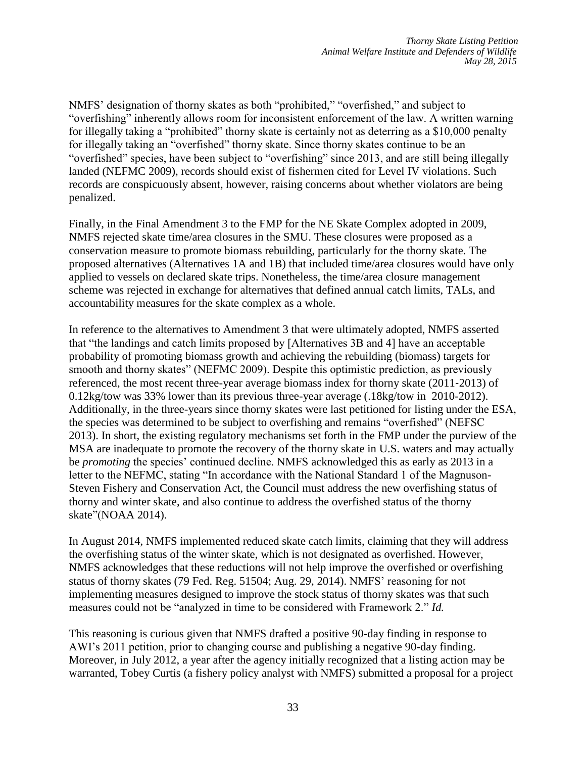NMFS' designation of thorny skates as both "prohibited," "overfished," and subject to "overfishing" inherently allows room for inconsistent enforcement of the law. A written warning for illegally taking a "prohibited" thorny skate is certainly not as deterring as a $10,000 penalty for illegally taking an "overfished" thorny skate. Since thorny skates continue to be an "overfished" species, have been subject to "overfishing" since 2013, and are still being illegally landed (NEFMC 2009), records should exist of fishermen cited for Level IV violations. Such records are conspicuously absent, however, raising concerns about whether violators are being penalized.

Finally, in the Final Amendment 3 to the FMP for the NE Skate Complex adopted in 2009, NMFS rejected skate time/area closures in the SMU. These closures were proposed as a conservation measure to promote biomass rebuilding, particularly for the thorny skate. The proposed alternatives (Alternatives 1A and 1B) that included time/area closures would have only applied to vessels on declared skate trips. Nonetheless, the time/area closure management scheme was rejected in exchange for alternatives that defined annual catch limits, TALs, and accountability measures for the skate complex as a whole.

In reference to the alternatives to Amendment 3 that were ultimately adopted, NMFS asserted that "the landings and catch limits proposed by [Alternatives 3B and 4] have an acceptable probability of promoting biomass growth and achieving the rebuilding (biomass) targets for smooth and thorny skates" (NEFMC 2009). Despite this optimistic prediction, as previously referenced, the most recent three-year average biomass index for thorny skate (2011-2013) of 0.12kg/tow was 33% lower than its previous three-year average (.18kg/tow in 2010-2012). Additionally, in the three-years since thorny skates were last petitioned for listing under the ESA, the species was determined to be subject to overfishing and remains "overfished" (NEFSC 2013). In short, the existing regulatory mechanisms set forth in the FMP under the purview of the MSA are inadequate to promote the recovery of the thorny skate in U.S. waters and may actually be *promoting* the species' continued decline. NMFS acknowledged this as early as 2013 in a letter to the NEFMC, stating "In accordance with the National Standard 1 of the Magnuson-Steven Fishery and Conservation Act, the Council must address the new overfishing status of thorny and winter skate, and also continue to address the overfished status of the thorny skate"(NOAA 2014).

In August 2014, NMFS implemented reduced skate catch limits, claiming that they will address the overfishing status of the winter skate, which is not designated as overfished. However, NMFS acknowledges that these reductions will not help improve the overfished or overfishing status of thorny skates (79 Fed. Reg. 51504; Aug. 29, 2014). NMFS' reasoning for not implementing measures designed to improve the stock status of thorny skates was that such measures could not be "analyzed in time to be considered with Framework 2." *Id.*

This reasoning is curious given that NMFS drafted a positive 90-day finding in response to AWI's 2011 petition, prior to changing course and publishing a negative 90-day finding. Moreover, in July 2012, a year after the agency initially recognized that a listing action may be warranted, Tobey Curtis (a fishery policy analyst with NMFS) submitted a proposal for a project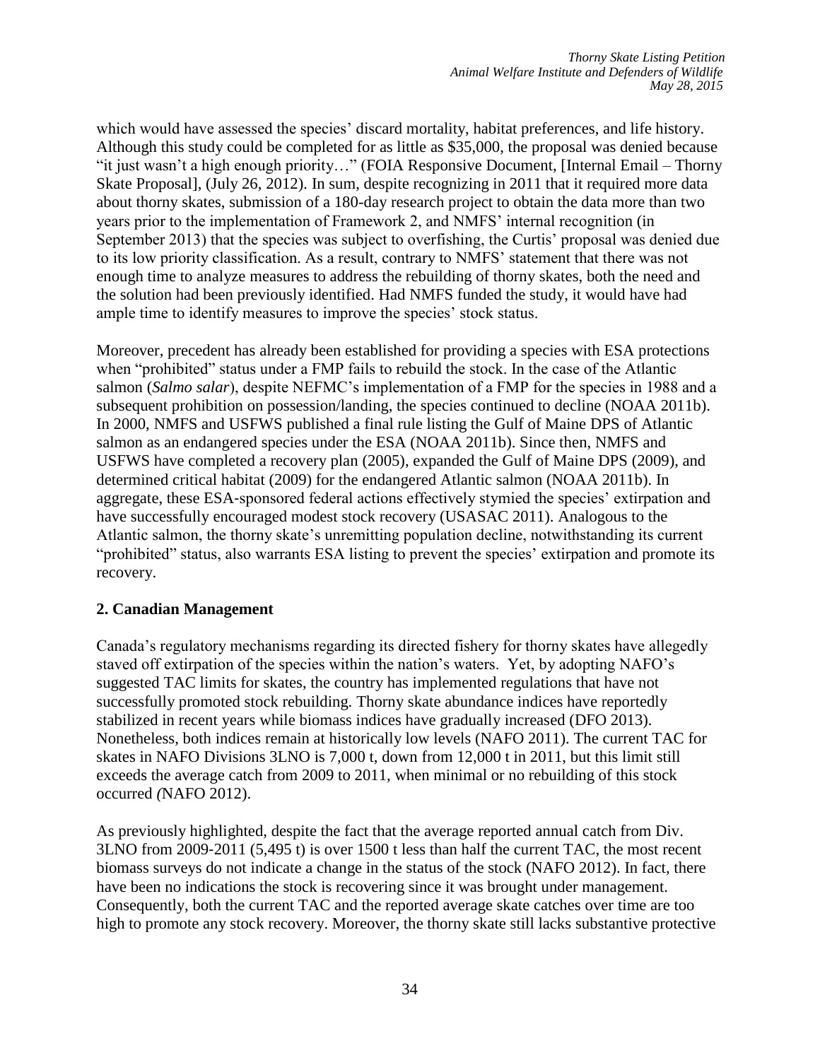which would have assessed the species' discard mortality, habitat preferences, and life history. Although this study could be completed for as little as $35,000, the proposal was denied because "it just wasn't a high enough priority…" (FOIA Responsive Document, [Internal Email – Thorny Skate Proposal], (July 26, 2012). In sum, despite recognizing in 2011 that it required more data about thorny skates, submission of a 180-day research project to obtain the data more than two years prior to the implementation of Framework 2, and NMFS' internal recognition (in September 2013) that the species was subject to overfishing, the Curtis' proposal was denied due to its low priority classification. As a result, contrary to NMFS' statement that there was not enough time to analyze measures to address the rebuilding of thorny skates, both the need and the solution had been previously identified. Had NMFS funded the study, it would have had ample time to identify measures to improve the species' stock status.

Moreover, precedent has already been established for providing a species with ESA protections when "prohibited" status under a FMP fails to rebuild the stock. In the case of the Atlantic salmon (*Salmo salar*), despite NEFMC's implementation of a FMP for the species in 1988 and a subsequent prohibition on possession/landing, the species continued to decline (NOAA 2011b). In 2000, NMFS and USFWS published a final rule listing the Gulf of Maine DPS of Atlantic salmon as an endangered species under the ESA (NOAA 2011b). Since then, NMFS and USFWS have completed a recovery plan (2005), expanded the Gulf of Maine DPS (2009), and determined critical habitat (2009) for the endangered Atlantic salmon (NOAA 2011b). In aggregate, these ESA-sponsored federal actions effectively stymied the species' extirpation and have successfully encouraged modest stock recovery (USASAC 2011). Analogous to the Atlantic salmon, the thorny skate's unremitting population decline, notwithstanding its current "prohibited" status, also warrants ESA listing to prevent the species' extirpation and promote its recovery.

**2. Canadian Management**

Canada's regulatory mechanisms regarding its directed fishery for thorny skates have allegedly staved off extirpation of the species within the nation's waters. Yet, by adopting NAFO's suggested TAC limits for skates, the country has implemented regulations that have not successfully promoted stock rebuilding. Thorny skate abundance indices have reportedly stabilized in recent years while biomass indices have gradually increased (DFO 2013). Nonetheless, both indices remain at historically low levels (NAFO 2011). The current TAC for skates in NAFO Divisions 3LNO is 7,000 t, down from 12,000 t in 2011, but this limit still exceeds the average catch from 2009 to 2011, when minimal or no rebuilding of this stock occurred *(*NAFO 2012).

As previously highlighted, despite the fact that the average reported annual catch from Div. 3LNO from 2009-2011 (5,495 t) is over 1500 t less than half the current TAC, the most recent biomass surveys do not indicate a change in the status of the stock (NAFO 2012). In fact, there have been no indications the stock is recovering since it was brought under management. Consequently, both the current TAC and the reported average skate catches over time are too high to promote any stock recovery. Moreover, the thorny skate still lacks substantive protective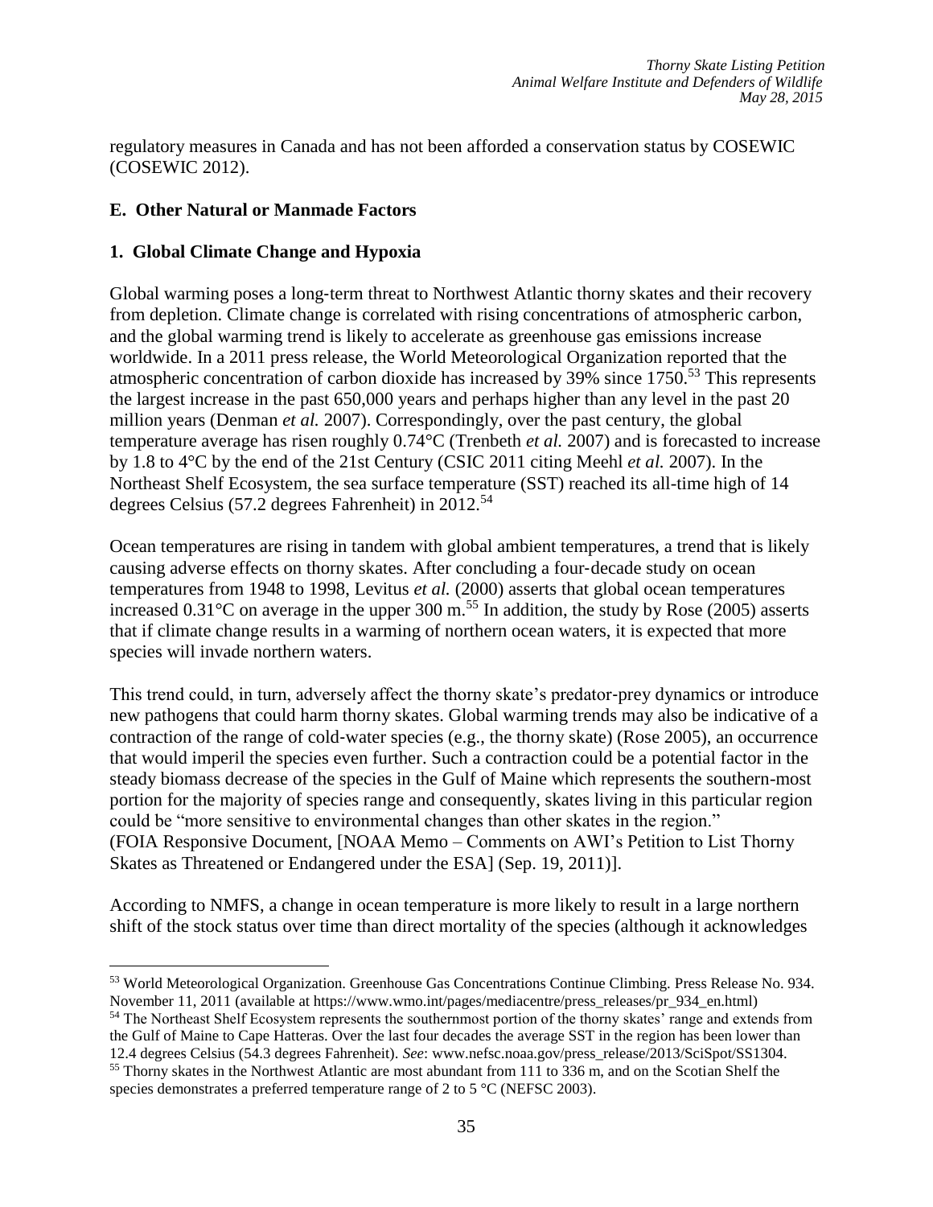regulatory measures in Canada and has not been afforded a conservation status by COSEWIC (COSEWIC 2012).

## E. Other Natural or Manmade Factors

### 1. Global Climate Change and Hypoxia

Global warming poses a long-term threat to Northwest Atlantic thorny skates and their recovery from depletion. Climate change is correlated with rising concentrations of atmospheric carbon, and the global warming trend is likely to accelerate as greenhouse gas emissions increase worldwide. In a 2011 press release, the World Meteorological Organization reported that the atmospheric concentration of carbon dioxide has increased by 39% since 1750.[53] This represents the largest increase in the past 650,000 years and perhaps higher than any level in the past 20 million years (Denman *et al.* 2007). Correspondingly, over the past century, the global temperature average has risen roughly 0.74°C (Trenbeth *et al.* 2007) and is forecasted to increase by 1.8 to 4°C by the end of the 21st Century (CSIC 2011 citing Meehl *et al.* 2007). In the Northeast Shelf Ecosystem, the sea surface temperature (SST) reached its all-time high of 14 degrees Celsius (57.2 degrees Fahrenheit) in 2012.[54]

Ocean temperatures are rising in tandem with global ambient temperatures, a trend that is likely causing adverse effects on thorny skates. After concluding a four-decade study on ocean temperatures from 1948 to 1998, Levitus *et al.* (2000) asserts that global ocean temperatures increased 0.31°C on average in the upper 300 m.[55] In addition, the study by Rose (2005) asserts that if climate change results in a warming of northern ocean waters, it is expected that more species will invade northern waters.

This trend could, in turn, adversely affect the thorny skate's predator-prey dynamics or introduce new pathogens that could harm thorny skates. Global warming trends may also be indicative of a contraction of the range of cold-water species (e.g., the thorny skate) (Rose 2005), an occurrence that would imperil the species even further. Such a contraction could be a potential factor in the steady biomass decrease of the species in the Gulf of Maine which represents the southern-most portion for the majority of species range and consequently, skates living in this particular region could be "more sensitive to environmental changes than other skates in the region." (FOIA Responsive Document, [NOAA Memo – Comments on AWI's Petition to List Thorny Skates as Threatened or Endangered under the ESA] (Sep. 19, 2011)].

According to NMFS, a change in ocean temperature is more likely to result in a large northern shift of the stock status over time than direct mortality of the species (although it acknowledges

---

[53] World Meteorological Organization. Greenhouse Gas Concentrations Continue Climbing. Press Release No. 934. November 11, 2011 (available at https://www.wmo.int/pages/mediacentre/press_releases/pr_934_en.html)

[54] The Northeast Shelf Ecosystem represents the southernmost portion of the thorny skates' range and extends from the Gulf of Maine to Cape Hatteras. Over the last four decades the average SST in the region has been lower than 12.4 degrees Celsius (54.3 degrees Fahrenheit). *See*: www.nefsc.noaa.gov/press_release/2013/SciSpot/SS1304.

[55] Thorny skates in the Northwest Atlantic are most abundant from 111 to 336 m, and on the Scotian Shelf the species demonstrates a preferred temperature range of 2 to 5 °C (NEFSC 2003).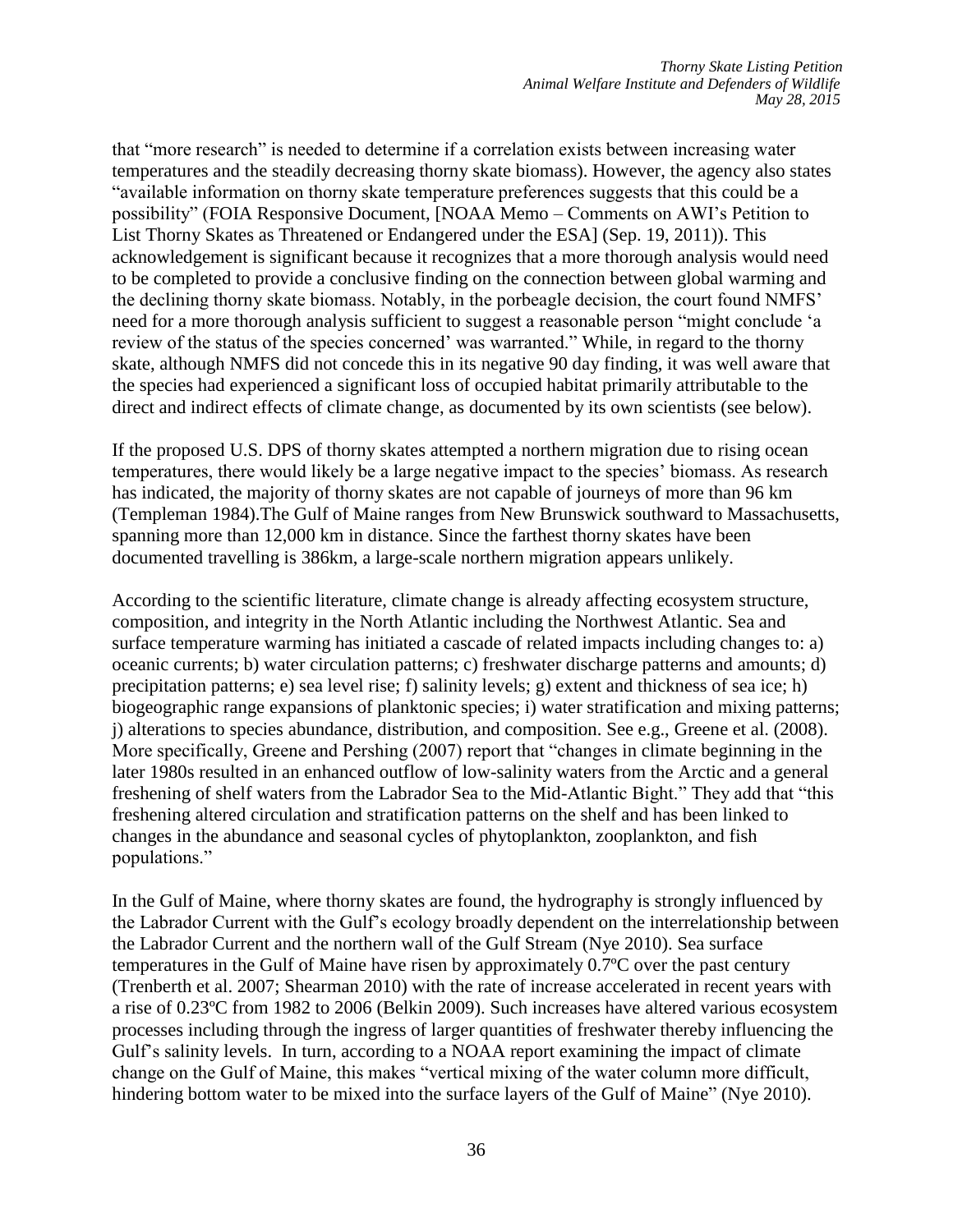that "more research" is needed to determine if a correlation exists between increasing water temperatures and the steadily decreasing thorny skate biomass). However, the agency also states "available information on thorny skate temperature preferences suggests that this could be a possibility" (FOIA Responsive Document, [NOAA Memo – Comments on AWI's Petition to List Thorny Skates as Threatened or Endangered under the ESA] (Sep. 19, 2011)). This acknowledgement is significant because it recognizes that a more thorough analysis would need to be completed to provide a conclusive finding on the connection between global warming and the declining thorny skate biomass. Notably, in the porbeagle decision, the court found NMFS' need for a more thorough analysis sufficient to suggest a reasonable person "might conclude 'a review of the status of the species concerned' was warranted." While, in regard to the thorny skate, although NMFS did not concede this in its negative 90 day finding, it was well aware that the species had experienced a significant loss of occupied habitat primarily attributable to the direct and indirect effects of climate change, as documented by its own scientists (see below).

If the proposed U.S. DPS of thorny skates attempted a northern migration due to rising ocean temperatures, there would likely be a large negative impact to the species' biomass. As research has indicated, the majority of thorny skates are not capable of journeys of more than 96 km (Templeman 1984).The Gulf of Maine ranges from New Brunswick southward to Massachusetts, spanning more than 12,000 km in distance. Since the farthest thorny skates have been documented travelling is 386km, a large-scale northern migration appears unlikely.

According to the scientific literature, climate change is already affecting ecosystem structure, composition, and integrity in the North Atlantic including the Northwest Atlantic. Sea and surface temperature warming has initiated a cascade of related impacts including changes to: a) oceanic currents; b) water circulation patterns; c) freshwater discharge patterns and amounts; d) precipitation patterns; e) sea level rise; f) salinity levels; g) extent and thickness of sea ice; h) biogeographic range expansions of planktonic species; i) water stratification and mixing patterns; j) alterations to species abundance, distribution, and composition. See e.g., Greene et al. (2008). More specifically, Greene and Pershing (2007) report that "changes in climate beginning in the later 1980s resulted in an enhanced outflow of low-salinity waters from the Arctic and a general freshening of shelf waters from the Labrador Sea to the Mid-Atlantic Bight." They add that "this freshening altered circulation and stratification patterns on the shelf and has been linked to changes in the abundance and seasonal cycles of phytoplankton, zooplankton, and fish populations."

In the Gulf of Maine, where thorny skates are found, the hydrography is strongly influenced by the Labrador Current with the Gulf's ecology broadly dependent on the interrelationship between the Labrador Current and the northern wall of the Gulf Stream (Nye 2010). Sea surface temperatures in the Gulf of Maine have risen by approximately 0.7ºC over the past century (Trenberth et al. 2007; Shearman 2010) with the rate of increase accelerated in recent years with a rise of 0.23ºC from 1982 to 2006 (Belkin 2009). Such increases have altered various ecosystem processes including through the ingress of larger quantities of freshwater thereby influencing the Gulf's salinity levels. In turn, according to a NOAA report examining the impact of climate change on the Gulf of Maine, this makes "vertical mixing of the water column more difficult, hindering bottom water to be mixed into the surface layers of the Gulf of Maine" (Nye 2010).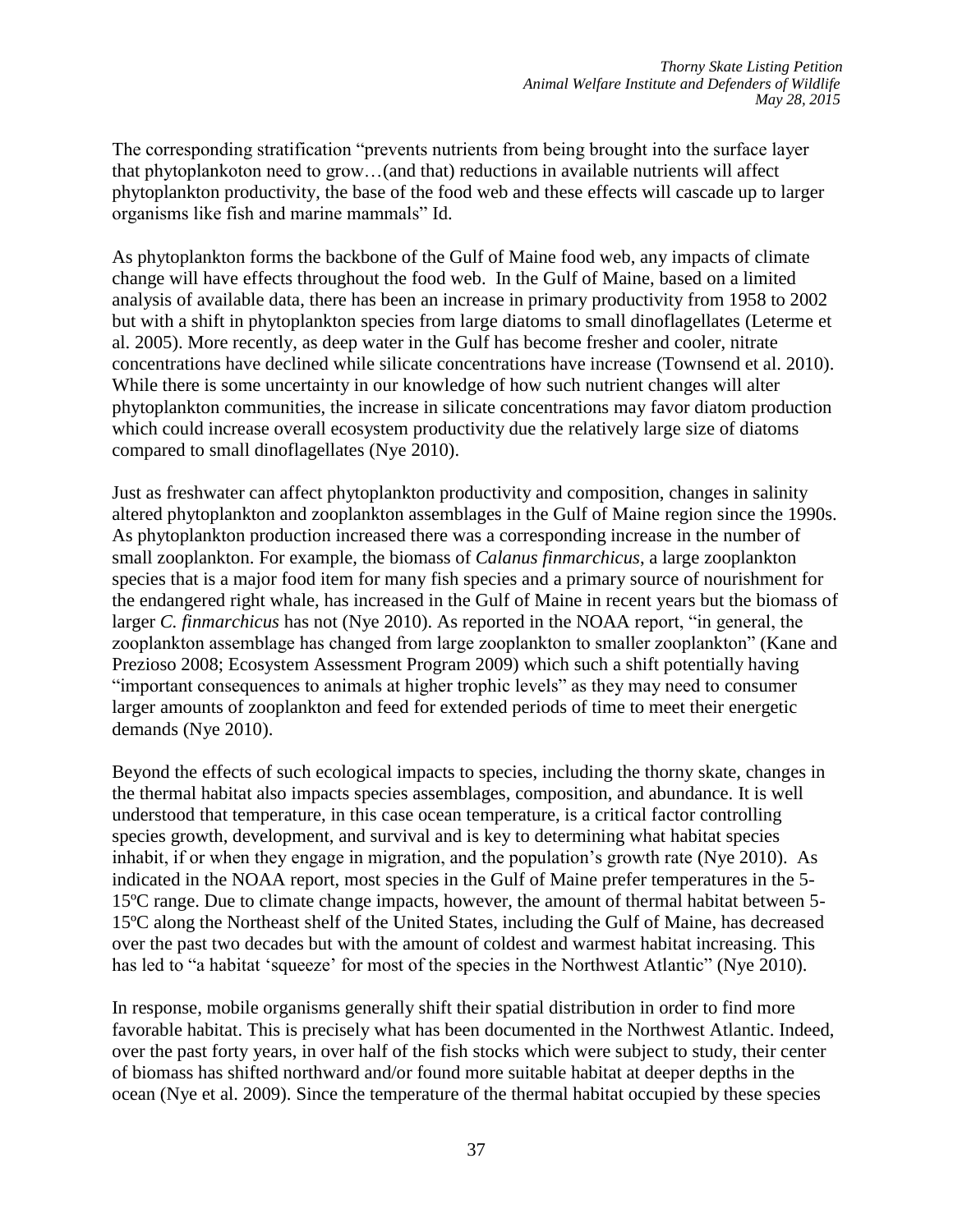The corresponding stratification "prevents nutrients from being brought into the surface layer that phytoplankoton need to grow…(and that) reductions in available nutrients will affect phytoplankton productivity, the base of the food web and these effects will cascade up to larger organisms like fish and marine mammals" Id.

As phytoplankton forms the backbone of the Gulf of Maine food web, any impacts of climate change will have effects throughout the food web. In the Gulf of Maine, based on a limited analysis of available data, there has been an increase in primary productivity from 1958 to 2002 but with a shift in phytoplankton species from large diatoms to small dinoflagellates (Leterme et al. 2005). More recently, as deep water in the Gulf has become fresher and cooler, nitrate concentrations have declined while silicate concentrations have increase (Townsend et al. 2010). While there is some uncertainty in our knowledge of how such nutrient changes will alter phytoplankton communities, the increase in silicate concentrations may favor diatom production which could increase overall ecosystem productivity due the relatively large size of diatoms compared to small dinoflagellates (Nye 2010).

Just as freshwater can affect phytoplankton productivity and composition, changes in salinity altered phytoplankton and zooplankton assemblages in the Gulf of Maine region since the 1990s. As phytoplankton production increased there was a corresponding increase in the number of small zooplankton. For example, the biomass of *Calanus finmarchicus*, a large zooplankton species that is a major food item for many fish species and a primary source of nourishment for the endangered right whale, has increased in the Gulf of Maine in recent years but the biomass of larger *C. finmarchicus* has not (Nye 2010). As reported in the NOAA report, "in general, the zooplankton assemblage has changed from large zooplankton to smaller zooplankton" (Kane and Prezioso 2008; Ecosystem Assessment Program 2009) which such a shift potentially having "important consequences to animals at higher trophic levels" as they may need to consumer larger amounts of zooplankton and feed for extended periods of time to meet their energetic demands (Nye 2010).

Beyond the effects of such ecological impacts to species, including the thorny skate, changes in the thermal habitat also impacts species assemblages, composition, and abundance. It is well understood that temperature, in this case ocean temperature, is a critical factor controlling species growth, development, and survival and is key to determining what habitat species inhabit, if or when they engage in migration, and the population's growth rate (Nye 2010). As indicated in the NOAA report, most species in the Gulf of Maine prefer temperatures in the 5-15ºC range. Due to climate change impacts, however, the amount of thermal habitat between 5-15ºC along the Northeast shelf of the United States, including the Gulf of Maine, has decreased over the past two decades but with the amount of coldest and warmest habitat increasing. This has led to "a habitat 'squeeze' for most of the species in the Northwest Atlantic" (Nye 2010).

In response, mobile organisms generally shift their spatial distribution in order to find more favorable habitat. This is precisely what has been documented in the Northwest Atlantic. Indeed, over the past forty years, in over half of the fish stocks which were subject to study, their center of biomass has shifted northward and/or found more suitable habitat at deeper depths in the ocean (Nye et al. 2009). Since the temperature of the thermal habitat occupied by these species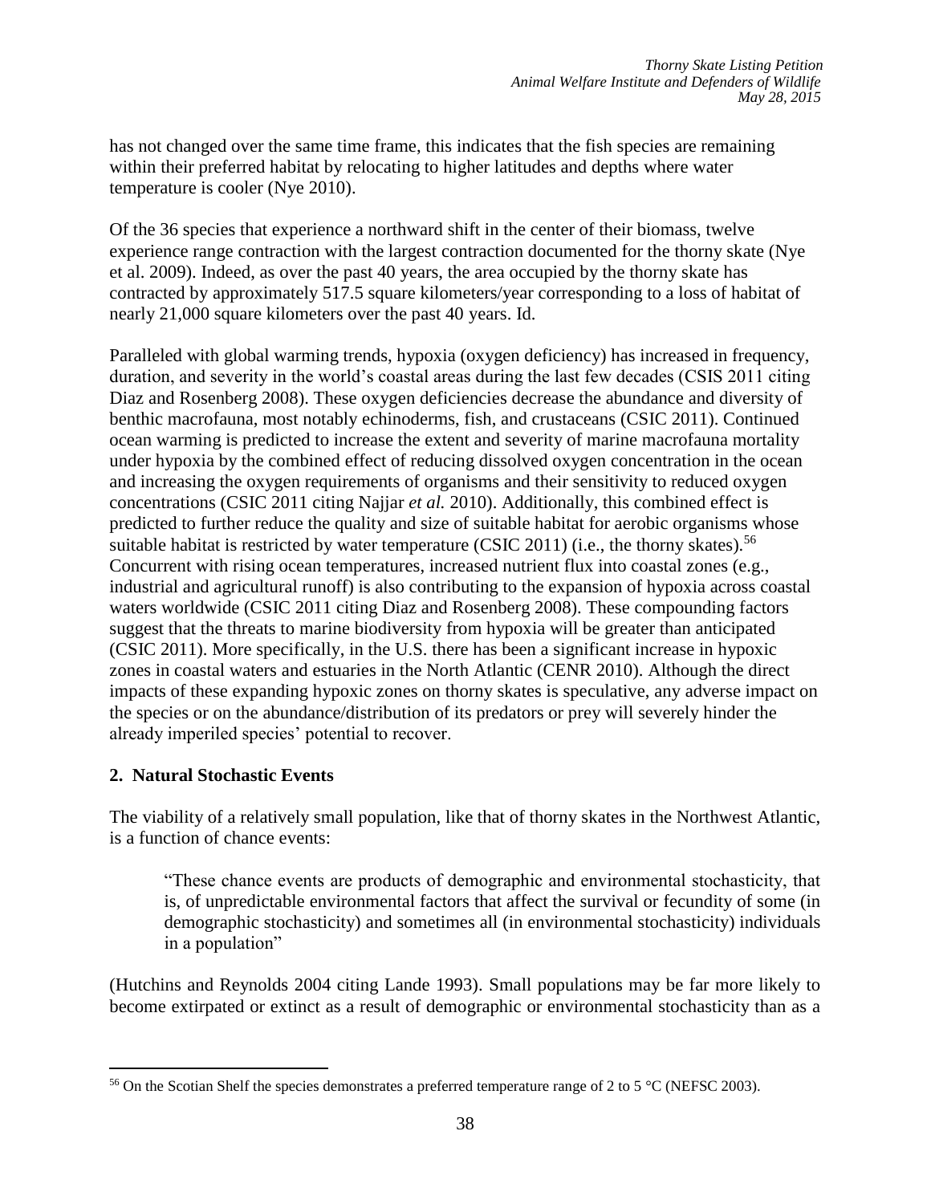has not changed over the same time frame, this indicates that the fish species are remaining within their preferred habitat by relocating to higher latitudes and depths where water temperature is cooler (Nye 2010).

Of the 36 species that experience a northward shift in the center of their biomass, twelve experience range contraction with the largest contraction documented for the thorny skate (Nye et al. 2009). Indeed, as over the past 40 years, the area occupied by the thorny skate has contracted by approximately 517.5 square kilometers/year corresponding to a loss of habitat of nearly 21,000 square kilometers over the past 40 years. Id.

Paralleled with global warming trends, hypoxia (oxygen deficiency) has increased in frequency, duration, and severity in the world's coastal areas during the last few decades (CSIS 2011 citing Diaz and Rosenberg 2008). These oxygen deficiencies decrease the abundance and diversity of benthic macrofauna, most notably echinoderms, fish, and crustaceans (CSIC 2011). Continued ocean warming is predicted to increase the extent and severity of marine macrofauna mortality under hypoxia by the combined effect of reducing dissolved oxygen concentration in the ocean and increasing the oxygen requirements of organisms and their sensitivity to reduced oxygen concentrations (CSIC 2011 citing Najjar *et al.* 2010). Additionally, this combined effect is predicted to further reduce the quality and size of suitable habitat for aerobic organisms whose suitable habitat is restricted by water temperature (CSIC 2011) (i.e., the thorny skates).[56] Concurrent with rising ocean temperatures, increased nutrient flux into coastal zones (e.g., industrial and agricultural runoff) is also contributing to the expansion of hypoxia across coastal waters worldwide (CSIC 2011 citing Diaz and Rosenberg 2008). These compounding factors suggest that the threats to marine biodiversity from hypoxia will be greater than anticipated (CSIC 2011). More specifically, in the U.S. there has been a significant increase in hypoxic zones in coastal waters and estuaries in the North Atlantic (CENR 2010). Although the direct impacts of these expanding hypoxic zones on thorny skates is speculative, any adverse impact on the species or on the abundance/distribution of its predators or prey will severely hinder the already imperiled species' potential to recover.

### 2. Natural Stochastic Events

The viability of a relatively small population, like that of thorny skates in the Northwest Atlantic, is a function of chance events:

> "These chance events are products of demographic and environmental stochasticity, that is, of unpredictable environmental factors that affect the survival or fecundity of some (in demographic stochasticity) and sometimes all (in environmental stochasticity) individuals in a population"

(Hutchins and Reynolds 2004 citing Lande 1993). Small populations may be far more likely to become extirpated or extinct as a result of demographic or environmental stochasticity than as a

[56] On the Scotian Shelf the species demonstrates a preferred temperature range of 2 to 5 °C (NEFSC 2003).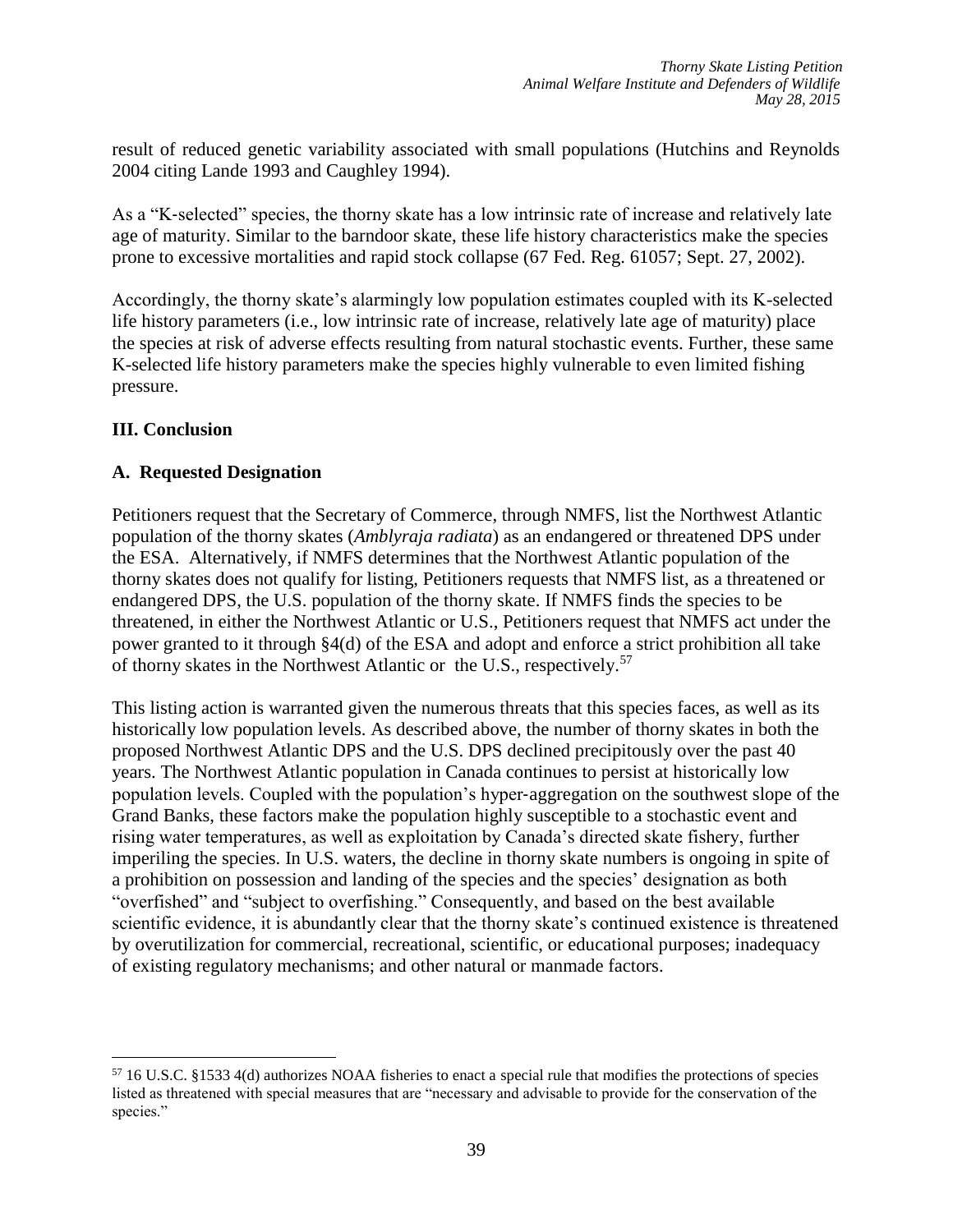result of reduced genetic variability associated with small populations (Hutchins and Reynolds 2004 citing Lande 1993 and Caughley 1994).

As a "K-selected" species, the thorny skate has a low intrinsic rate of increase and relatively late age of maturity. Similar to the barndoor skate, these life history characteristics make the species prone to excessive mortalities and rapid stock collapse (67 Fed. Reg. 61057; Sept. 27, 2002).

Accordingly, the thorny skate's alarmingly low population estimates coupled with its K-selected life history parameters (i.e., low intrinsic rate of increase, relatively late age of maturity) place the species at risk of adverse effects resulting from natural stochastic events. Further, these same K-selected life history parameters make the species highly vulnerable to even limited fishing pressure.

## III. Conclusion

### A. Requested Designation

Petitioners request that the Secretary of Commerce, through NMFS, list the Northwest Atlantic population of the thorny skates (*Amblyraja radiata*) as an endangered or threatened DPS under the ESA. Alternatively, if NMFS determines that the Northwest Atlantic population of the thorny skates does not qualify for listing, Petitioners requests that NMFS list, as a threatened or endangered DPS, the U.S. population of the thorny skate. If NMFS finds the species to be threatened, in either the Northwest Atlantic or U.S., Petitioners request that NMFS act under the power granted to it through §4(d) of the ESA and adopt and enforce a strict prohibition all take of thorny skates in the Northwest Atlantic or the U.S., respectively.[57]

This listing action is warranted given the numerous threats that this species faces, as well as its historically low population levels. As described above, the number of thorny skates in both the proposed Northwest Atlantic DPS and the U.S. DPS declined precipitously over the past 40 years. The Northwest Atlantic population in Canada continues to persist at historically low population levels. Coupled with the population's hyper-aggregation on the southwest slope of the Grand Banks, these factors make the population highly susceptible to a stochastic event and rising water temperatures, as well as exploitation by Canada's directed skate fishery, further imperiling the species. In U.S. waters, the decline in thorny skate numbers is ongoing in spite of a prohibition on possession and landing of the species and the species' designation as both "overfished" and "subject to overfishing." Consequently, and based on the best available scientific evidence, it is abundantly clear that the thorny skate's continued existence is threatened by overutilization for commercial, recreational, scientific, or educational purposes; inadequacy of existing regulatory mechanisms; and other natural or manmade factors.

[57] 16 U.S.C. §1533 4(d) authorizes NOAA fisheries to enact a special rule that modifies the protections of species listed as threatened with special measures that are "necessary and advisable to provide for the conservation of the species."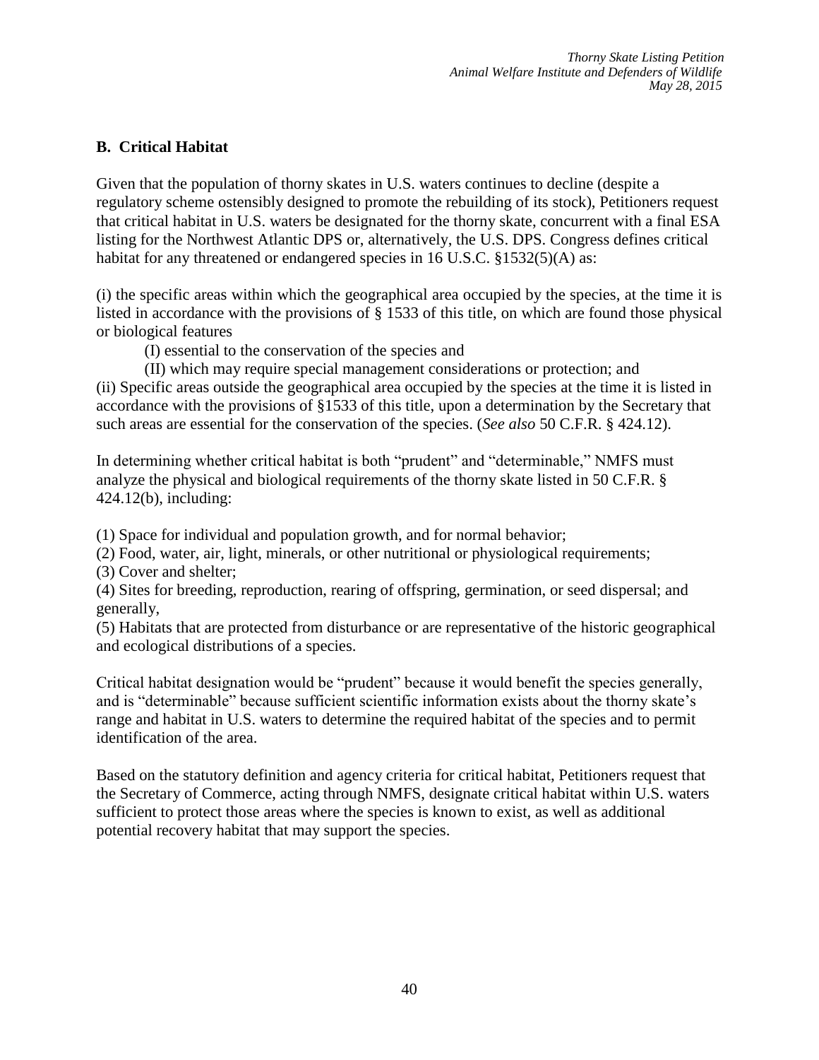## B. Critical Habitat

Given that the population of thorny skates in U.S. waters continues to decline (despite a regulatory scheme ostensibly designed to promote the rebuilding of its stock), Petitioners request that critical habitat in U.S. waters be designated for the thorny skate, concurrent with a final ESA listing for the Northwest Atlantic DPS or, alternatively, the U.S. DPS. Congress defines critical habitat for any threatened or endangered species in 16 U.S.C. §1532(5)(A) as:

(i) the specific areas within which the geographical area occupied by the species, at the time it is listed in accordance with the provisions of § 1533 of this title, on which are found those physical or biological features

(I) essential to the conservation of the species and

(II) which may require special management considerations or protection; and

(ii) Specific areas outside the geographical area occupied by the species at the time it is listed in accordance with the provisions of §1533 of this title, upon a determination by the Secretary that such areas are essential for the conservation of the species. (*See also* 50 C.F.R. § 424.12).

In determining whether critical habitat is both "prudent" and "determinable," NMFS must analyze the physical and biological requirements of the thorny skate listed in 50 C.F.R. § 424.12(b), including:

(1) Space for individual and population growth, and for normal behavior;
(2) Food, water, air, light, minerals, or other nutritional or physiological requirements;
(3) Cover and shelter;
(4) Sites for breeding, reproduction, rearing of offspring, germination, or seed dispersal; and generally,
(5) Habitats that are protected from disturbance or are representative of the historic geographical and ecological distributions of a species.

Critical habitat designation would be "prudent" because it would benefit the species generally, and is "determinable" because sufficient scientific information exists about the thorny skate's range and habitat in U.S. waters to determine the required habitat of the species and to permit identification of the area.

Based on the statutory definition and agency criteria for critical habitat, Petitioners request that the Secretary of Commerce, acting through NMFS, designate critical habitat within U.S. waters sufficient to protect those areas where the species is known to exist, as well as additional potential recovery habitat that may support the species.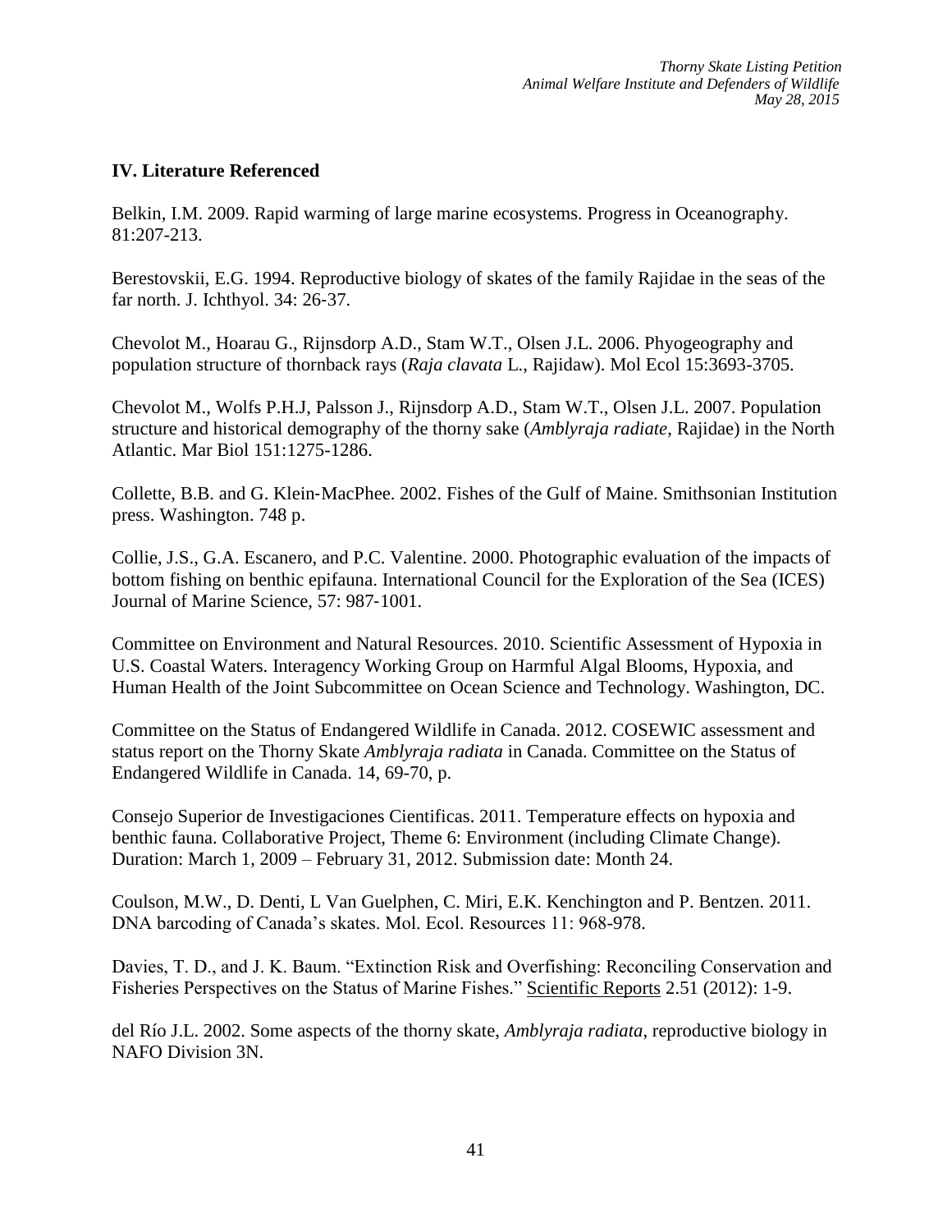## IV. Literature Referenced

Belkin, I.M. 2009. Rapid warming of large marine ecosystems. Progress in Oceanography. 81:207-213.

Berestovskii, E.G. 1994. Reproductive biology of skates of the family Rajidae in the seas of the far north. J. Ichthyol. 34: 26-37.

Chevolot M., Hoarau G., Rijnsdorp A.D., Stam W.T., Olsen J.L. 2006. Phyogeography and population structure of thornback rays (*Raja clavata* L., Rajidaw). Mol Ecol 15:3693-3705.

Chevolot M., Wolfs P.H.J, Palsson J., Rijnsdorp A.D., Stam W.T., Olsen J.L. 2007. Population structure and historical demography of the thorny sake (*Amblyraja radiate*, Rajidae) in the North Atlantic. Mar Biol 151:1275-1286.

Collette, B.B. and G. Klein-MacPhee. 2002. Fishes of the Gulf of Maine. Smithsonian Institution press. Washington. 748 p.

Collie, J.S., G.A. Escanero, and P.C. Valentine. 2000. Photographic evaluation of the impacts of bottom fishing on benthic epifauna. International Council for the Exploration of the Sea (ICES) Journal of Marine Science, 57: 987-1001.

Committee on Environment and Natural Resources. 2010. Scientific Assessment of Hypoxia in U.S. Coastal Waters. Interagency Working Group on Harmful Algal Blooms, Hypoxia, and Human Health of the Joint Subcommittee on Ocean Science and Technology. Washington, DC.

Committee on the Status of Endangered Wildlife in Canada. 2012. COSEWIC assessment and status report on the Thorny Skate *Amblyraja radiata* in Canada. Committee on the Status of Endangered Wildlife in Canada. 14, 69-70, p.

Consejo Superior de Investigaciones Cientificas. 2011. Temperature effects on hypoxia and benthic fauna. Collaborative Project, Theme 6: Environment (including Climate Change). Duration: March 1, 2009 – February 31, 2012. Submission date: Month 24.

Coulson, M.W., D. Denti, L Van Guelphen, C. Miri, E.K. Kenchington and P. Bentzen. 2011. DNA barcoding of Canada's skates. Mol. Ecol. Resources 11: 968-978.

Davies, T. D., and J. K. Baum. "Extinction Risk and Overfishing: Reconciling Conservation and Fisheries Perspectives on the Status of Marine Fishes." Scientific Reports 2.51 (2012): 1-9.

del Río J.L. 2002. Some aspects of the thorny skate, *Amblyraja radiata*, reproductive biology in NAFO Division 3N.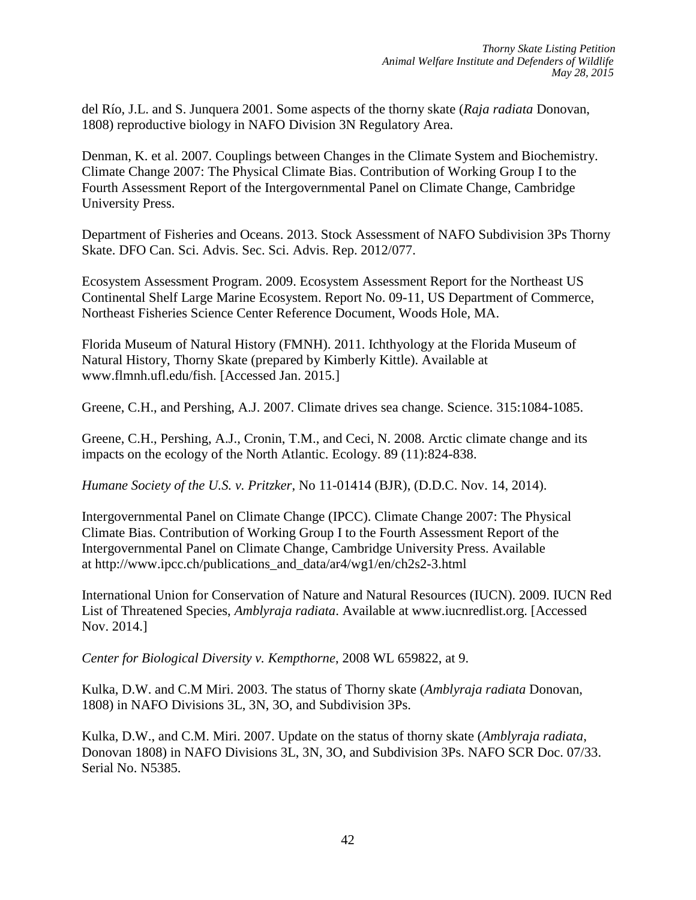del Río, J.L. and S. Junquera 2001. Some aspects of the thorny skate (*Raja radiata* Donovan, 1808) reproductive biology in NAFO Division 3N Regulatory Area.

Denman, K. et al. 2007. Couplings between Changes in the Climate System and Biochemistry. Climate Change 2007: The Physical Climate Bias. Contribution of Working Group I to the Fourth Assessment Report of the Intergovernmental Panel on Climate Change, Cambridge University Press.

Department of Fisheries and Oceans. 2013. Stock Assessment of NAFO Subdivision 3Ps Thorny Skate. DFO Can. Sci. Advis. Sec. Sci. Advis. Rep. 2012/077.

Ecosystem Assessment Program. 2009. Ecosystem Assessment Report for the Northeast US Continental Shelf Large Marine Ecosystem. Report No. 09-11, US Department of Commerce, Northeast Fisheries Science Center Reference Document, Woods Hole, MA.

Florida Museum of Natural History (FMNH). 2011. Ichthyology at the Florida Museum of Natural History, Thorny Skate (prepared by Kimberly Kittle). Available at www.flmnh.ufl.edu/fish. [Accessed Jan. 2015.]

Greene, C.H., and Pershing, A.J. 2007. Climate drives sea change. Science. 315:1084-1085.

Greene, C.H., Pershing, A.J., Cronin, T.M., and Ceci, N. 2008. Arctic climate change and its impacts on the ecology of the North Atlantic. Ecology. 89 (11):824-838.

*Humane Society of the U.S. v. Pritzker*, No 11-01414 (BJR), (D.D.C. Nov. 14, 2014).

Intergovernmental Panel on Climate Change (IPCC). Climate Change 2007: The Physical Climate Bias. Contribution of Working Group I to the Fourth Assessment Report of the Intergovernmental Panel on Climate Change, Cambridge University Press. Available at http://www.ipcc.ch/publications_and_data/ar4/wg1/en/ch2s2-3.html

International Union for Conservation of Nature and Natural Resources (IUCN). 2009. IUCN Red List of Threatened Species, *Amblyraja radiata*. Available at www.iucnredlist.org. [Accessed Nov. 2014.]

*Center for Biological Diversity v. Kempthorne*, 2008 WL 659822, at 9.

Kulka, D.W. and C.M Miri. 2003. The status of Thorny skate (*Amblyraja radiata* Donovan, 1808) in NAFO Divisions 3L, 3N, 3O, and Subdivision 3Ps.

Kulka, D.W., and C.M. Miri. 2007. Update on the status of thorny skate (*Amblyraja radiata*, Donovan 1808) in NAFO Divisions 3L, 3N, 3O, and Subdivision 3Ps. NAFO SCR Doc. 07/33. Serial No. N5385.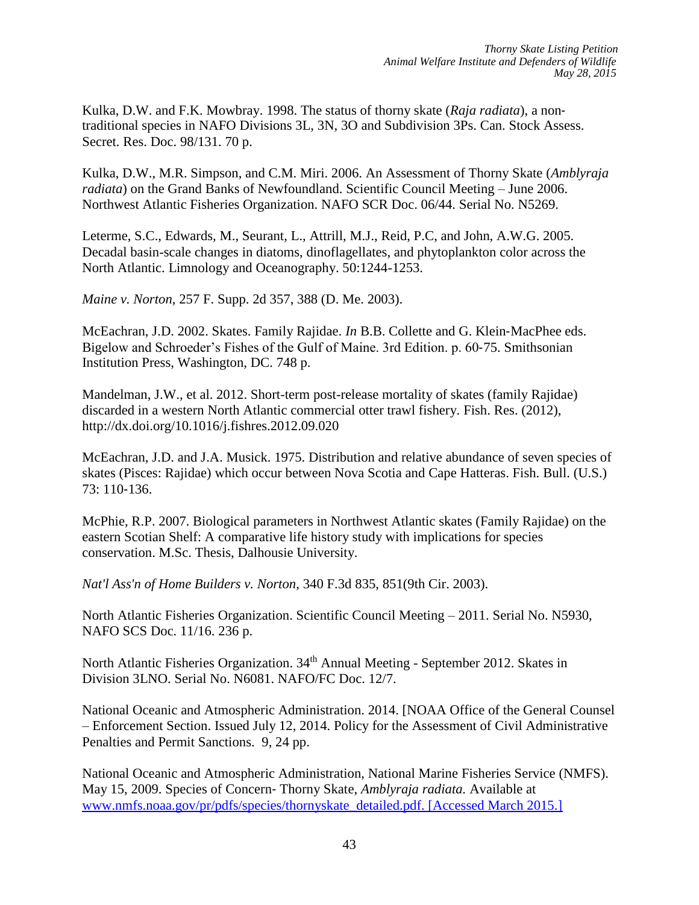Kulka, D.W. and F.K. Mowbray. 1998. The status of thorny skate (*Raja radiata*), a non-traditional species in NAFO Divisions 3L, 3N, 3O and Subdivision 3Ps. Can. Stock Assess. Secret. Res. Doc. 98/131. 70 p.

Kulka, D.W., M.R. Simpson, and C.M. Miri. 2006. An Assessment of Thorny Skate (*Amblyraja radiata*) on the Grand Banks of Newfoundland. Scientific Council Meeting – June 2006. Northwest Atlantic Fisheries Organization. NAFO SCR Doc. 06/44. Serial No. N5269.

Leterme, S.C., Edwards, M., Seurant, L., Attrill, M.J., Reid, P.C, and John, A.W.G. 2005. Decadal basin-scale changes in diatoms, dinoflagellates, and phytoplankton color across the North Atlantic. Limnology and Oceanography. 50:1244-1253.

*Maine v. Norton*, 257 F. Supp. 2d 357, 388 (D. Me. 2003).

McEachran, J.D. 2002. Skates. Family Rajidae. *In* B.B. Collette and G. Klein-MacPhee eds. Bigelow and Schroeder's Fishes of the Gulf of Maine. 3rd Edition. p. 60-75. Smithsonian Institution Press, Washington, DC. 748 p.

Mandelman, J.W., et al. 2012. Short-term post-release mortality of skates (family Rajidae) discarded in a western North Atlantic commercial otter trawl fishery. Fish. Res. (2012), http://dx.doi.org/10.1016/j.fishres.2012.09.020

McEachran, J.D. and J.A. Musick. 1975. Distribution and relative abundance of seven species of skates (Pisces: Rajidae) which occur between Nova Scotia and Cape Hatteras. Fish. Bull. (U.S.) 73: 110-136.

McPhie, R.P. 2007. Biological parameters in Northwest Atlantic skates (Family Rajidae) on the eastern Scotian Shelf: A comparative life history study with implications for species conservation. M.Sc. Thesis, Dalhousie University.

*Nat'l Ass'n of Home Builders v. Norton*, 340 F.3d 835, 851(9th Cir. 2003).

North Atlantic Fisheries Organization. Scientific Council Meeting – 2011. Serial No. N5930, NAFO SCS Doc. 11/16. 236 p.

North Atlantic Fisheries Organization. 34th Annual Meeting - September 2012. Skates in Division 3LNO. Serial No. N6081. NAFO/FC Doc. 12/7.

National Oceanic and Atmospheric Administration. 2014. [NOAA Office of the General Counsel – Enforcement Section. Issued July 12, 2014. Policy for the Assessment of Civil Administrative Penalties and Permit Sanctions. 9, 24 pp.

National Oceanic and Atmospheric Administration, National Marine Fisheries Service (NMFS). May 15, 2009. Species of Concern- Thorny Skate, *Amblyraja radiata.* Available at www.nmfs.noaa.gov/pr/pdfs/species/thornyskate_detailed.pdf. [Accessed March 2015.]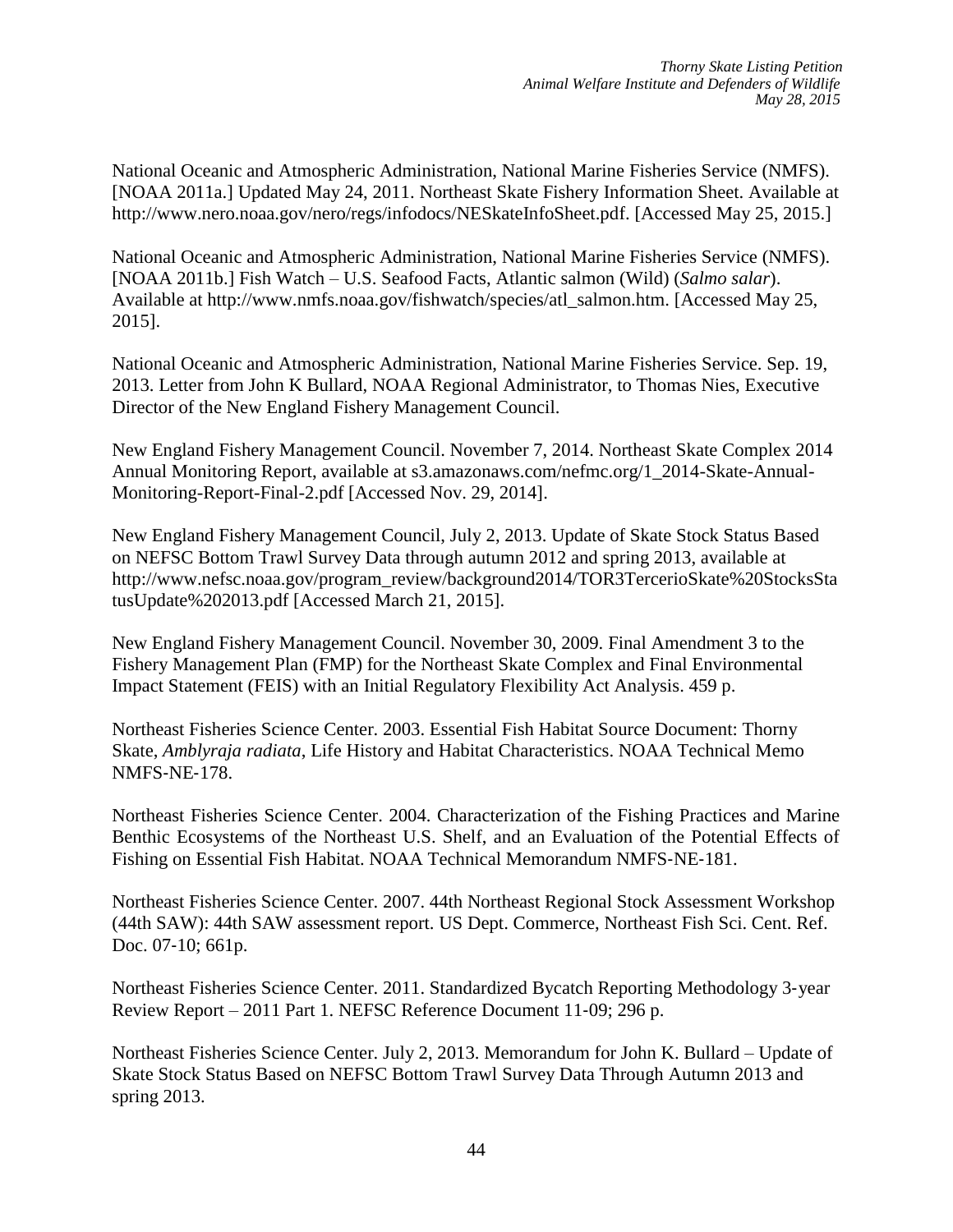National Oceanic and Atmospheric Administration, National Marine Fisheries Service (NMFS). [NOAA 2011a.] Updated May 24, 2011. Northeast Skate Fishery Information Sheet. Available at http://www.nero.noaa.gov/nero/regs/infodocs/NESkateInfoSheet.pdf. [Accessed May 25, 2015.]

National Oceanic and Atmospheric Administration, National Marine Fisheries Service (NMFS). [NOAA 2011b.] Fish Watch – U.S. Seafood Facts, Atlantic salmon (Wild) (*Salmo salar*). Available at http://www.nmfs.noaa.gov/fishwatch/species/atl_salmon.htm. [Accessed May 25, 2015].

National Oceanic and Atmospheric Administration, National Marine Fisheries Service. Sep. 19, 2013. Letter from John K Bullard, NOAA Regional Administrator, to Thomas Nies, Executive Director of the New England Fishery Management Council.

New England Fishery Management Council. November 7, 2014. Northeast Skate Complex 2014 Annual Monitoring Report, available at s3.amazonaws.com/nefmc.org/1_2014-Skate-Annual-Monitoring-Report-Final-2.pdf [Accessed Nov. 29, 2014].

New England Fishery Management Council, July 2, 2013. Update of Skate Stock Status Based on NEFSC Bottom Trawl Survey Data through autumn 2012 and spring 2013, available at http://www.nefsc.noaa.gov/program_review/background2014/TOR3TercerioSkate%20StocksStatusUpdate%202013.pdf [Accessed March 21, 2015].

New England Fishery Management Council. November 30, 2009. Final Amendment 3 to the Fishery Management Plan (FMP) for the Northeast Skate Complex and Final Environmental Impact Statement (FEIS) with an Initial Regulatory Flexibility Act Analysis. 459 p.

Northeast Fisheries Science Center. 2003. Essential Fish Habitat Source Document: Thorny Skate, *Amblyraja radiata*, Life History and Habitat Characteristics. NOAA Technical Memo NMFS-NE-178.

Northeast Fisheries Science Center. 2004. Characterization of the Fishing Practices and Marine Benthic Ecosystems of the Northeast U.S. Shelf, and an Evaluation of the Potential Effects of Fishing on Essential Fish Habitat. NOAA Technical Memorandum NMFS-NE-181.

Northeast Fisheries Science Center. 2007. 44th Northeast Regional Stock Assessment Workshop (44th SAW): 44th SAW assessment report. US Dept. Commerce, Northeast Fish Sci. Cent. Ref. Doc. 07-10; 661p.

Northeast Fisheries Science Center. 2011. Standardized Bycatch Reporting Methodology 3-year Review Report – 2011 Part 1. NEFSC Reference Document 11-09; 296 p.

Northeast Fisheries Science Center. July 2, 2013. Memorandum for John K. Bullard – Update of Skate Stock Status Based on NEFSC Bottom Trawl Survey Data Through Autumn 2013 and spring 2013.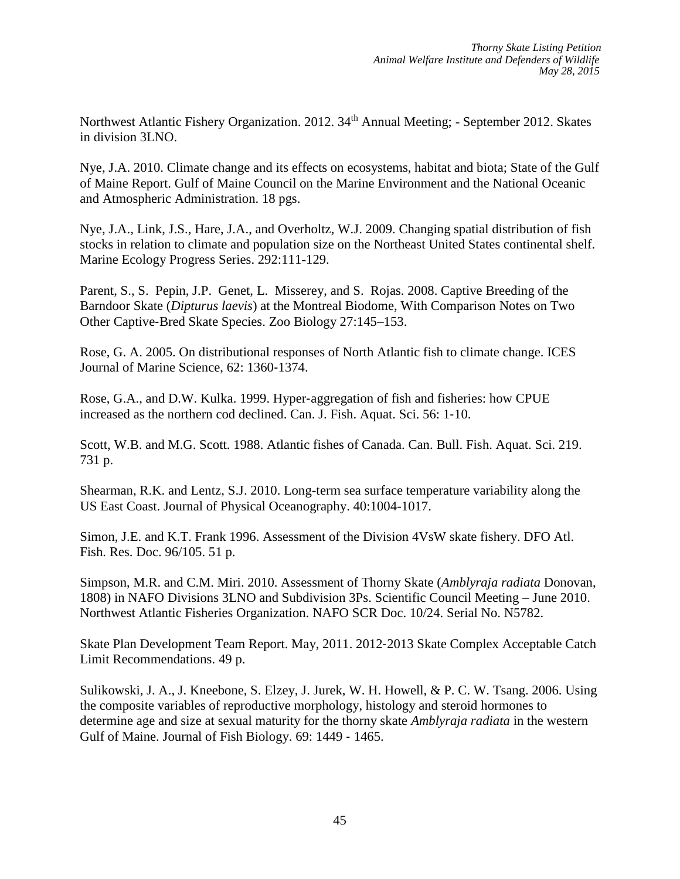Northwest Atlantic Fishery Organization. 2012. 34th Annual Meeting; - September 2012. Skates in division 3LNO.

Nye, J.A. 2010. Climate change and its effects on ecosystems, habitat and biota; State of the Gulf of Maine Report. Gulf of Maine Council on the Marine Environment and the National Oceanic and Atmospheric Administration. 18 pgs.

Nye, J.A., Link, J.S., Hare, J.A., and Overholtz, W.J. 2009. Changing spatial distribution of fish stocks in relation to climate and population size on the Northeast United States continental shelf. Marine Ecology Progress Series. 292:111-129.

Parent, S., S. Pepin, J.P. Genet, L. Misserey, and S. Rojas. 2008. Captive Breeding of the Barndoor Skate (*Dipturus laevis*) at the Montreal Biodome, With Comparison Notes on Two Other Captive-Bred Skate Species. Zoo Biology 27:145–153.

Rose, G. A. 2005. On distributional responses of North Atlantic fish to climate change. ICES Journal of Marine Science, 62: 1360-1374.

Rose, G.A., and D.W. Kulka. 1999. Hyper-aggregation of fish and fisheries: how CPUE increased as the northern cod declined. Can. J. Fish. Aquat. Sci. 56: 1-10.

Scott, W.B. and M.G. Scott. 1988. Atlantic fishes of Canada. Can. Bull. Fish. Aquat. Sci. 219. 731 p.

Shearman, R.K. and Lentz, S.J. 2010. Long-term sea surface temperature variability along the US East Coast. Journal of Physical Oceanography. 40:1004-1017.

Simon, J.E. and K.T. Frank 1996. Assessment of the Division 4VsW skate fishery. DFO Atl. Fish. Res. Doc. 96/105. 51 p.

Simpson, M.R. and C.M. Miri. 2010. Assessment of Thorny Skate (*Amblyraja radiata* Donovan, 1808) in NAFO Divisions 3LNO and Subdivision 3Ps. Scientific Council Meeting – June 2010. Northwest Atlantic Fisheries Organization. NAFO SCR Doc. 10/24. Serial No. N5782.

Skate Plan Development Team Report. May, 2011. 2012-2013 Skate Complex Acceptable Catch Limit Recommendations. 49 p.

Sulikowski, J. A., J. Kneebone, S. Elzey, J. Jurek, W. H. Howell, & P. C. W. Tsang. 2006. Using the composite variables of reproductive morphology, histology and steroid hormones to determine age and size at sexual maturity for the thorny skate *Amblyraja radiata* in the western Gulf of Maine. Journal of Fish Biology. 69: 1449 - 1465.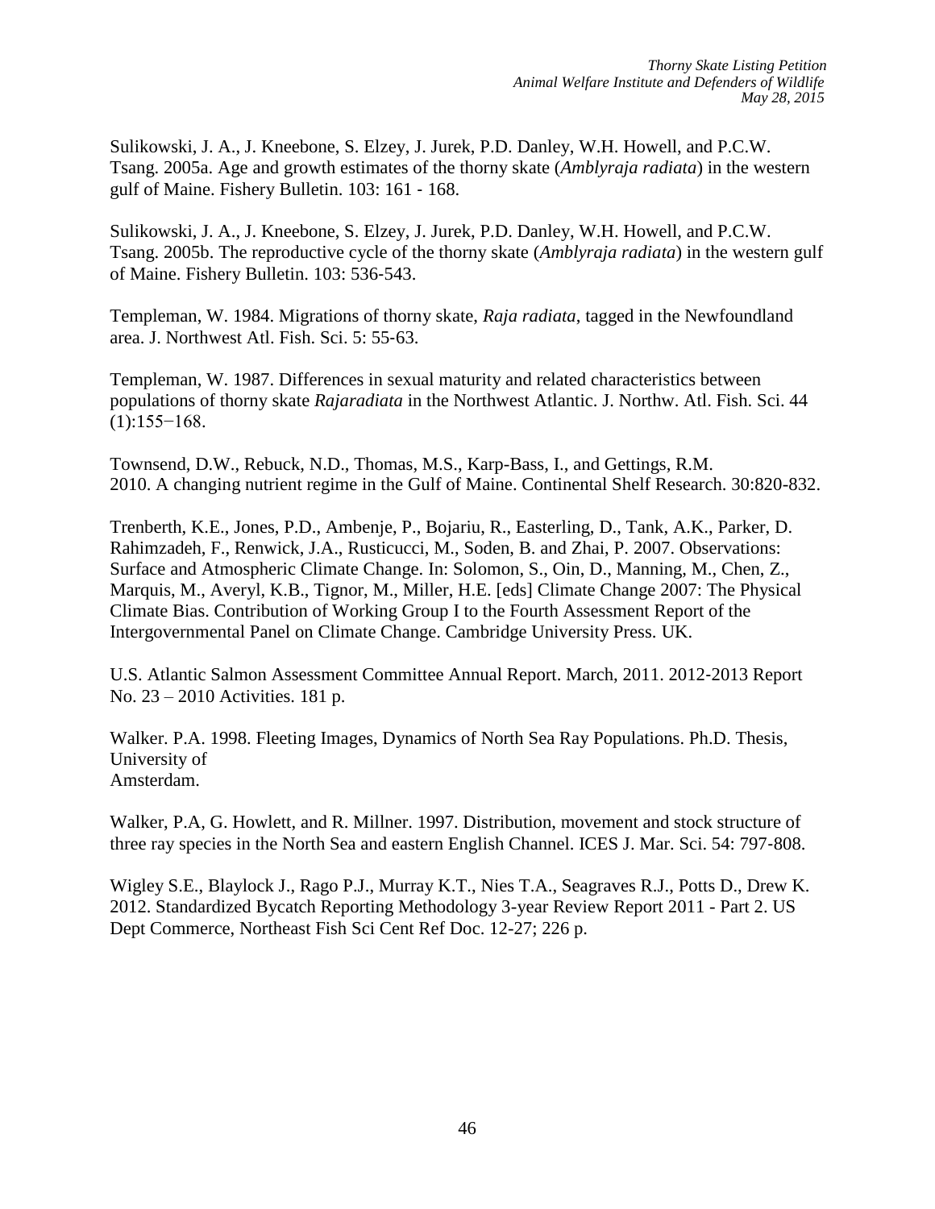Sulikowski, J. A., J. Kneebone, S. Elzey, J. Jurek, P.D. Danley, W.H. Howell, and P.C.W. Tsang. 2005a. Age and growth estimates of the thorny skate (*Amblyraja radiata*) in the western gulf of Maine. Fishery Bulletin. 103: 161 - 168.

Sulikowski, J. A., J. Kneebone, S. Elzey, J. Jurek, P.D. Danley, W.H. Howell, and P.C.W. Tsang. 2005b. The reproductive cycle of the thorny skate (*Amblyraja radiata*) in the western gulf of Maine. Fishery Bulletin. 103: 536-543.

Templeman, W. 1984. Migrations of thorny skate, *Raja radiata*, tagged in the Newfoundland area. J. Northwest Atl. Fish. Sci. 5: 55-63.

Templeman, W. 1987. Differences in sexual maturity and related characteristics between populations of thorny skate *Rajaradiata* in the Northwest Atlantic. J. Northw. Atl. Fish. Sci. 44 (1):155−168.

Townsend, D.W., Rebuck, N.D., Thomas, M.S., Karp-Bass, I., and Gettings, R.M. 2010. A changing nutrient regime in the Gulf of Maine. Continental Shelf Research. 30:820-832.

Trenberth, K.E., Jones, P.D., Ambenje, P., Bojariu, R., Easterling, D., Tank, A.K., Parker, D. Rahimzadeh, F., Renwick, J.A., Rusticucci, M., Soden, B. and Zhai, P. 2007. Observations: Surface and Atmospheric Climate Change. In: Solomon, S., Oin, D., Manning, M., Chen, Z., Marquis, M., Averyl, K.B., Tignor, M., Miller, H.E. [eds] Climate Change 2007: The Physical Climate Bias. Contribution of Working Group I to the Fourth Assessment Report of the Intergovernmental Panel on Climate Change. Cambridge University Press. UK.

U.S. Atlantic Salmon Assessment Committee Annual Report. March, 2011. 2012-2013 Report No. 23 – 2010 Activities. 181 p.

Walker. P.A. 1998. Fleeting Images, Dynamics of North Sea Ray Populations. Ph.D. Thesis, University of
Amsterdam.

Walker, P.A, G. Howlett, and R. Millner. 1997. Distribution, movement and stock structure of three ray species in the North Sea and eastern English Channel. ICES J. Mar. Sci. 54: 797-808.

Wigley S.E., Blaylock J., Rago P.J., Murray K.T., Nies T.A., Seagraves R.J., Potts D., Drew K. 2012. Standardized Bycatch Reporting Methodology 3-year Review Report 2011 - Part 2. US Dept Commerce, Northeast Fish Sci Cent Ref Doc. 12-27; 226 p.